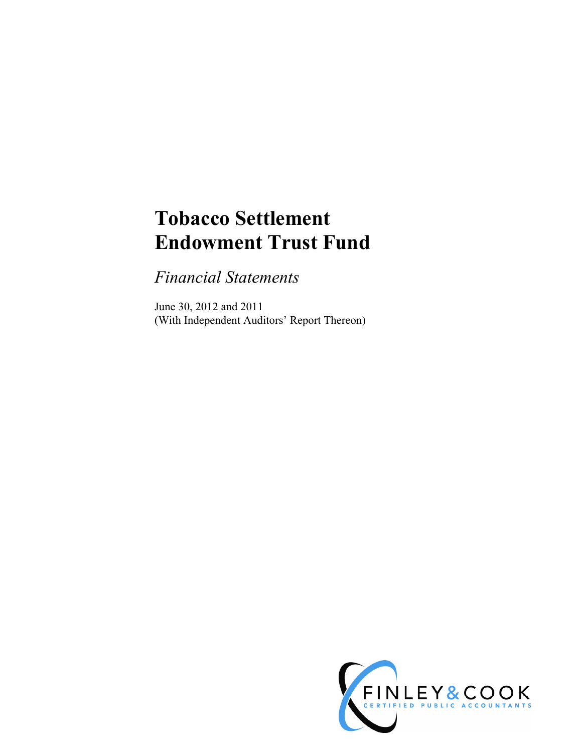# Tobacco Settlement Endowment Trust Fund

*Financial Statements*

June 30, 2012 and 2011
(With Independent Auditors' Report Thereon)

FINLEY & COOK
CERTIFIED PUBLIC ACCOUNTANTS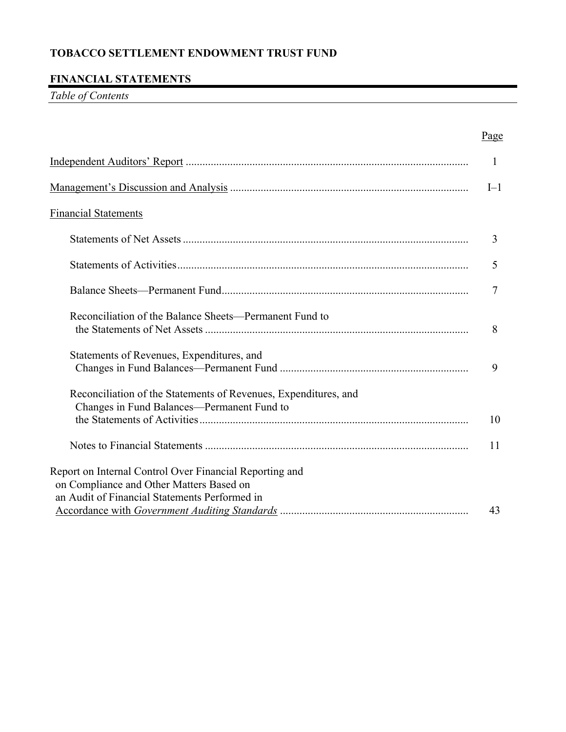# TOBACCO SETTLEMENT ENDOWMENT TRUST FUND

## FINANCIAL STATEMENTS

*Table of Contents*

| | Page |
|---|---|
| Independent Auditors' Report | 1 |
| Management's Discussion and Analysis | I–1 |
| Financial Statements | |
| Statements of Net Assets | 3 |
| Statements of Activities | 5 |
| Balance Sheets—Permanent Fund | 7 |
| Reconciliation of the Balance Sheets—Permanent Fund to the Statements of Net Assets | 8 |
| Statements of Revenues, Expenditures, and Changes in Fund Balances—Permanent Fund | 9 |
| Reconciliation of the Statements of Revenues, Expenditures, and Changes in Fund Balances—Permanent Fund to the Statements of Activities | 10 |
| Notes to Financial Statements | 11 |
| Report on Internal Control Over Financial Reporting and on Compliance and Other Matters Based on an Audit of Financial Statements Performed in Accordance with *Government Auditing Standards* | 43 |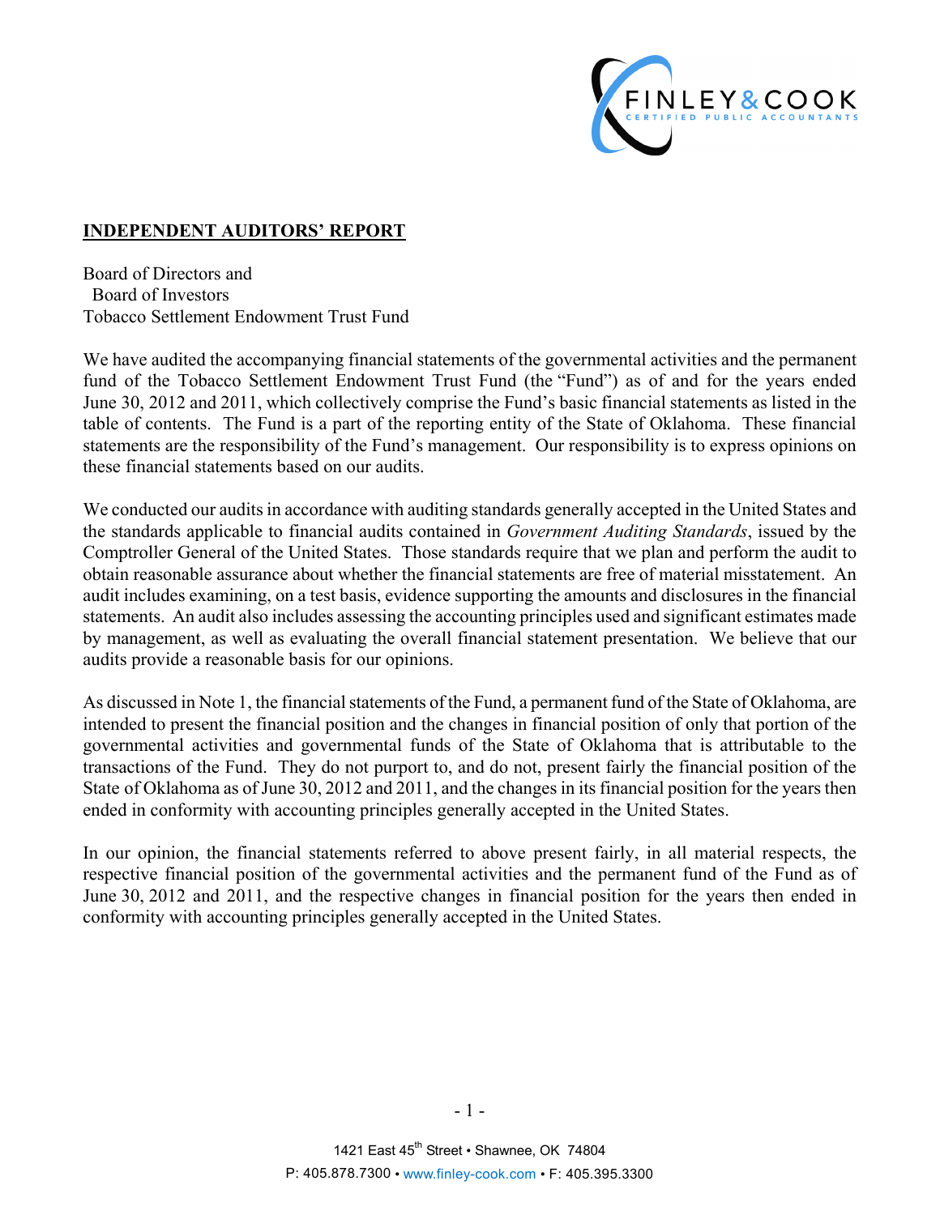FINLEY & COOK
CERTIFIED PUBLIC ACCOUNTANTS

**INDEPENDENT AUDITORS' REPORT**

Board of Directors and
Board of Investors
Tobacco Settlement Endowment Trust Fund

We have audited the accompanying financial statements of the governmental activities and the permanent fund of the Tobacco Settlement Endowment Trust Fund (the "Fund") as of and for the years ended June 30, 2012 and 2011, which collectively comprise the Fund's basic financial statements as listed in the table of contents. The Fund is a part of the reporting entity of the State of Oklahoma. These financial statements are the responsibility of the Fund's management. Our responsibility is to express opinions on these financial statements based on our audits.

We conducted our audits in accordance with auditing standards generally accepted in the United States and the standards applicable to financial audits contained in *Government Auditing Standards*, issued by the Comptroller General of the United States. Those standards require that we plan and perform the audit to obtain reasonable assurance about whether the financial statements are free of material misstatement. An audit includes examining, on a test basis, evidence supporting the amounts and disclosures in the financial statements. An audit also includes assessing the accounting principles used and significant estimates made by management, as well as evaluating the overall financial statement presentation. We believe that our audits provide a reasonable basis for our opinions.

As discussed in Note 1, the financial statements of the Fund, a permanent fund of the State of Oklahoma, are intended to present the financial position and the changes in financial position of only that portion of the governmental activities and governmental funds of the State of Oklahoma that is attributable to the transactions of the Fund. They do not purport to, and do not, present fairly the financial position of the State of Oklahoma as of June 30, 2012 and 2011, and the changes in its financial position for the years then ended in conformity with accounting principles generally accepted in the United States.

In our opinion, the financial statements referred to above present fairly, in all material respects, the respective financial position of the governmental activities and the permanent fund of the Fund as of June 30, 2012 and 2011, and the respective changes in financial position for the years then ended in conformity with accounting principles generally accepted in the United States.

1421 East 45th Street • Shawnee, OK 74804
P: 405.878.7300 • www.finley-cook.com • F: 405.395.3300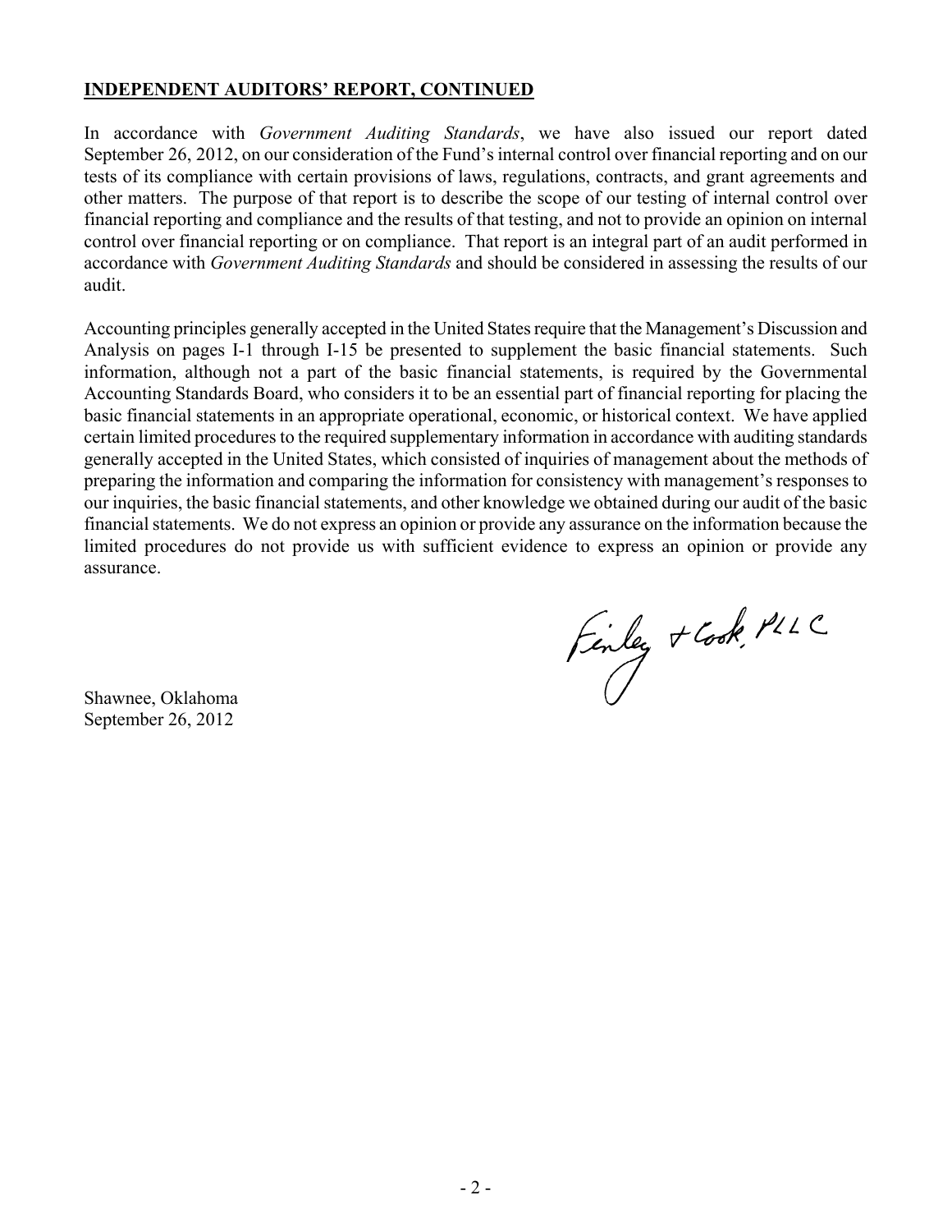**INDEPENDENT AUDITORS' REPORT, CONTINUED**

In accordance with *Government Auditing Standards*, we have also issued our report dated September 26, 2012, on our consideration of the Fund's internal control over financial reporting and on our tests of its compliance with certain provisions of laws, regulations, contracts, and grant agreements and other matters. The purpose of that report is to describe the scope of our testing of internal control over financial reporting and compliance and the results of that testing, and not to provide an opinion on internal control over financial reporting or on compliance. That report is an integral part of an audit performed in accordance with *Government Auditing Standards* and should be considered in assessing the results of our audit.

Accounting principles generally accepted in the United States require that the Management's Discussion and Analysis on pages I-1 through I-15 be presented to supplement the basic financial statements. Such information, although not a part of the basic financial statements, is required by the Governmental Accounting Standards Board, who considers it to be an essential part of financial reporting for placing the basic financial statements in an appropriate operational, economic, or historical context. We have applied certain limited procedures to the required supplementary information in accordance with auditing standards generally accepted in the United States, which consisted of inquiries of management about the methods of preparing the information and comparing the information for consistency with management's responses to our inquiries, the basic financial statements, and other knowledge we obtained during our audit of the basic financial statements. We do not express an opinion or provide any assurance on the information because the limited procedures do not provide us with sufficient evidence to express an opinion or provide any assurance.

Finley & Cook, PLLC

Shawnee, Oklahoma
September 26, 2012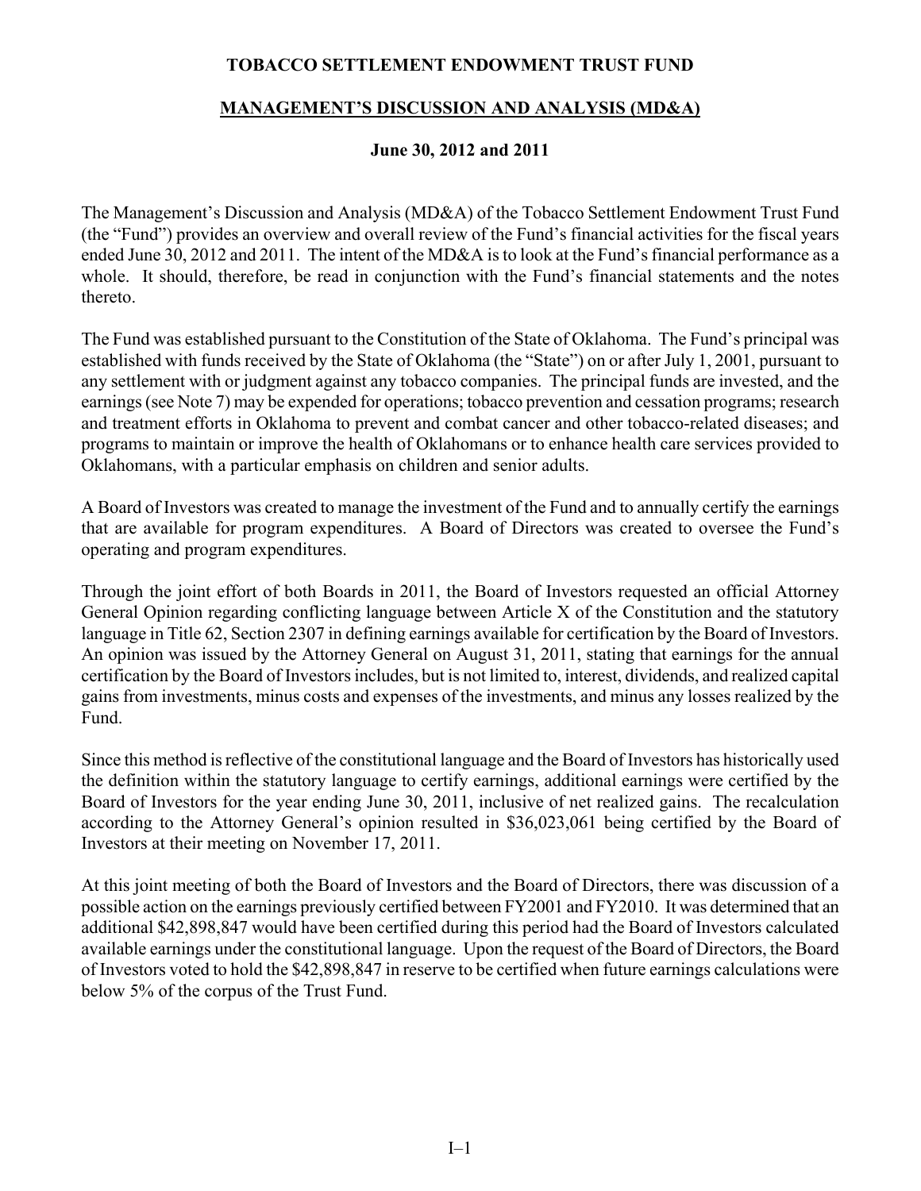# TOBACCO SETTLEMENT ENDOWMENT TRUST FUND

## MANAGEMENT'S DISCUSSION AND ANALYSIS (MD&A)

### June 30, 2012 and 2011

The Management's Discussion and Analysis (MD&A) of the Tobacco Settlement Endowment Trust Fund (the "Fund") provides an overview and overall review of the Fund's financial activities for the fiscal years ended June 30, 2012 and 2011. The intent of the MD&A is to look at the Fund's financial performance as a whole. It should, therefore, be read in conjunction with the Fund's financial statements and the notes thereto.

The Fund was established pursuant to the Constitution of the State of Oklahoma. The Fund's principal was established with funds received by the State of Oklahoma (the "State") on or after July 1, 2001, pursuant to any settlement with or judgment against any tobacco companies. The principal funds are invested, and the earnings (see Note 7) may be expended for operations; tobacco prevention and cessation programs; research and treatment efforts in Oklahoma to prevent and combat cancer and other tobacco-related diseases; and programs to maintain or improve the health of Oklahomans or to enhance health care services provided to Oklahomans, with a particular emphasis on children and senior adults.

A Board of Investors was created to manage the investment of the Fund and to annually certify the earnings that are available for program expenditures. A Board of Directors was created to oversee the Fund's operating and program expenditures.

Through the joint effort of both Boards in 2011, the Board of Investors requested an official Attorney General Opinion regarding conflicting language between Article X of the Constitution and the statutory language in Title 62, Section 2307 in defining earnings available for certification by the Board of Investors. An opinion was issued by the Attorney General on August 31, 2011, stating that earnings for the annual certification by the Board of Investors includes, but is not limited to, interest, dividends, and realized capital gains from investments, minus costs and expenses of the investments, and minus any losses realized by the Fund.

Since this method is reflective of the constitutional language and the Board of Investors has historically used the definition within the statutory language to certify earnings, additional earnings were certified by the Board of Investors for the year ending June 30, 2011, inclusive of net realized gains. The recalculation according to the Attorney General's opinion resulted in $36,023,061 being certified by the Board of Investors at their meeting on November 17, 2011.

At this joint meeting of both the Board of Investors and the Board of Directors, there was discussion of a possible action on the earnings previously certified between FY2001 and FY2010. It was determined that an additional $42,898,847 would have been certified during this period had the Board of Investors calculated available earnings under the constitutional language. Upon the request of the Board of Directors, the Board of Investors voted to hold the $42,898,847 in reserve to be certified when future earnings calculations were below 5% of the corpus of the Trust Fund.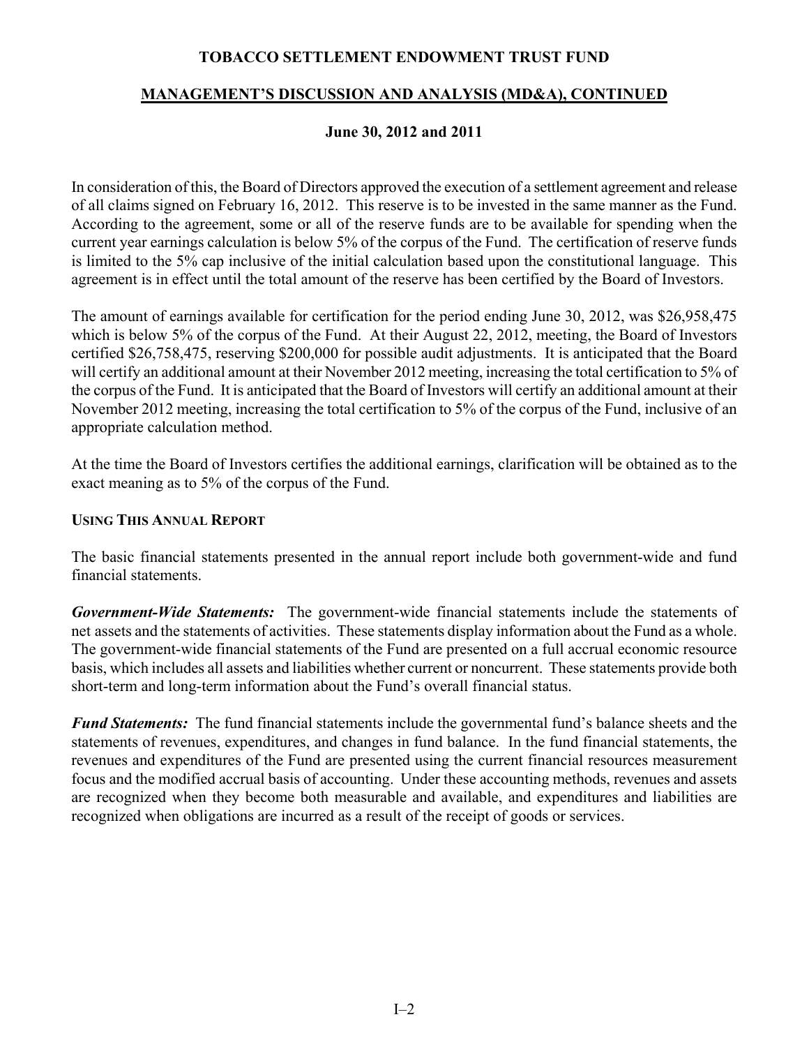In consideration of this, the Board of Directors approved the execution of a settlement agreement and release of all claims signed on February 16, 2012. This reserve is to be invested in the same manner as the Fund. According to the agreement, some or all of the reserve funds are to be available for spending when the current year earnings calculation is below 5% of the corpus of the Fund. The certification of reserve funds is limited to the 5% cap inclusive of the initial calculation based upon the constitutional language. This agreement is in effect until the total amount of the reserve has been certified by the Board of Investors.

The amount of earnings available for certification for the period ending June 30, 2012, was $26,958,475 which is below 5% of the corpus of the Fund. At their August 22, 2012, meeting, the Board of Investors certified $26,758,475, reserving $200,000 for possible audit adjustments. It is anticipated that the Board will certify an additional amount at their November 2012 meeting, increasing the total certification to 5% of the corpus of the Fund. It is anticipated that the Board of Investors will certify an additional amount at their November 2012 meeting, increasing the total certification to 5% of the corpus of the Fund, inclusive of an appropriate calculation method.

At the time the Board of Investors certifies the additional earnings, clarification will be obtained as to the exact meaning as to 5% of the corpus of the Fund.

**USING THIS ANNUAL REPORT**

The basic financial statements presented in the annual report include both government-wide and fund financial statements.

***Government-Wide Statements:*** The government-wide financial statements include the statements of net assets and the statements of activities. These statements display information about the Fund as a whole. The government-wide financial statements of the Fund are presented on a full accrual economic resource basis, which includes all assets and liabilities whether current or noncurrent. These statements provide both short-term and long-term information about the Fund's overall financial status.

***Fund Statements:*** The fund financial statements include the governmental fund's balance sheets and the statements of revenues, expenditures, and changes in fund balance. In the fund financial statements, the revenues and expenditures of the Fund are presented using the current financial resources measurement focus and the modified accrual basis of accounting. Under these accounting methods, revenues and assets are recognized when they become both measurable and available, and expenditures and liabilities are recognized when obligations are incurred as a result of the receipt of goods or services.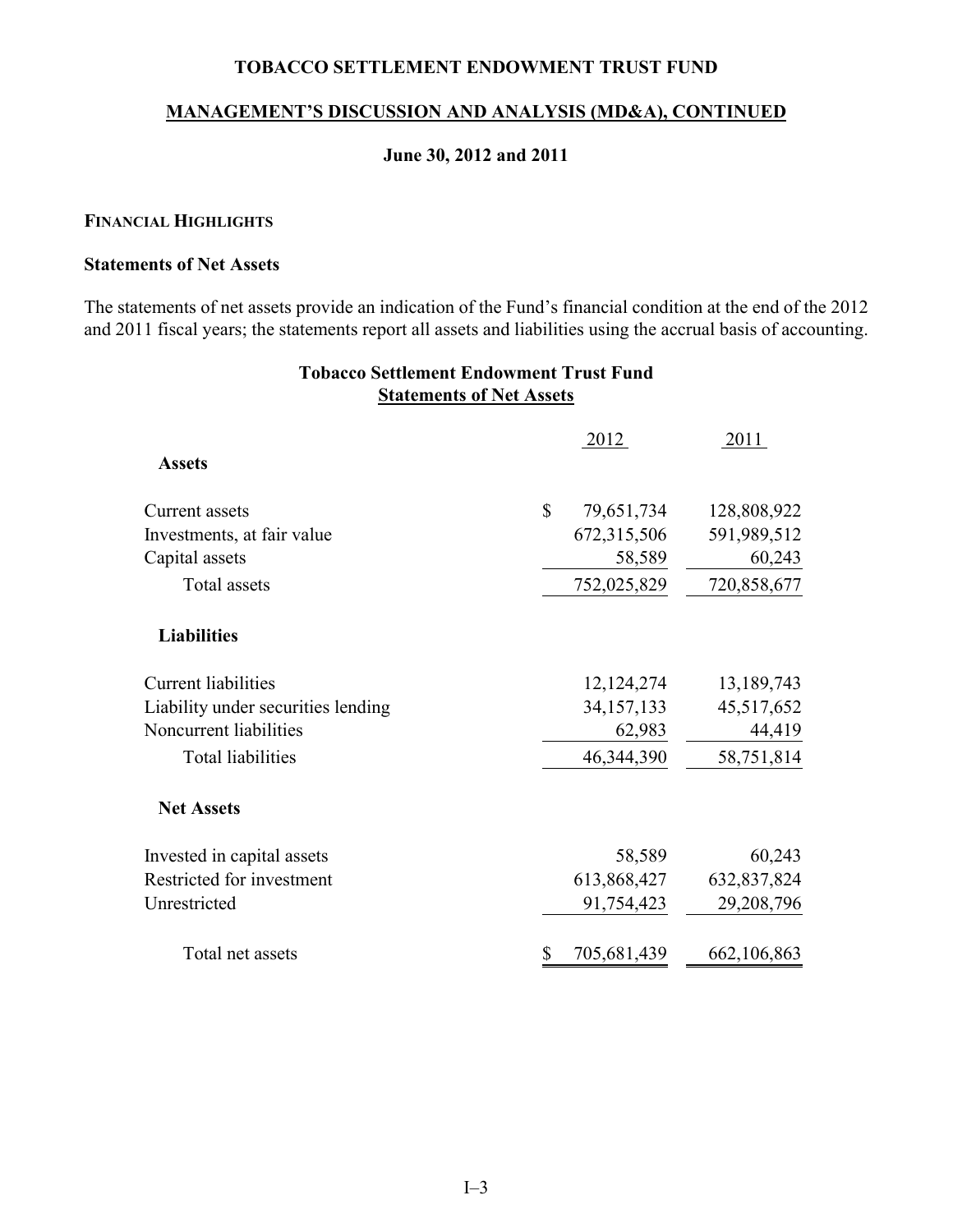# TOBACCO SETTLEMENT ENDOWMENT TRUST FUND

## MANAGEMENT'S DISCUSSION AND ANALYSIS (MD&A), CONTINUED

### June 30, 2012 and 2011

**FINANCIAL HIGHLIGHTS**

**Statements of Net Assets**

The statements of net assets provide an indication of the Fund's financial condition at the end of the 2012 and 2011 fiscal years; the statements report all assets and liabilities using the accrual basis of accounting.

**Tobacco Settlement Endowment Trust Fund**
**Statements of Net Assets**

| | 2012 | 2011 |
|---|---|---|
| **Assets** | | |
| Current assets | $ 79,651,734 | 128,808,922 |
| Investments, at fair value | 672,315,506 | 591,989,512 |
| Capital assets | 58,589 | 60,243 |
| Total assets | 752,025,829 | 720,858,677 |
| **Liabilities** | | |
| Current liabilities | 12,124,274 | 13,189,743 |
| Liability under securities lending | 34,157,133 | 45,517,652 |
| Noncurrent liabilities | 62,983 | 44,419 |
| Total liabilities | 46,344,390 | 58,751,814 |
| **Net Assets** | | |
| Invested in capital assets | 58,589 | 60,243 |
| Restricted for investment | 613,868,427 | 632,837,824 |
| Unrestricted | 91,754,423 | 29,208,796 |
| Total net assets | $ 705,681,439 | 662,106,863 |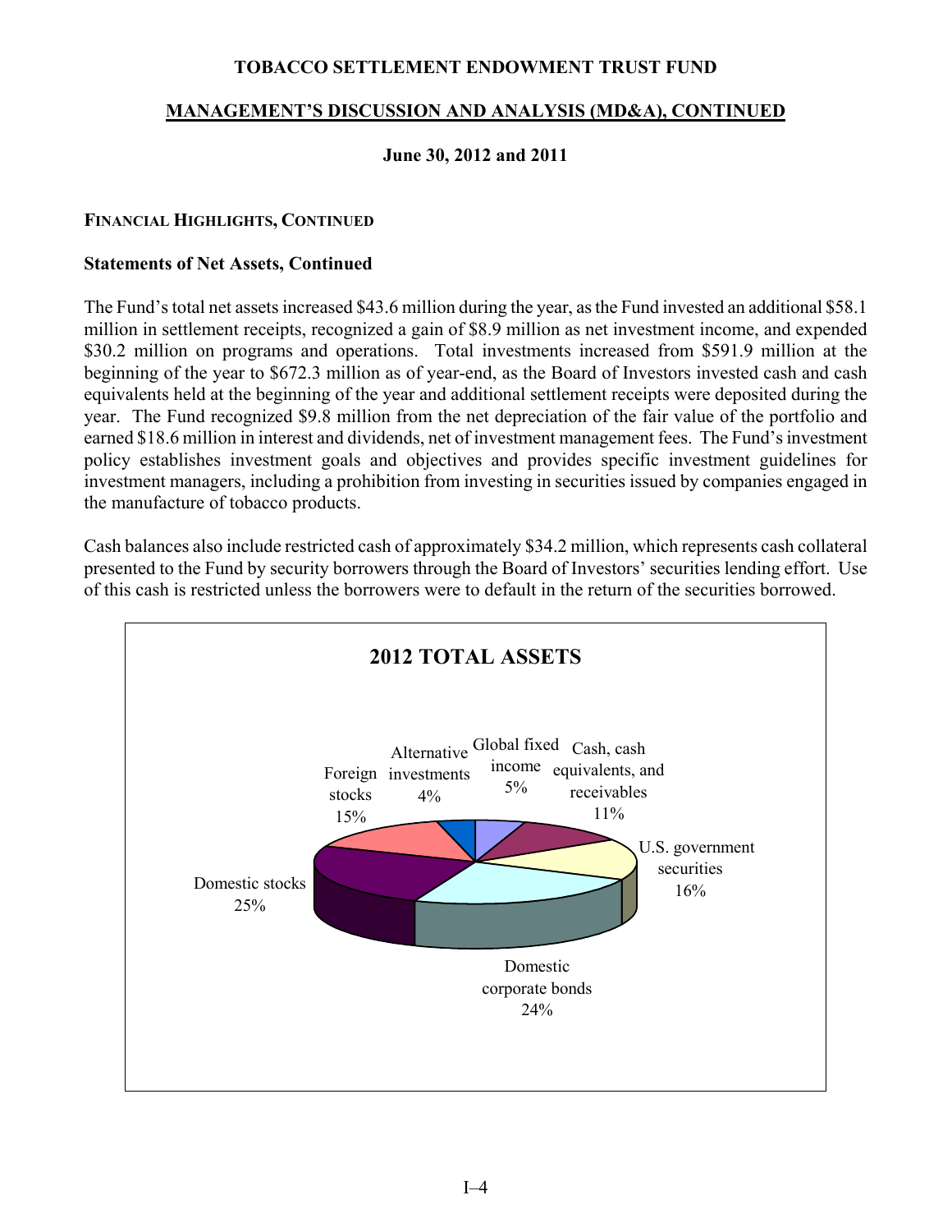# TOBACCO SETTLEMENT ENDOWMENT TRUST FUND

## MANAGEMENT'S DISCUSSION AND ANALYSIS (MD&A), CONTINUED

**June 30, 2012 and 2011**

### FINANCIAL HIGHLIGHTS, CONTINUED

**Statements of Net Assets, Continued**

The Fund's total net assets increased $43.6 million during the year, as the Fund invested an additional $58.1 million in settlement receipts, recognized a gain of $8.9 million as net investment income, and expended $30.2 million on programs and operations. Total investments increased from $591.9 million at the beginning of the year to $672.3 million as of year-end, as the Board of Investors invested cash and cash equivalents held at the beginning of the year and additional settlement receipts were deposited during the year. The Fund recognized $9.8 million from the net depreciation of the fair value of the portfolio and earned $18.6 million in interest and dividends, net of investment management fees. The Fund's investment policy establishes investment goals and objectives and provides specific investment guidelines for investment managers, including a prohibition from investing in securities issued by companies engaged in the manufacture of tobacco products.

Cash balances also include restricted cash of approximately $34.2 million, which represents cash collateral presented to the Fund by security borrowers through the Board of Investors' securities lending effort. Use of this cash is restricted unless the borrowers were to default in the return of the securities borrowed.

**2012 TOTAL ASSETS**

| Category | Percentage |
|---|---|
| Global fixed income | 5% |
| Cash, cash equivalents, and receivables | 11% |
| U.S. government securities | 16% |
| Domestic corporate bonds | 24% |
| Domestic stocks | 25% |
| Foreign stocks | 15% |
| Alternative investments | 4% |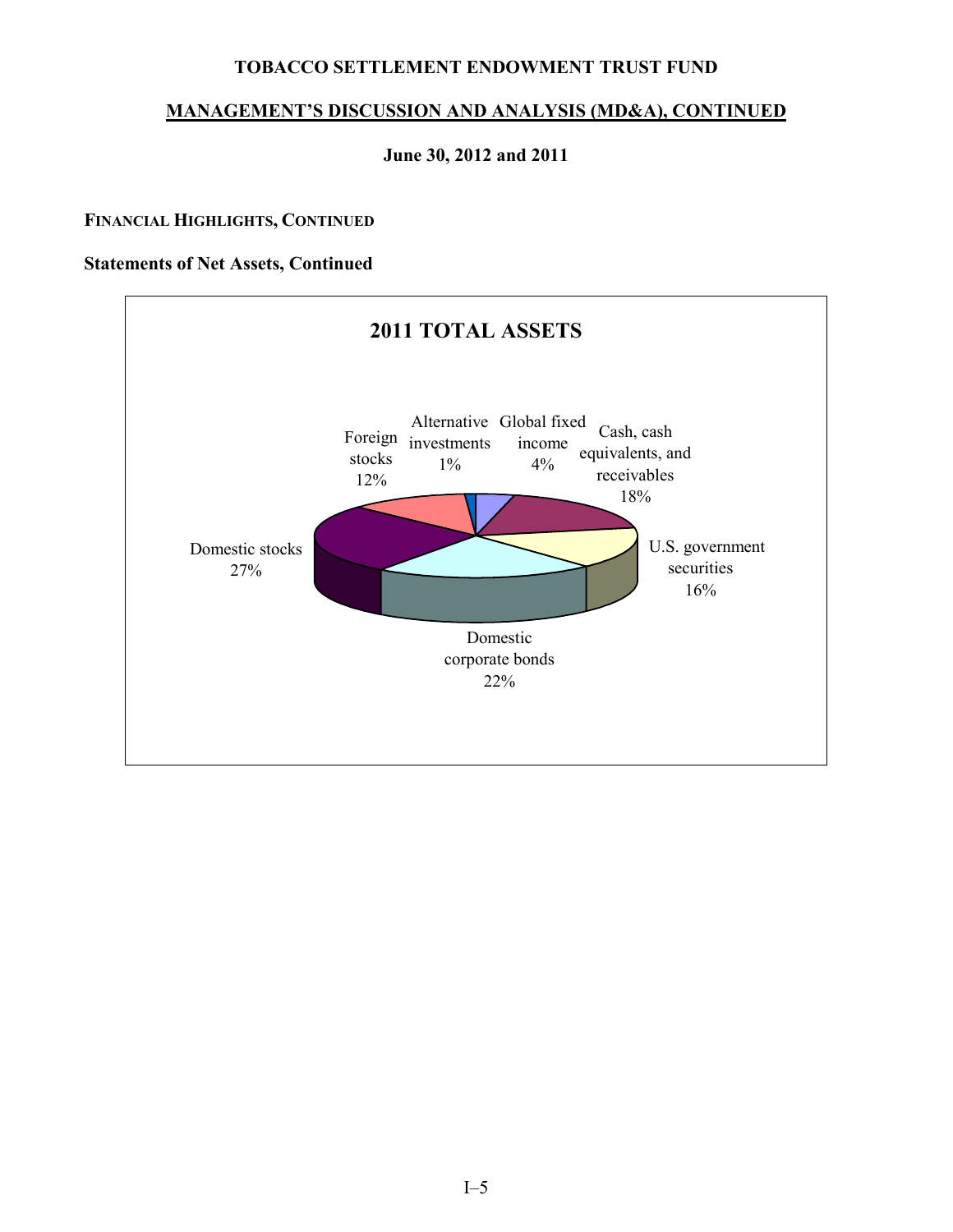# TOBACCO SETTLEMENT ENDOWMENT TRUST FUND

## MANAGEMENT'S DISCUSSION AND ANALYSIS (MD&A), CONTINUED

**June 30, 2012 and 2011**

### FINANCIAL HIGHLIGHTS, CONTINUED

**Statements of Net Assets, Continued**

**2011 TOTAL ASSETS**

| Category | Percentage |
|---|---|
| Domestic stocks | 27% |
| Foreign stocks | 12% |
| Alternative investments | 1% |
| Global fixed income | 4% |
| Cash, cash equivalents, and receivables | 18% |
| U.S. government securities | 16% |
| Domestic corporate bonds | 22% |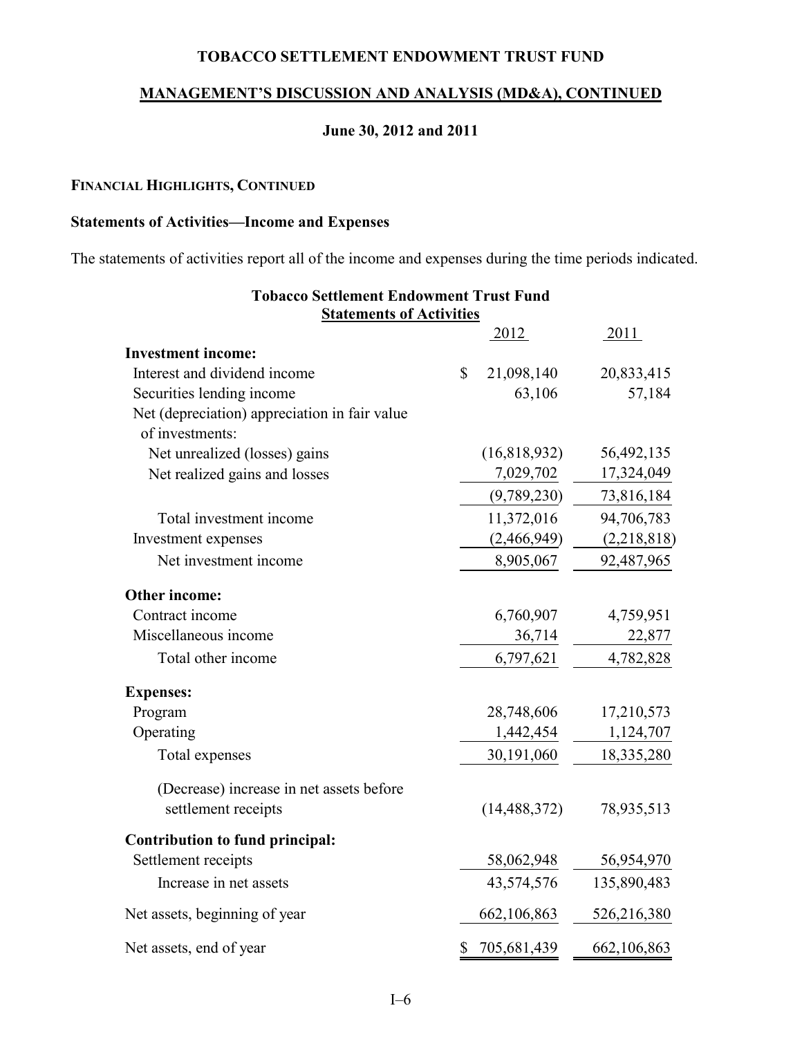# TOBACCO SETTLEMENT ENDOWMENT TRUST FUND

## MANAGEMENT'S DISCUSSION AND ANALYSIS (MD&A), CONTINUED

### June 30, 2012 and 2011

**FINANCIAL HIGHLIGHTS, CONTINUED**

**Statements of Activities—Income and Expenses**

The statements of activities report all of the income and expenses during the time periods indicated.

**Tobacco Settlement Endowment Trust Fund**
**Statements of Activities**

| | 2012 | 2011 |
|---|---|---|
| **Investment income:** | | |
| Interest and dividend income | $ 21,098,140 | 20,833,415 |
| Securities lending income | 63,106 | 57,184 |
| Net (depreciation) appreciation in fair value of investments: | | |
| Net unrealized (losses) gains | (16,818,932) | 56,492,135 |
| Net realized gains and losses | 7,029,702 | 17,324,049 |
| | (9,789,230) | 73,816,184 |
| Total investment income | 11,372,016 | 94,706,783 |
| Investment expenses | (2,466,949) | (2,218,818) |
| Net investment income | 8,905,067 | 92,487,965 |
| **Other income:** | | |
| Contract income | 6,760,907 | 4,759,951 |
| Miscellaneous income | 36,714 | 22,877 |
| Total other income | 6,797,621 | 4,782,828 |
| **Expenses:** | | |
| Program | 28,748,606 | 17,210,573 |
| Operating | 1,442,454 | 1,124,707 |
| Total expenses | 30,191,060 | 18,335,280 |
| (Decrease) increase in net assets before settlement receipts | (14,488,372) | 78,935,513 |
| **Contribution to fund principal:** | | |
| Settlement receipts | 58,062,948 | 56,954,970 |
| Increase in net assets | 43,574,576 | 135,890,483 |
| Net assets, beginning of year | 662,106,863 | 526,216,380 |
| Net assets, end of year | $ 705,681,439 | 662,106,863 |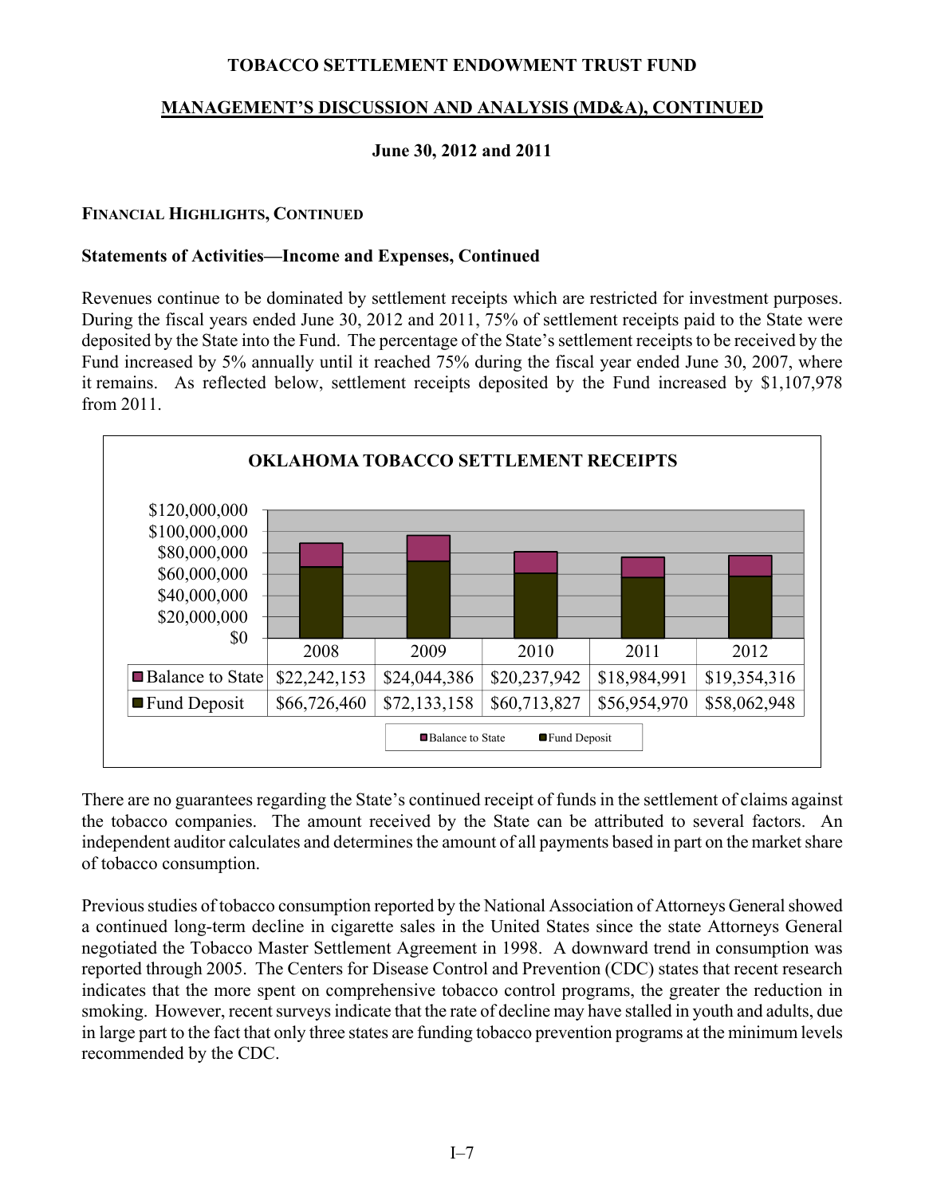# TOBACCO SETTLEMENT ENDOWMENT TRUST FUND

## MANAGEMENT'S DISCUSSION AND ANALYSIS (MD&A), CONTINUED

**June 30, 2012 and 2011**

### FINANCIAL HIGHLIGHTS, CONTINUED

**Statements of Activities—Income and Expenses, Continued**

Revenues continue to be dominated by settlement receipts which are restricted for investment purposes. During the fiscal years ended June 30, 2012 and 2011, 75% of settlement receipts paid to the State were deposited by the State into the Fund. The percentage of the State's settlement receipts to be received by the Fund increased by 5% annually until it reached 75% during the fiscal year ended June 30, 2007, where it remains. As reflected below, settlement receipts deposited by the Fund increased by $1,107,978 from 2011.

**OKLAHOMA TOBACCO SETTLEMENT RECEIPTS**

| | 2008 | 2009 | 2010 | 2011 | 2012 |
|---|---|---|---|---|---|
| Balance to State | $22,242,153 | $24,044,386 | $20,237,942 | $18,984,991 | $19,354,316 |
| Fund Deposit | $66,726,460 | $72,133,158 | $60,713,827 | $56,954,970 | $58,062,948 |

There are no guarantees regarding the State's continued receipt of funds in the settlement of claims against the tobacco companies. The amount received by the State can be attributed to several factors. An independent auditor calculates and determines the amount of all payments based in part on the market share of tobacco consumption.

Previous studies of tobacco consumption reported by the National Association of Attorneys General showed a continued long-term decline in cigarette sales in the United States since the state Attorneys General negotiated the Tobacco Master Settlement Agreement in 1998. A downward trend in consumption was reported through 2005. The Centers for Disease Control and Prevention (CDC) states that recent research indicates that the more spent on comprehensive tobacco control programs, the greater the reduction in smoking. However, recent surveys indicate that the rate of decline may have stalled in youth and adults, due in large part to the fact that only three states are funding tobacco prevention programs at the minimum levels recommended by the CDC.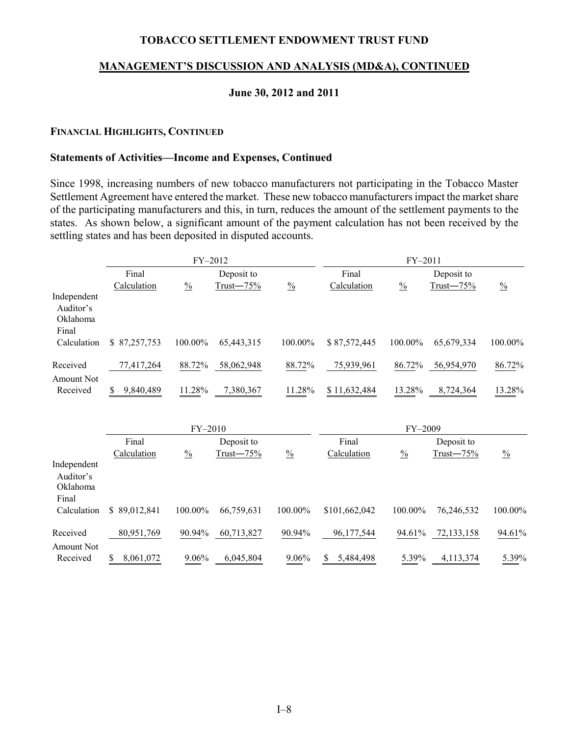# TOBACCO SETTLEMENT ENDOWMENT TRUST FUND

## MANAGEMENT'S DISCUSSION AND ANALYSIS (MD&A), CONTINUED

### June 30, 2012 and 2011

**FINANCIAL HIGHLIGHTS, CONTINUED**

**Statements of Activities—Income and Expenses, Continued**

Since 1998, increasing numbers of new tobacco manufacturers not participating in the Tobacco Master Settlement Agreement have entered the market. These new tobacco manufacturers impact the market share of the participating manufacturers and this, in turn, reduces the amount of the settlement payments to the states. As shown below, a significant amount of the payment calculation has not been received by the settling states and has been deposited in disputed accounts.

| | FY–2012 | | | | FY–2011 | | | |
|---|---|---|---|---|---|---|---|---|
| | Final Calculation | % | Deposit to Trust—75% | % | Final Calculation | % | Deposit to Trust—75% | % |
| Independent Auditor's Oklahoma Final Calculation | $ 87,257,753 | 100.00% | 65,443,315 | 100.00% | $ 87,572,445 | 100.00% | 65,679,334 | 100.00% |
| Received | 77,417,264 | 88.72% | 58,062,948 | 88.72% | 75,939,961 | 86.72% | 56,954,970 | 86.72% |
| Amount Not Received | $ 9,840,489 | 11.28% | 7,380,367 | 11.28% | $ 11,632,484 | 13.28% | 8,724,364 | 13.28% |

| | FY–2010 | | | | FY–2009 | | | |
|---|---|---|---|---|---|---|---|---|
| | Final Calculation | % | Deposit to Trust—75% | % | Final Calculation | % | Deposit to Trust—75% | % |
| Independent Auditor's Oklahoma Final Calculation | $ 89,012,841 | 100.00% | 66,759,631 | 100.00% | $101,662,042 | 100.00% | 76,246,532 | 100.00% |
| Received | 80,951,769 | 90.94% | 60,713,827 | 90.94% | 96,177,544 | 94.61% | 72,133,158 | 94.61% |
| Amount Not Received | $ 8,061,072 | 9.06% | 6,045,804 | 9.06% | $ 5,484,498 | 5.39% | 4,113,374 | 5.39% |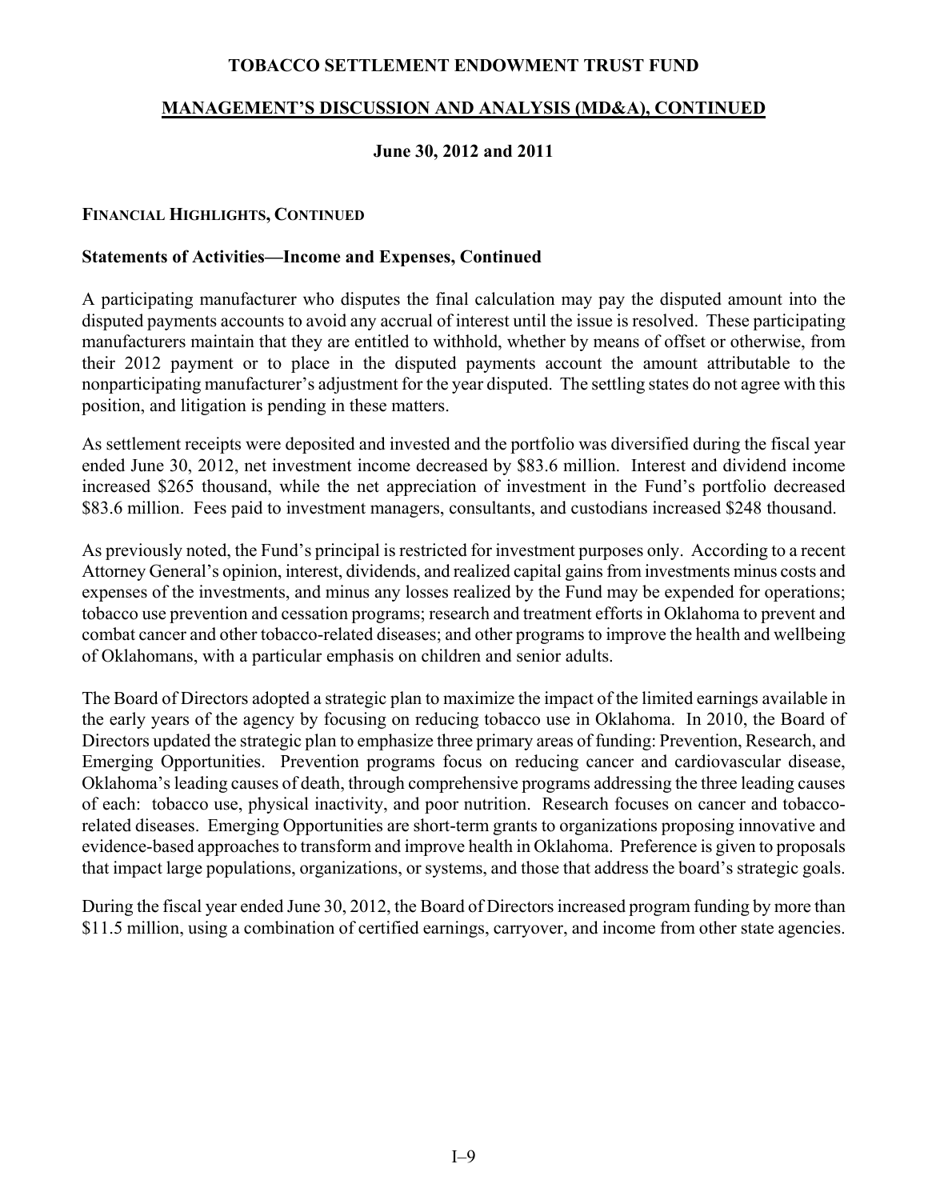# TOBACCO SETTLEMENT ENDOWMENT TRUST FUND

## MANAGEMENT'S DISCUSSION AND ANALYSIS (MD&A), CONTINUED

### June 30, 2012 and 2011

**FINANCIAL HIGHLIGHTS, CONTINUED**

**Statements of Activities—Income and Expenses, Continued**

A participating manufacturer who disputes the final calculation may pay the disputed amount into the disputed payments accounts to avoid any accrual of interest until the issue is resolved. These participating manufacturers maintain that they are entitled to withhold, whether by means of offset or otherwise, from their 2012 payment or to place in the disputed payments account the amount attributable to the nonparticipating manufacturer's adjustment for the year disputed. The settling states do not agree with this position, and litigation is pending in these matters.

As settlement receipts were deposited and invested and the portfolio was diversified during the fiscal year ended June 30, 2012, net investment income decreased by $83.6 million. Interest and dividend income increased $265 thousand, while the net appreciation of investment in the Fund's portfolio decreased $83.6 million. Fees paid to investment managers, consultants, and custodians increased $248 thousand.

As previously noted, the Fund's principal is restricted for investment purposes only. According to a recent Attorney General's opinion, interest, dividends, and realized capital gains from investments minus costs and expenses of the investments, and minus any losses realized by the Fund may be expended for operations; tobacco use prevention and cessation programs; research and treatment efforts in Oklahoma to prevent and combat cancer and other tobacco-related diseases; and other programs to improve the health and wellbeing of Oklahomans, with a particular emphasis on children and senior adults.

The Board of Directors adopted a strategic plan to maximize the impact of the limited earnings available in the early years of the agency by focusing on reducing tobacco use in Oklahoma. In 2010, the Board of Directors updated the strategic plan to emphasize three primary areas of funding: Prevention, Research, and Emerging Opportunities. Prevention programs focus on reducing cancer and cardiovascular disease, Oklahoma's leading causes of death, through comprehensive programs addressing the three leading causes of each: tobacco use, physical inactivity, and poor nutrition. Research focuses on cancer and tobacco-related diseases. Emerging Opportunities are short-term grants to organizations proposing innovative and evidence-based approaches to transform and improve health in Oklahoma. Preference is given to proposals that impact large populations, organizations, or systems, and those that address the board's strategic goals.

During the fiscal year ended June 30, 2012, the Board of Directors increased program funding by more than $11.5 million, using a combination of certified earnings, carryover, and income from other state agencies.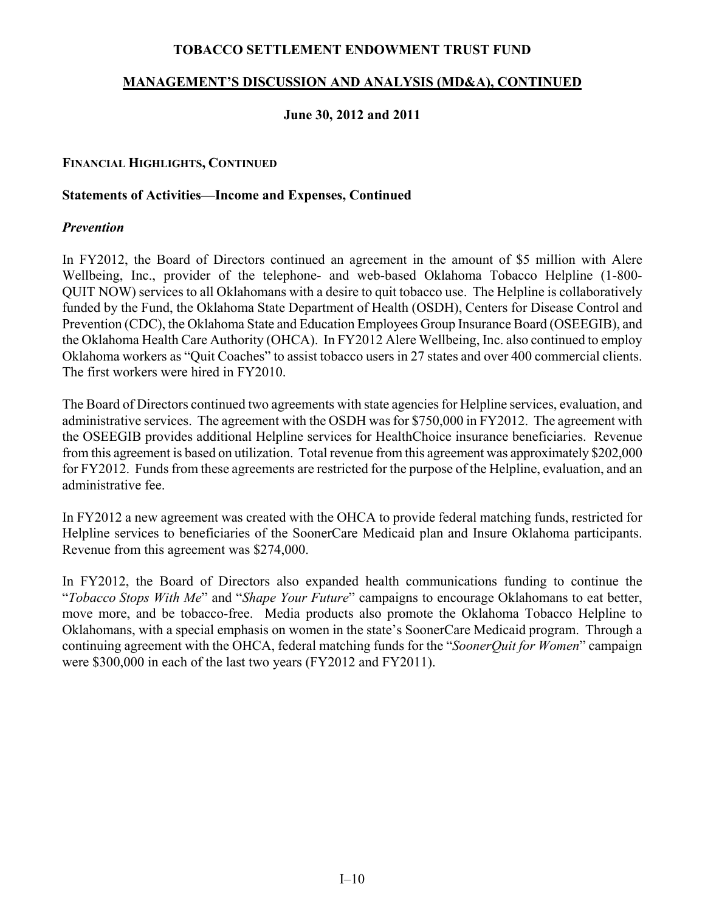## FINANCIAL HIGHLIGHTS, CONTINUED

### Statements of Activities—Income and Expenses, Continued

#### *Prevention*

In FY2012, the Board of Directors continued an agreement in the amount of $5 million with Alere Wellbeing, Inc., provider of the telephone- and web-based Oklahoma Tobacco Helpline (1-800-QUIT NOW) services to all Oklahomans with a desire to quit tobacco use. The Helpline is collaboratively funded by the Fund, the Oklahoma State Department of Health (OSDH), Centers for Disease Control and Prevention (CDC), the Oklahoma State and Education Employees Group Insurance Board (OSEEGIB), and the Oklahoma Health Care Authority (OHCA). In FY2012 Alere Wellbeing, Inc. also continued to employ Oklahoma workers as "Quit Coaches" to assist tobacco users in 27 states and over 400 commercial clients. The first workers were hired in FY2010.

The Board of Directors continued two agreements with state agencies for Helpline services, evaluation, and administrative services. The agreement with the OSDH was for $750,000 in FY2012. The agreement with the OSEEGIB provides additional Helpline services for HealthChoice insurance beneficiaries. Revenue from this agreement is based on utilization. Total revenue from this agreement was approximately $202,000 for FY2012. Funds from these agreements are restricted for the purpose of the Helpline, evaluation, and an administrative fee.

In FY2012 a new agreement was created with the OHCA to provide federal matching funds, restricted for Helpline services to beneficiaries of the SoonerCare Medicaid plan and Insure Oklahoma participants. Revenue from this agreement was $274,000.

In FY2012, the Board of Directors also expanded health communications funding to continue the "*Tobacco Stops With Me*" and "*Shape Your Future*" campaigns to encourage Oklahomans to eat better, move more, and be tobacco-free. Media products also promote the Oklahoma Tobacco Helpline to Oklahomans, with a special emphasis on women in the state's SoonerCare Medicaid program. Through a continuing agreement with the OHCA, federal matching funds for the "*SoonerQuit for Women*" campaign were $300,000 in each of the last two years (FY2012 and FY2011).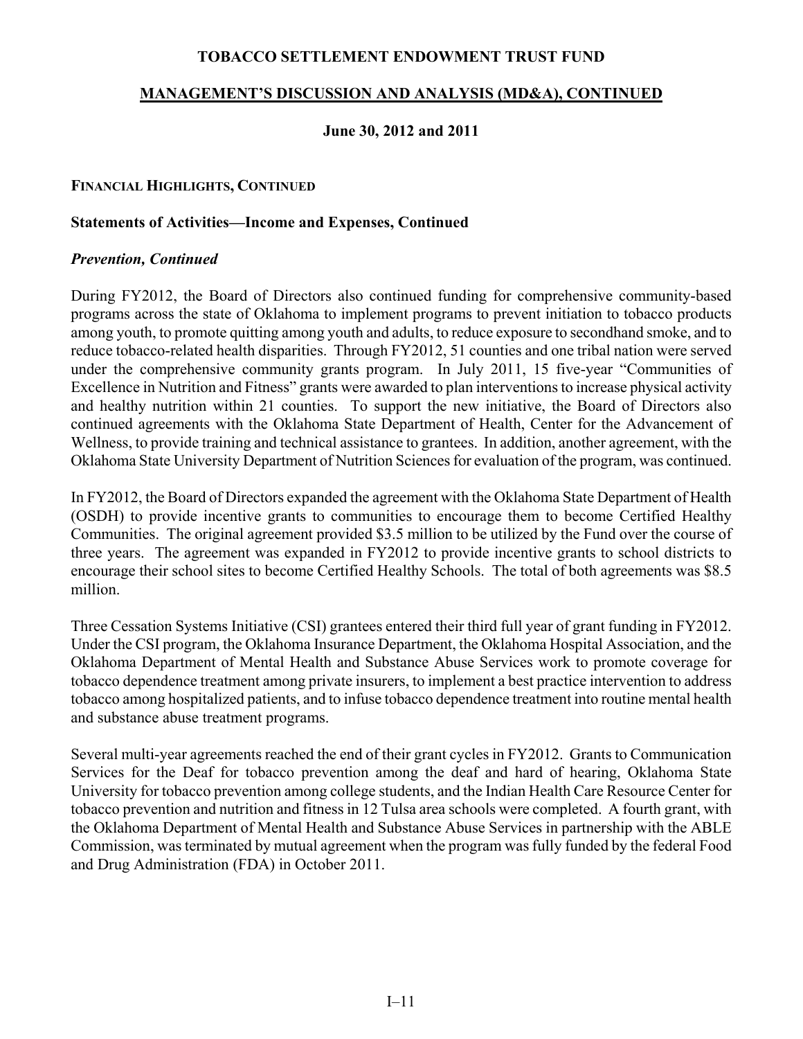**TOBACCO SETTLEMENT ENDOWMENT TRUST FUND**

**MANAGEMENT'S DISCUSSION AND ANALYSIS (MD&A), CONTINUED**

**June 30, 2012 and 2011**

**FINANCIAL HIGHLIGHTS, CONTINUED**

**Statements of Activities—Income and Expenses, Continued**

***Prevention, Continued***

During FY2012, the Board of Directors also continued funding for comprehensive community-based programs across the state of Oklahoma to implement programs to prevent initiation to tobacco products among youth, to promote quitting among youth and adults, to reduce exposure to secondhand smoke, and to reduce tobacco-related health disparities. Through FY2012, 51 counties and one tribal nation were served under the comprehensive community grants program. In July 2011, 15 five-year "Communities of Excellence in Nutrition and Fitness" grants were awarded to plan interventions to increase physical activity and healthy nutrition within 21 counties. To support the new initiative, the Board of Directors also continued agreements with the Oklahoma State Department of Health, Center for the Advancement of Wellness, to provide training and technical assistance to grantees. In addition, another agreement, with the Oklahoma State University Department of Nutrition Sciences for evaluation of the program, was continued.

In FY2012, the Board of Directors expanded the agreement with the Oklahoma State Department of Health (OSDH) to provide incentive grants to communities to encourage them to become Certified Healthy Communities. The original agreement provided \$3.5 million to be utilized by the Fund over the course of three years. The agreement was expanded in FY2012 to provide incentive grants to school districts to encourage their school sites to become Certified Healthy Schools. The total of both agreements was \$8.5 million.

Three Cessation Systems Initiative (CSI) grantees entered their third full year of grant funding in FY2012. Under the CSI program, the Oklahoma Insurance Department, the Oklahoma Hospital Association, and the Oklahoma Department of Mental Health and Substance Abuse Services work to promote coverage for tobacco dependence treatment among private insurers, to implement a best practice intervention to address tobacco among hospitalized patients, and to infuse tobacco dependence treatment into routine mental health and substance abuse treatment programs.

Several multi-year agreements reached the end of their grant cycles in FY2012. Grants to Communication Services for the Deaf for tobacco prevention among the deaf and hard of hearing, Oklahoma State University for tobacco prevention among college students, and the Indian Health Care Resource Center for tobacco prevention and nutrition and fitness in 12 Tulsa area schools were completed. A fourth grant, with the Oklahoma Department of Mental Health and Substance Abuse Services in partnership with the ABLE Commission, was terminated by mutual agreement when the program was fully funded by the federal Food and Drug Administration (FDA) in October 2011.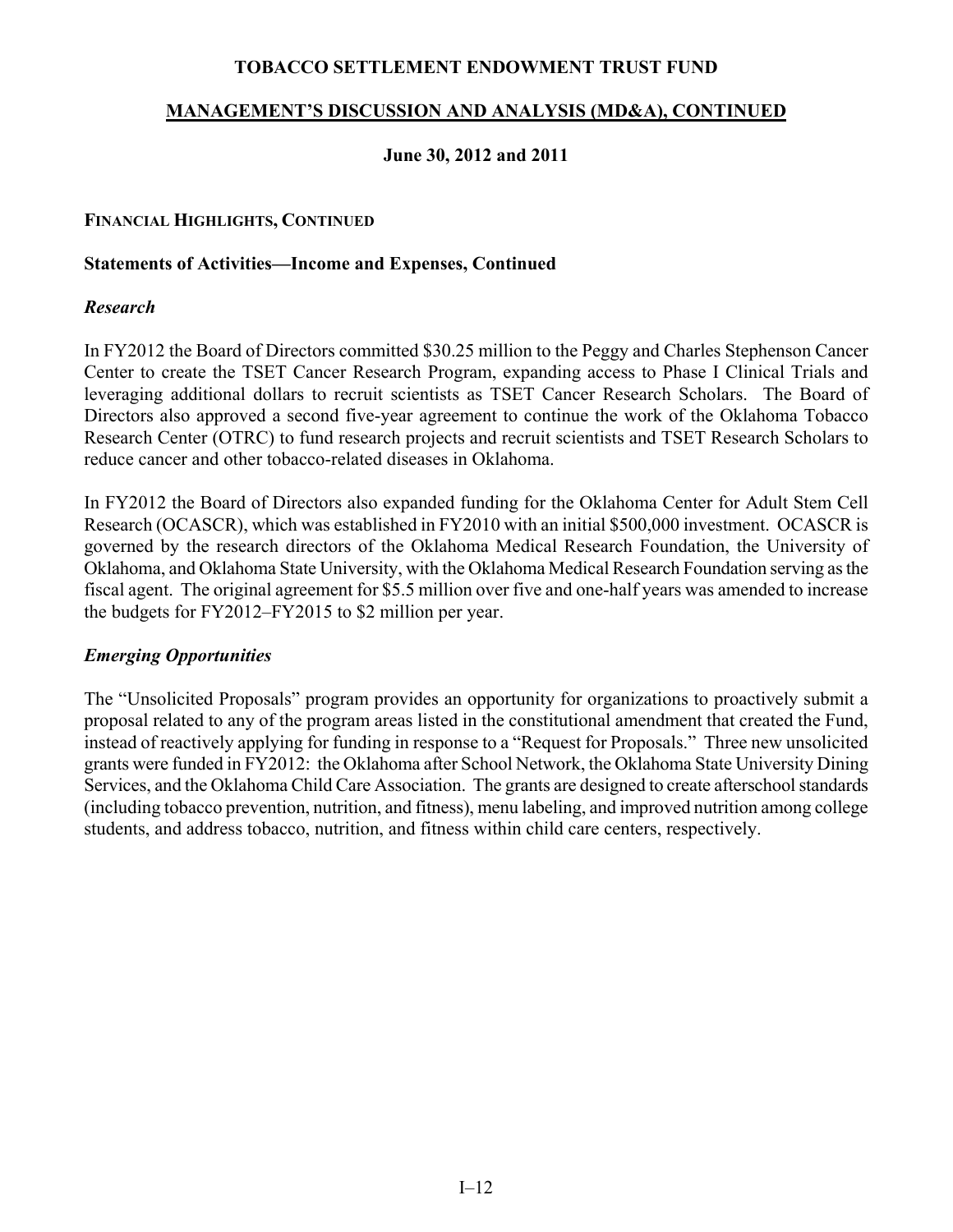# TOBACCO SETTLEMENT ENDOWMENT TRUST FUND

## MANAGEMENT'S DISCUSSION AND ANALYSIS (MD&A), CONTINUED

**June 30, 2012 and 2011**

### FINANCIAL HIGHLIGHTS, CONTINUED

**Statements of Activities—Income and Expenses, Continued**

***Research***

In FY2012 the Board of Directors committed $30.25 million to the Peggy and Charles Stephenson Cancer Center to create the TSET Cancer Research Program, expanding access to Phase I Clinical Trials and leveraging additional dollars to recruit scientists as TSET Cancer Research Scholars. The Board of Directors also approved a second five-year agreement to continue the work of the Oklahoma Tobacco Research Center (OTRC) to fund research projects and recruit scientists and TSET Research Scholars to reduce cancer and other tobacco-related diseases in Oklahoma.

In FY2012 the Board of Directors also expanded funding for the Oklahoma Center for Adult Stem Cell Research (OCASCR), which was established in FY2010 with an initial $500,000 investment. OCASCR is governed by the research directors of the Oklahoma Medical Research Foundation, the University of Oklahoma, and Oklahoma State University, with the Oklahoma Medical Research Foundation serving as the fiscal agent. The original agreement for $5.5 million over five and one-half years was amended to increase the budgets for FY2012–FY2015 to $2 million per year.

***Emerging Opportunities***

The "Unsolicited Proposals" program provides an opportunity for organizations to proactively submit a proposal related to any of the program areas listed in the constitutional amendment that created the Fund, instead of reactively applying for funding in response to a "Request for Proposals." Three new unsolicited grants were funded in FY2012: the Oklahoma after School Network, the Oklahoma State University Dining Services, and the Oklahoma Child Care Association. The grants are designed to create afterschool standards (including tobacco prevention, nutrition, and fitness), menu labeling, and improved nutrition among college students, and address tobacco, nutrition, and fitness within child care centers, respectively.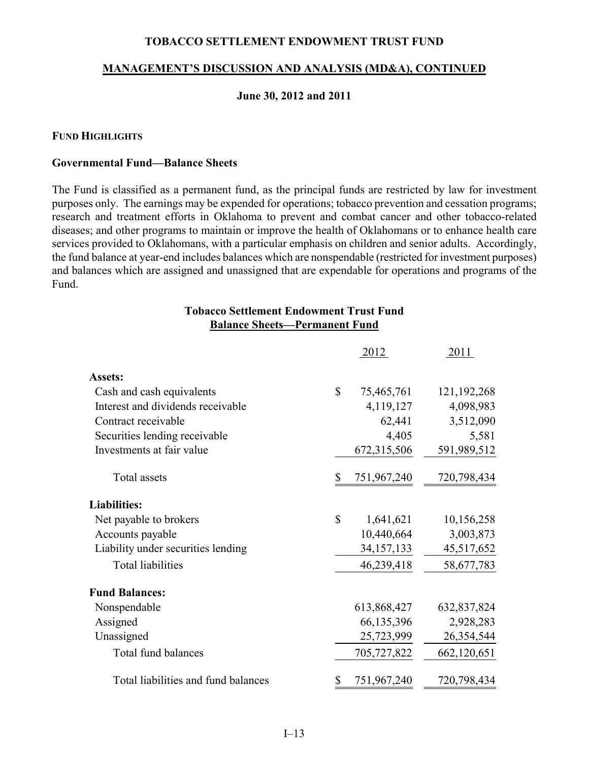**TOBACCO SETTLEMENT ENDOWMENT TRUST FUND**

**MANAGEMENT'S DISCUSSION AND ANALYSIS (MD&A), CONTINUED**

**June 30, 2012 and 2011**

## FUND HIGHLIGHTS

### Governmental Fund—Balance Sheets

The Fund is classified as a permanent fund, as the principal funds are restricted by law for investment purposes only. The earnings may be expended for operations; tobacco prevention and cessation programs; research and treatment efforts in Oklahoma to prevent and combat cancer and other tobacco-related diseases; and other programs to maintain or improve the health of Oklahomans or to enhance health care services provided to Oklahomans, with a particular emphasis on children and senior adults. Accordingly, the fund balance at year-end includes balances which are nonspendable (restricted for investment purposes) and balances which are assigned and unassigned that are expendable for operations and programs of the Fund.

**Tobacco Settlement Endowment Trust Fund**
**Balance Sheets—Permanent Fund**

| | 2012 | 2011 |
|---|---|---|
| **Assets:** | | |
| Cash and cash equivalents | $ 75,465,761 | 121,192,268 |
| Interest and dividends receivable | 4,119,127 | 4,098,983 |
| Contract receivable | 62,441 | 3,512,090 |
| Securities lending receivable | 4,405 | 5,581 |
| Investments at fair value | 672,315,506 | 591,989,512 |
| Total assets | $ 751,967,240 | 720,798,434 |
| **Liabilities:** | | |
| Net payable to brokers | $ 1,641,621 | 10,156,258 |
| Accounts payable | 10,440,664 | 3,003,873 |
| Liability under securities lending | 34,157,133 | 45,517,652 |
| Total liabilities | 46,239,418 | 58,677,783 |
| **Fund Balances:** | | |
| Nonspendable | 613,868,427 | 632,837,824 |
| Assigned | 66,135,396 | 2,928,283 |
| Unassigned | 25,723,999 | 26,354,544 |
| Total fund balances | 705,727,822 | 662,120,651 |
| Total liabilities and fund balances | $ 751,967,240 | 720,798,434 |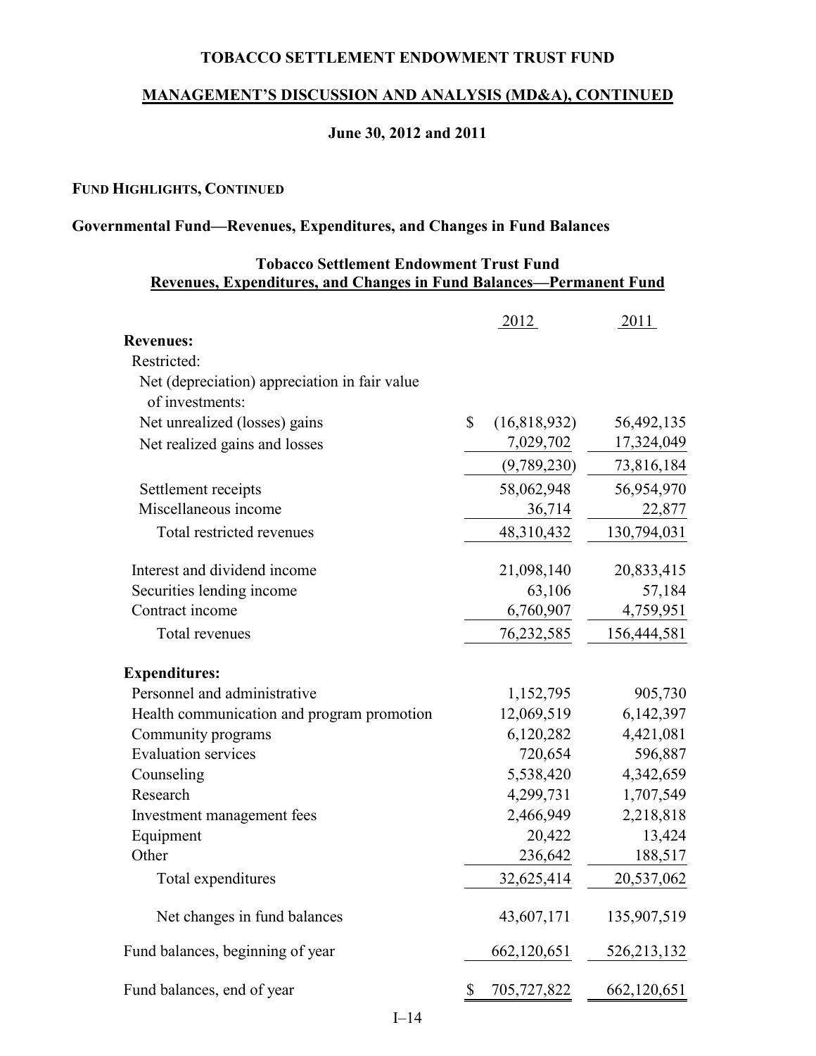**TOBACCO SETTLEMENT ENDOWMENT TRUST FUND**

**MANAGEMENT'S DISCUSSION AND ANALYSIS (MD&A), CONTINUED**

**June 30, 2012 and 2011**

**FUND HIGHLIGHTS, CONTINUED**

**Governmental Fund—Revenues, Expenditures, and Changes in Fund Balances**

**Tobacco Settlement Endowment Trust Fund**
**Revenues, Expenditures, and Changes in Fund Balances—Permanent Fund**

| | 2012 | 2011 |
|---|---|---|
| **Revenues:** | | |
| Restricted: | | |
| Net (depreciation) appreciation in fair value of investments: | | |
| Net unrealized (losses) gains | $ (16,818,932) | 56,492,135 |
| Net realized gains and losses | 7,029,702 | 17,324,049 |
| | (9,789,230) | 73,816,184 |
| Settlement receipts | 58,062,948 | 56,954,970 |
| Miscellaneous income | 36,714 | 22,877 |
| Total restricted revenues | 48,310,432 | 130,794,031 |
| Interest and dividend income | 21,098,140 | 20,833,415 |
| Securities lending income | 63,106 | 57,184 |
| Contract income | 6,760,907 | 4,759,951 |
| Total revenues | 76,232,585 | 156,444,581 |
| **Expenditures:** | | |
| Personnel and administrative | 1,152,795 | 905,730 |
| Health communication and program promotion | 12,069,519 | 6,142,397 |
| Community programs | 6,120,282 | 4,421,081 |
| Evaluation services | 720,654 | 596,887 |
| Counseling | 5,538,420 | 4,342,659 |
| Research | 4,299,731 | 1,707,549 |
| Investment management fees | 2,466,949 | 2,218,818 |
| Equipment | 20,422 | 13,424 |
| Other | 236,642 | 188,517 |
| Total expenditures | 32,625,414 | 20,537,062 |
| Net changes in fund balances | 43,607,171 | 135,907,519 |
| Fund balances, beginning of year | 662,120,651 | 526,213,132 |
| Fund balances, end of year | $ 705,727,822 | 662,120,651 |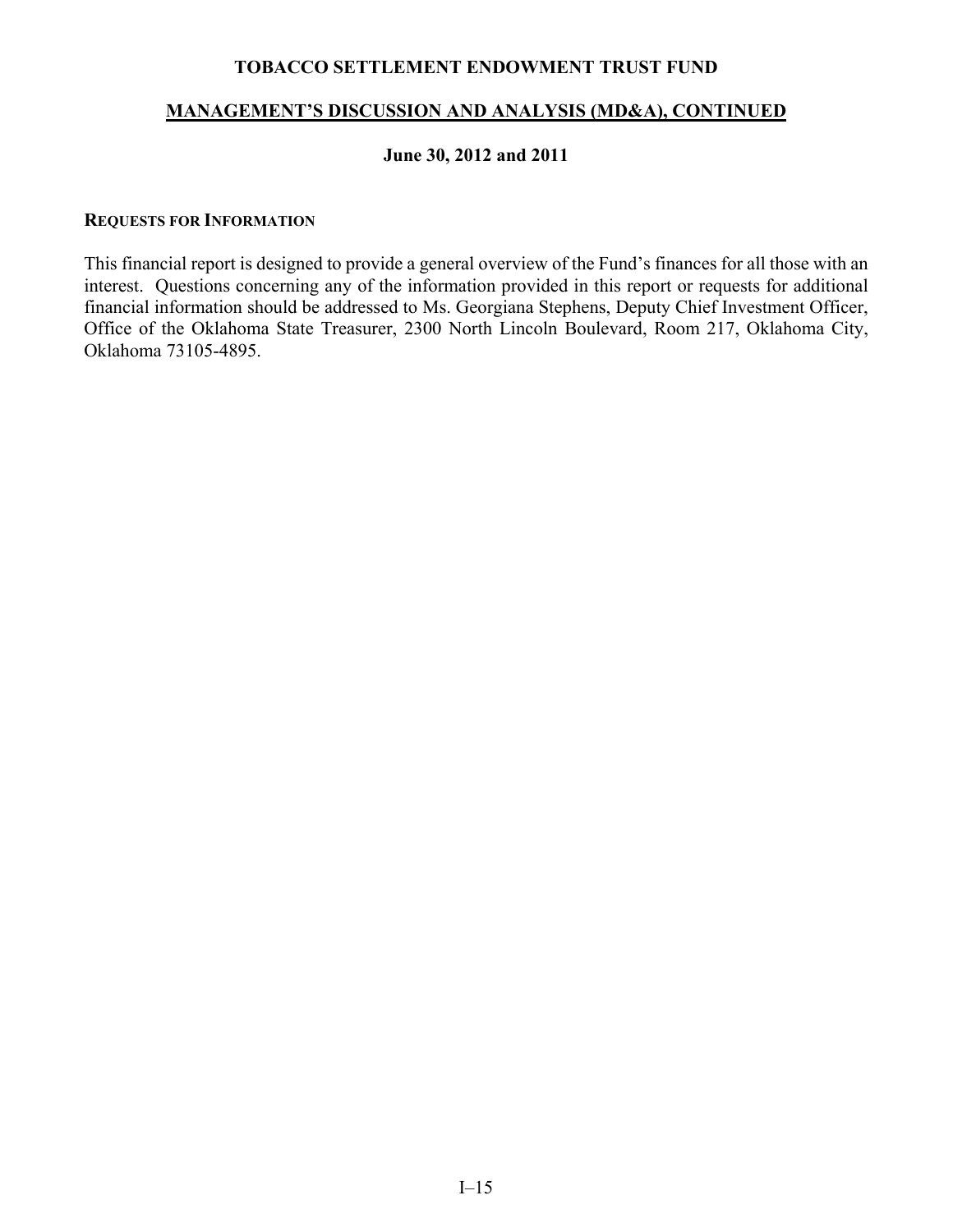# TOBACCO SETTLEMENT ENDOWMENT TRUST FUND

## MANAGEMENT'S DISCUSSION AND ANALYSIS (MD&A), CONTINUED

### June 30, 2012 and 2011

**REQUESTS FOR INFORMATION**

This financial report is designed to provide a general overview of the Fund's finances for all those with an interest. Questions concerning any of the information provided in this report or requests for additional financial information should be addressed to Ms. Georgiana Stephens, Deputy Chief Investment Officer, Office of the Oklahoma State Treasurer, 2300 North Lincoln Boulevard, Room 217, Oklahoma City, Oklahoma 73105-4895.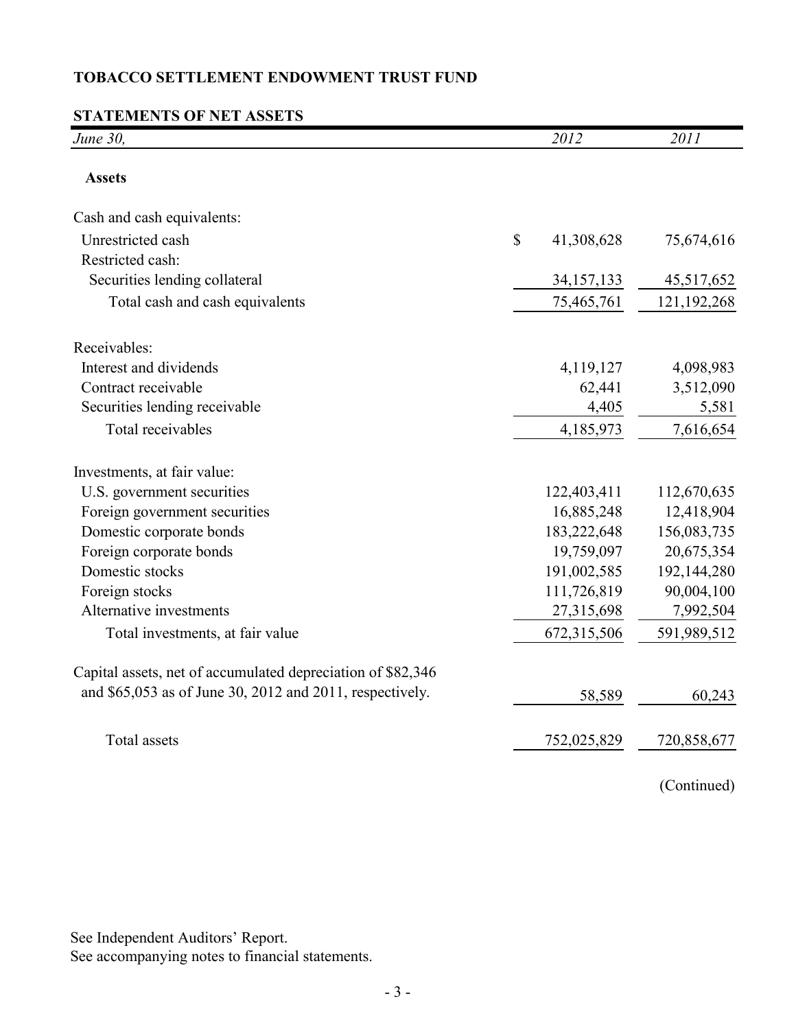**TOBACCO SETTLEMENT ENDOWMENT TRUST FUND**

**STATEMENTS OF NET ASSETS**

| *June 30,* | *2012* | *2011* |
|---|---|---|
| **Assets** | | |
| Cash and cash equivalents: | | |
| Unrestricted cash | $ 41,308,628 | 75,674,616 |
| Restricted cash: | | |
| Securities lending collateral | 34,157,133 | 45,517,652 |
| Total cash and cash equivalents | 75,465,761 | 121,192,268 |
| Receivables: | | |
| Interest and dividends | 4,119,127 | 4,098,983 |
| Contract receivable | 62,441 | 3,512,090 |
| Securities lending receivable | 4,405 | 5,581 |
| Total receivables | 4,185,973 | 7,616,654 |
| Investments, at fair value: | | |
| U.S. government securities | 122,403,411 | 112,670,635 |
| Foreign government securities | 16,885,248 | 12,418,904 |
| Domestic corporate bonds | 183,222,648 | 156,083,735 |
| Foreign corporate bonds | 19,759,097 | 20,675,354 |
| Domestic stocks | 191,002,585 | 192,144,280 |
| Foreign stocks | 111,726,819 | 90,004,100 |
| Alternative investments | 27,315,698 | 7,992,504 |
| Total investments, at fair value | 672,315,506 | 591,989,512 |
| Capital assets, net of accumulated depreciation of $82,346 and $65,053 as of June 30, 2012 and 2011, respectively. | 58,589 | 60,243 |
| Total assets | 752,025,829 | 720,858,677 |

(Continued)

See Independent Auditors' Report.
See accompanying notes to financial statements.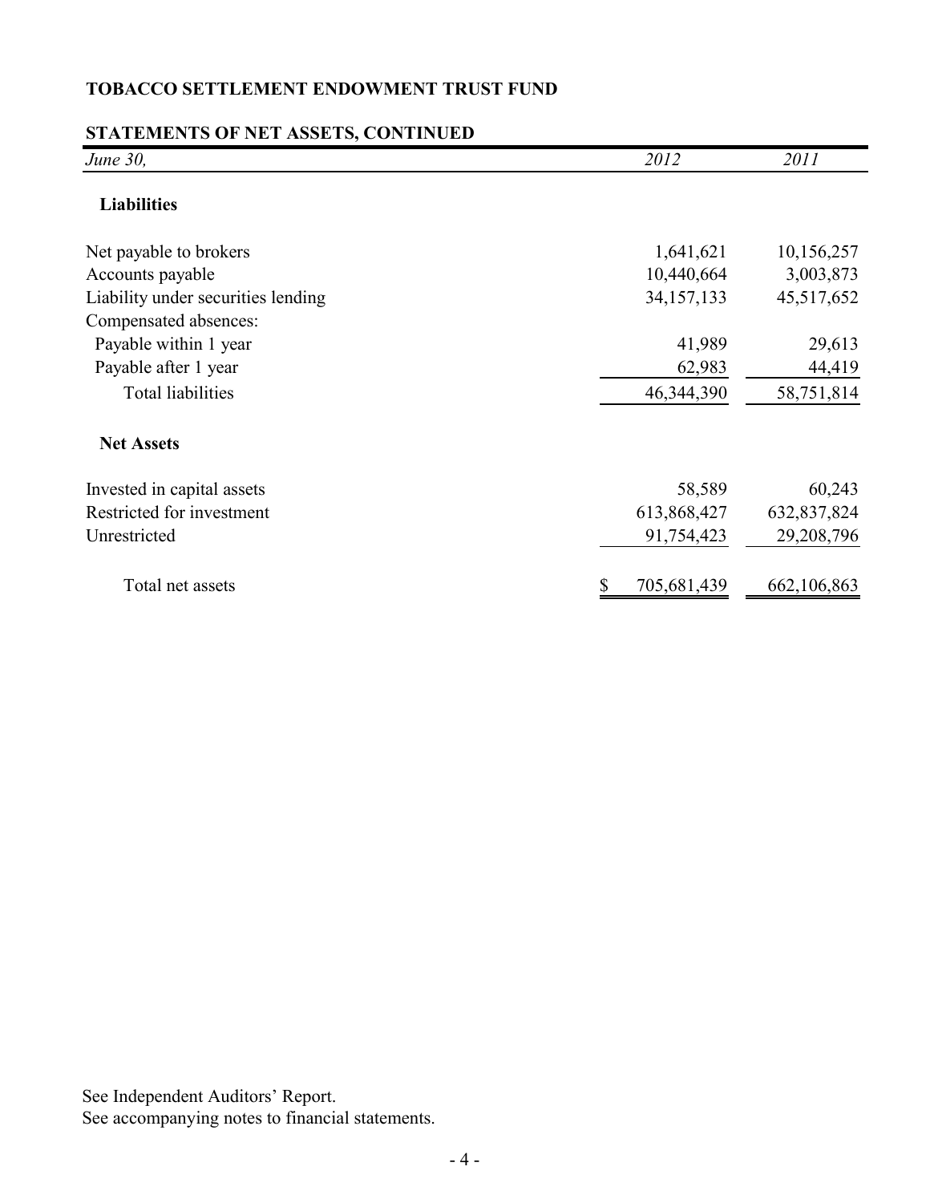**TOBACCO SETTLEMENT ENDOWMENT TRUST FUND**

**STATEMENTS OF NET ASSETS, CONTINUED**

| *June 30,* | *2012* | *2011* |
|---|---|---|
| **Liabilities** | | |
| Net payable to brokers | 1,641,621 | 10,156,257 |
| Accounts payable | 10,440,664 | 3,003,873 |
| Liability under securities lending | 34,157,133 | 45,517,652 |
| Compensated absences: | | |
| Payable within 1 year | 41,989 | 29,613 |
| Payable after 1 year | 62,983 | 44,419 |
| Total liabilities | 46,344,390 | 58,751,814 |
| **Net Assets** | | |
| Invested in capital assets | 58,589 | 60,243 |
| Restricted for investment | 613,868,427 | 632,837,824 |
| Unrestricted | 91,754,423 | 29,208,796 |
| Total net assets | $ 705,681,439 | 662,106,863 |

See Independent Auditors' Report.
See accompanying notes to financial statements.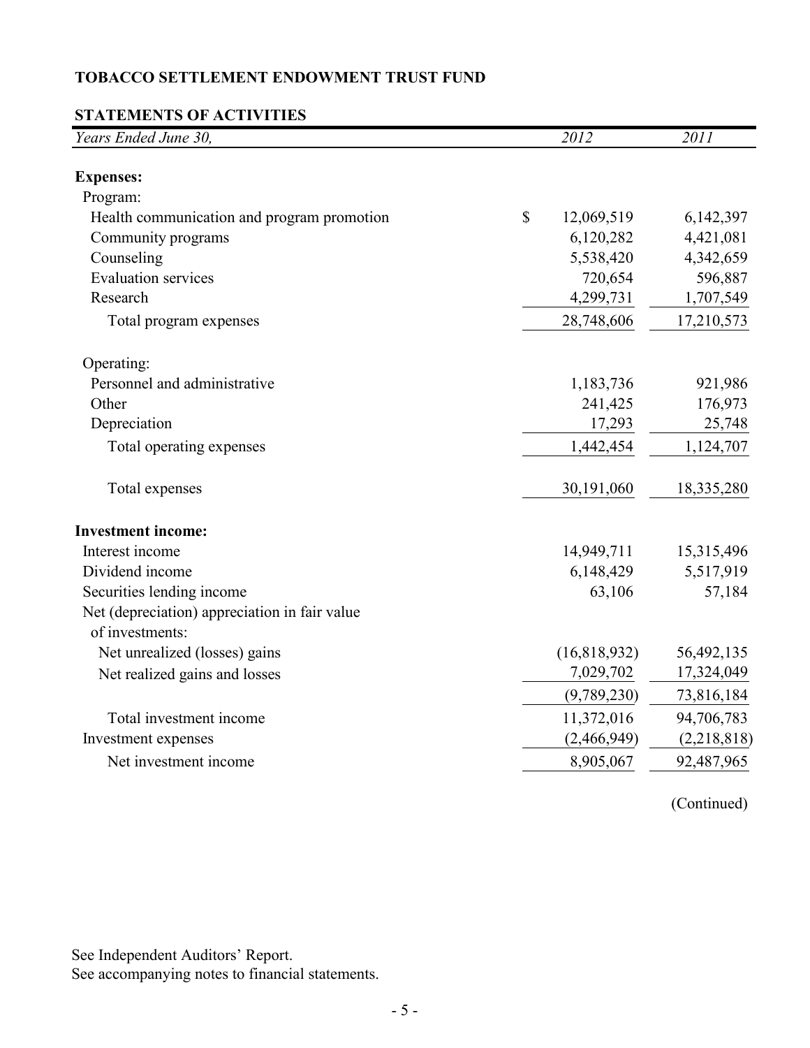**TOBACCO SETTLEMENT ENDOWMENT TRUST FUND**

**STATEMENTS OF ACTIVITIES**

| *Years Ended June 30,* | *2012* | *2011* |
|---|---|---|
| **Expenses:** | | |
| Program: | | |
| Health communication and program promotion | $ 12,069,519 | 6,142,397 |
| Community programs | 6,120,282 | 4,421,081 |
| Counseling | 5,538,420 | 4,342,659 |
| Evaluation services | 720,654 | 596,887 |
| Research | 4,299,731 | 1,707,549 |
| Total program expenses | 28,748,606 | 17,210,573 |
| Operating: | | |
| Personnel and administrative | 1,183,736 | 921,986 |
| Other | 241,425 | 176,973 |
| Depreciation | 17,293 | 25,748 |
| Total operating expenses | 1,442,454 | 1,124,707 |
| Total expenses | 30,191,060 | 18,335,280 |
| **Investment income:** | | |
| Interest income | 14,949,711 | 15,315,496 |
| Dividend income | 6,148,429 | 5,517,919 |
| Securities lending income | 63,106 | 57,184 |
| Net (depreciation) appreciation in fair value of investments: | | |
| Net unrealized (losses) gains | (16,818,932) | 56,492,135 |
| Net realized gains and losses | 7,029,702 | 17,324,049 |
| | (9,789,230) | 73,816,184 |
| Total investment income | 11,372,016 | 94,706,783 |
| Investment expenses | (2,466,949) | (2,218,818) |
| Net investment income | 8,905,067 | 92,487,965 |

(Continued)

See Independent Auditors' Report.
See accompanying notes to financial statements.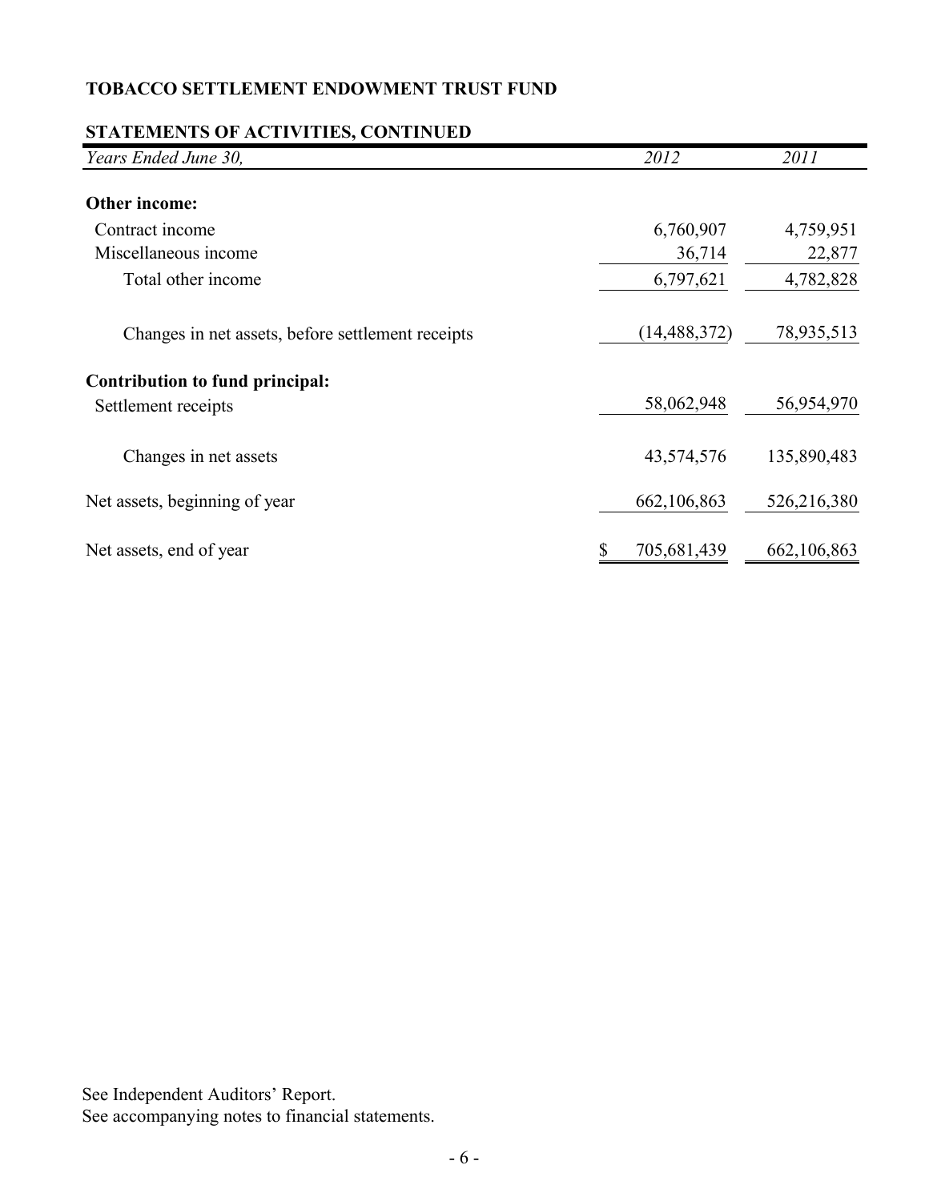**TOBACCO SETTLEMENT ENDOWMENT TRUST FUND**

**STATEMENTS OF ACTIVITIES, CONTINUED**

| *Years Ended June 30,* | *2012* | *2011* |
|---|---|---|
| **Other income:** | | |
| Contract income | 6,760,907 | 4,759,951 |
| Miscellaneous income | 36,714 | 22,877 |
| Total other income | 6,797,621 | 4,782,828 |
| Changes in net assets, before settlement receipts | (14,488,372) | 78,935,513 |
| **Contribution to fund principal:** | | |
| Settlement receipts | 58,062,948 | 56,954,970 |
| Changes in net assets | 43,574,576 | 135,890,483 |
| Net assets, beginning of year | 662,106,863 | 526,216,380 |
| Net assets, end of year | $ 705,681,439 | 662,106,863 |

See Independent Auditors' Report.
See accompanying notes to financial statements.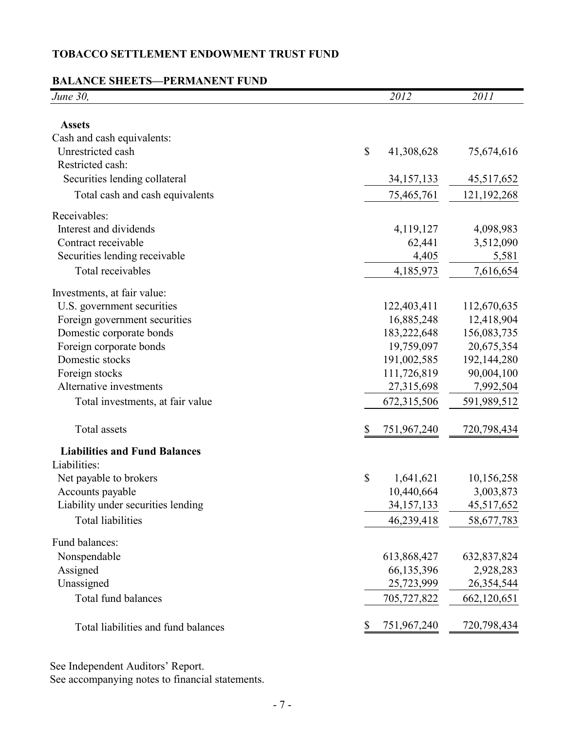# TOBACCO SETTLEMENT ENDOWMENT TRUST FUND

## BALANCE SHEETS—PERMANENT FUND

| *June 30,* | *2012* | *2011* |
|---|---|---|
| **Assets** | | |
| Cash and cash equivalents: | | |
| Unrestricted cash | $ 41,308,628 | 75,674,616 |
| Restricted cash: | | |
| Securities lending collateral | 34,157,133 | 45,517,652 |
| Total cash and cash equivalents | 75,465,761 | 121,192,268 |
| Receivables: | | |
| Interest and dividends | 4,119,127 | 4,098,983 |
| Contract receivable | 62,441 | 3,512,090 |
| Securities lending receivable | 4,405 | 5,581 |
| Total receivables | 4,185,973 | 7,616,654 |
| Investments, at fair value: | | |
| U.S. government securities | 122,403,411 | 112,670,635 |
| Foreign government securities | 16,885,248 | 12,418,904 |
| Domestic corporate bonds | 183,222,648 | 156,083,735 |
| Foreign corporate bonds | 19,759,097 | 20,675,354 |
| Domestic stocks | 191,002,585 | 192,144,280 |
| Foreign stocks | 111,726,819 | 90,004,100 |
| Alternative investments | 27,315,698 | 7,992,504 |
| Total investments, at fair value | 672,315,506 | 591,989,512 |
| Total assets | $ 751,967,240 | 720,798,434 |
| **Liabilities and Fund Balances** | | |
| Liabilities: | | |
| Net payable to brokers | $ 1,641,621 | 10,156,258 |
| Accounts payable | 10,440,664 | 3,003,873 |
| Liability under securities lending | 34,157,133 | 45,517,652 |
| Total liabilities | 46,239,418 | 58,677,783 |
| Fund balances: | | |
| Nonspendable | 613,868,427 | 632,837,824 |
| Assigned | 66,135,396 | 2,928,283 |
| Unassigned | 25,723,999 | 26,354,544 |
| Total fund balances | 705,727,822 | 662,120,651 |
| Total liabilities and fund balances | $ 751,967,240 | 720,798,434 |

See Independent Auditors' Report.
See accompanying notes to financial statements.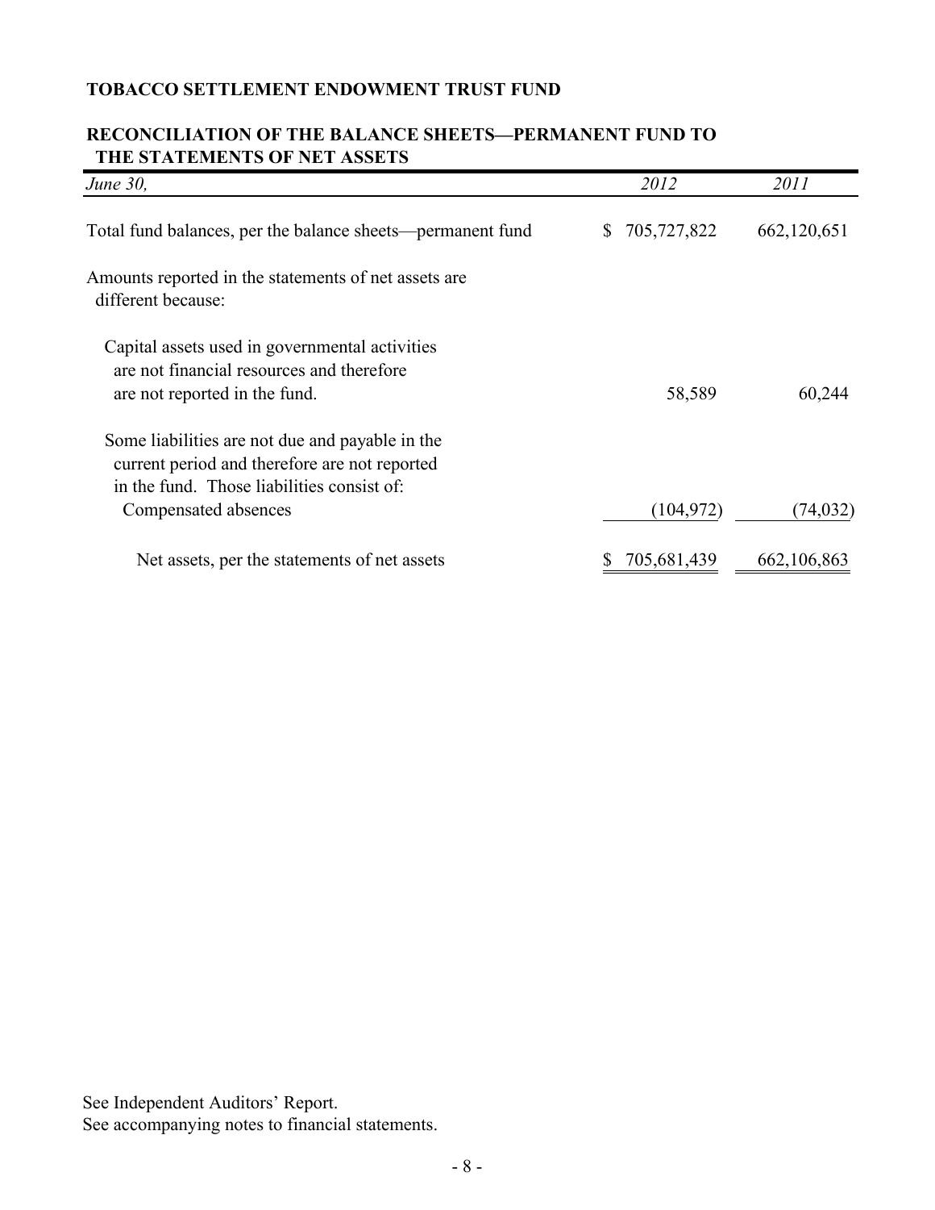# TOBACCO SETTLEMENT ENDOWMENT TRUST FUND

## RECONCILIATION OF THE BALANCE SHEETS—PERMANENT FUND TO THE STATEMENTS OF NET ASSETS

| *June 30,* | *2012* | *2011* |
|---|---|---|
| Total fund balances, per the balance sheets—permanent fund | $ 705,727,822 | 662,120,651 |
| Amounts reported in the statements of net assets are different because: | | |
| Capital assets used in governmental activities are not financial resources and therefore are not reported in the fund. | 58,589 | 60,244 |
| Some liabilities are not due and payable in the current period and therefore are not reported in the fund. Those liabilities consist of: | | |
| Compensated absences | (104,972) | (74,032) |
| Net assets, per the statements of net assets | $ 705,681,439 | 662,106,863 |

See Independent Auditors' Report.
See accompanying notes to financial statements.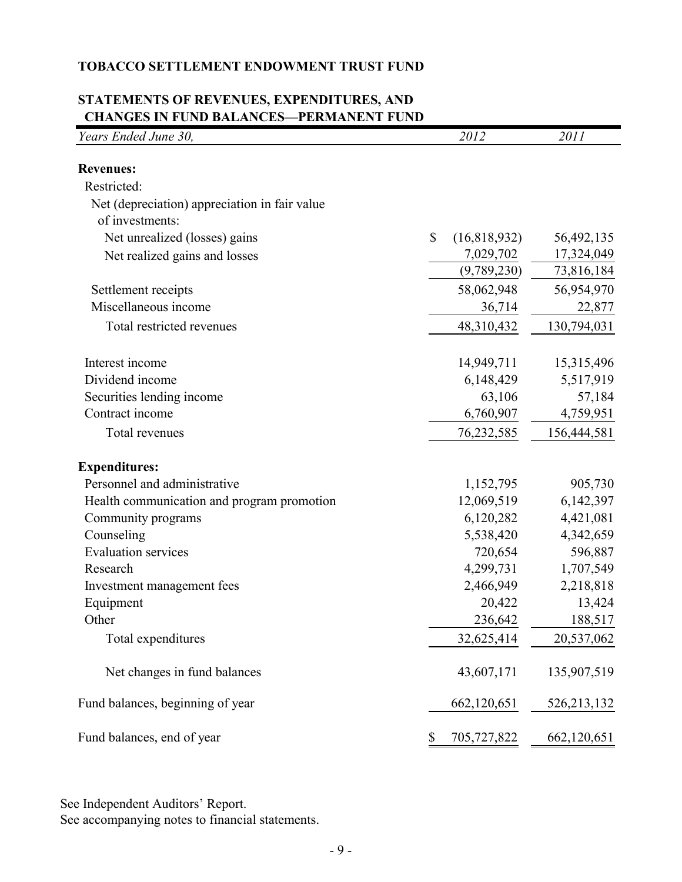**TOBACCO SETTLEMENT ENDOWMENT TRUST FUND**

**STATEMENTS OF REVENUES, EXPENDITURES, AND CHANGES IN FUND BALANCES—PERMANENT FUND**

| *Years Ended June 30,* | *2012* | *2011* |
|---|---|---|
| **Revenues:** | | |
| Restricted: | | |
| Net (depreciation) appreciation in fair value of investments: | | |
| Net unrealized (losses) gains | $ (16,818,932) | 56,492,135 |
| Net realized gains and losses | 7,029,702 | 17,324,049 |
| | (9,789,230) | 73,816,184 |
| Settlement receipts | 58,062,948 | 56,954,970 |
| Miscellaneous income | 36,714 | 22,877 |
| Total restricted revenues | 48,310,432 | 130,794,031 |
| Interest income | 14,949,711 | 15,315,496 |
| Dividend income | 6,148,429 | 5,517,919 |
| Securities lending income | 63,106 | 57,184 |
| Contract income | 6,760,907 | 4,759,951 |
| Total revenues | 76,232,585 | 156,444,581 |
| **Expenditures:** | | |
| Personnel and administrative | 1,152,795 | 905,730 |
| Health communication and program promotion | 12,069,519 | 6,142,397 |
| Community programs | 6,120,282 | 4,421,081 |
| Counseling | 5,538,420 | 4,342,659 |
| Evaluation services | 720,654 | 596,887 |
| Research | 4,299,731 | 1,707,549 |
| Investment management fees | 2,466,949 | 2,218,818 |
| Equipment | 20,422 | 13,424 |
| Other | 236,642 | 188,517 |
| Total expenditures | 32,625,414 | 20,537,062 |
| Net changes in fund balances | 43,607,171 | 135,907,519 |
| Fund balances, beginning of year | 662,120,651 | 526,213,132 |
| Fund balances, end of year | $ 705,727,822 | 662,120,651 |

See Independent Auditors' Report.
See accompanying notes to financial statements.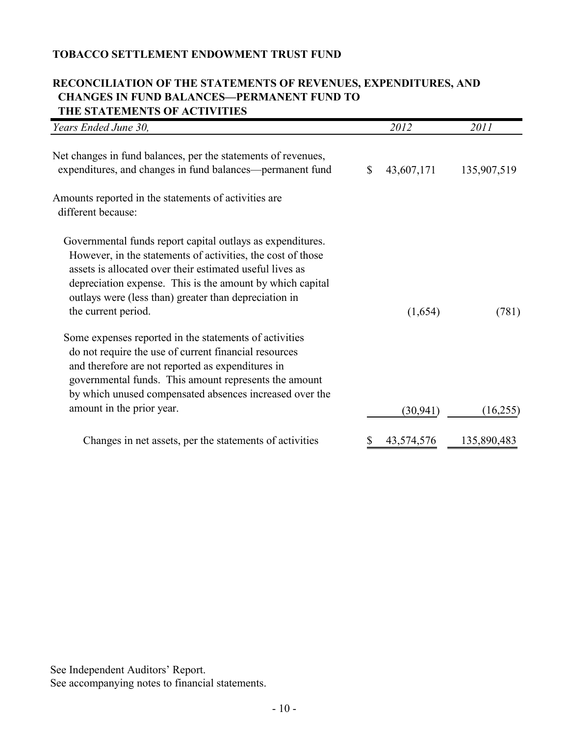**TOBACCO SETTLEMENT ENDOWMENT TRUST FUND**

**RECONCILIATION OF THE STATEMENTS OF REVENUES, EXPENDITURES, AND CHANGES IN FUND BALANCES—PERMANENT FUND TO THE STATEMENTS OF ACTIVITIES**

| *Years Ended June 30,* | *2012* | *2011* |
|---|---|---|
| Net changes in fund balances, per the statements of revenues, expenditures, and changes in fund balances—permanent fund | $ 43,607,171 | 135,907,519 |
| Amounts reported in the statements of activities are different because: | | |
| Governmental funds report capital outlays as expenditures. However, in the statements of activities, the cost of those assets is allocated over their estimated useful lives as depreciation expense. This is the amount by which capital outlays were (less than) greater than depreciation in the current period. | (1,654) | (781) |
| Some expenses reported in the statements of activities do not require the use of current financial resources and therefore are not reported as expenditures in governmental funds. This amount represents the amount by which unused compensated absences increased over the amount in the prior year. | (30,941) | (16,255) |
| Changes in net assets, per the statements of activities | $ 43,574,576 | 135,890,483 |

See Independent Auditors' Report.
See accompanying notes to financial statements.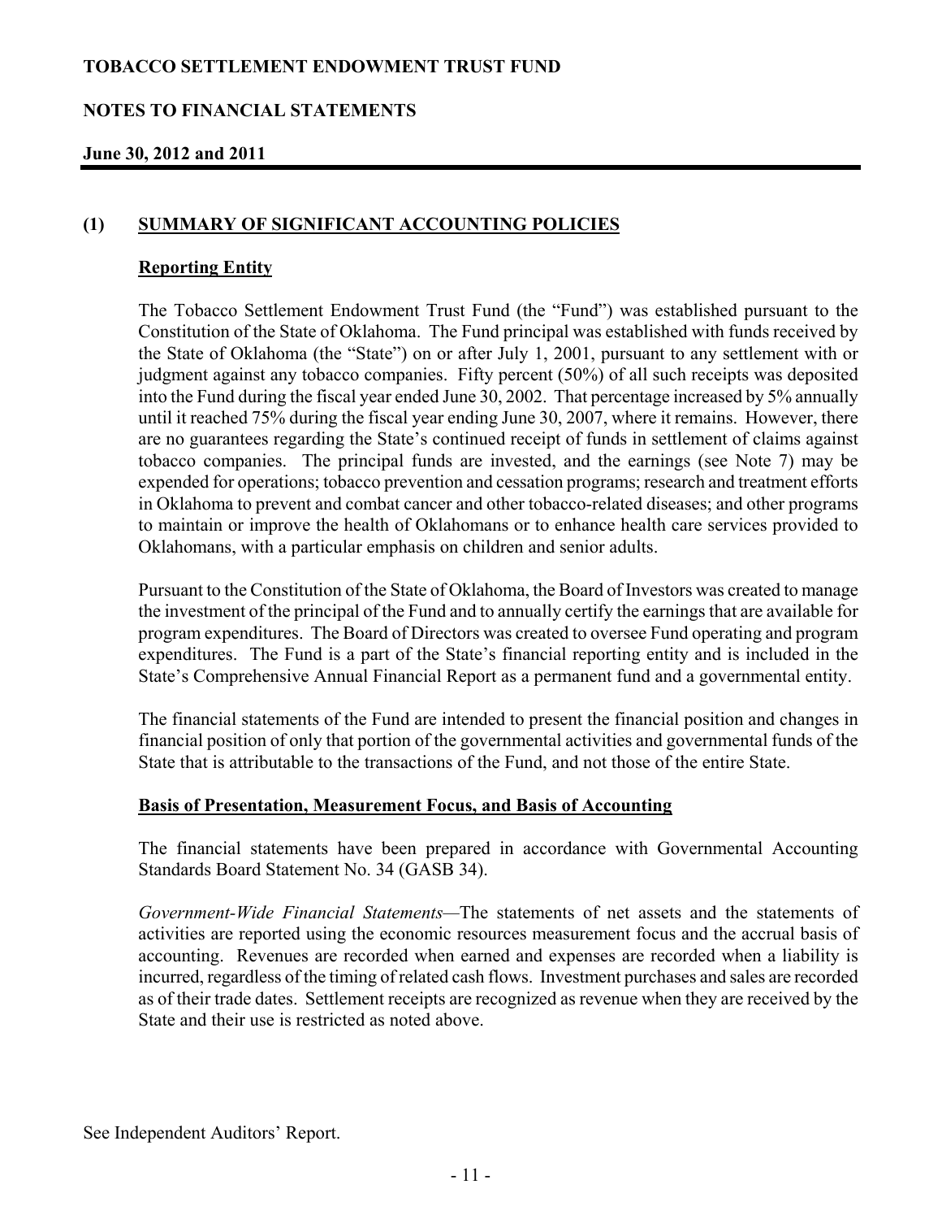## (1) SUMMARY OF SIGNIFICANT ACCOUNTING POLICIES

### Reporting Entity

The Tobacco Settlement Endowment Trust Fund (the "Fund") was established pursuant to the Constitution of the State of Oklahoma. The Fund principal was established with funds received by the State of Oklahoma (the "State") on or after July 1, 2001, pursuant to any settlement with or judgment against any tobacco companies. Fifty percent (50%) of all such receipts was deposited into the Fund during the fiscal year ended June 30, 2002. That percentage increased by 5% annually until it reached 75% during the fiscal year ending June 30, 2007, where it remains. However, there are no guarantees regarding the State's continued receipt of funds in settlement of claims against tobacco companies. The principal funds are invested, and the earnings (see Note 7) may be expended for operations; tobacco prevention and cessation programs; research and treatment efforts in Oklahoma to prevent and combat cancer and other tobacco-related diseases; and other programs to maintain or improve the health of Oklahomans or to enhance health care services provided to Oklahomans, with a particular emphasis on children and senior adults.

Pursuant to the Constitution of the State of Oklahoma, the Board of Investors was created to manage the investment of the principal of the Fund and to annually certify the earnings that are available for program expenditures. The Board of Directors was created to oversee Fund operating and program expenditures. The Fund is a part of the State's financial reporting entity and is included in the State's Comprehensive Annual Financial Report as a permanent fund and a governmental entity.

The financial statements of the Fund are intended to present the financial position and changes in financial position of only that portion of the governmental activities and governmental funds of the State that is attributable to the transactions of the Fund, and not those of the entire State.

### Basis of Presentation, Measurement Focus, and Basis of Accounting

The financial statements have been prepared in accordance with Governmental Accounting Standards Board Statement No. 34 (GASB 34).

*Government-Wide Financial Statements*—The statements of net assets and the statements of activities are reported using the economic resources measurement focus and the accrual basis of accounting. Revenues are recorded when earned and expenses are recorded when a liability is incurred, regardless of the timing of related cash flows. Investment purchases and sales are recorded as of their trade dates. Settlement receipts are recognized as revenue when they are received by the State and their use is restricted as noted above.

See Independent Auditors' Report.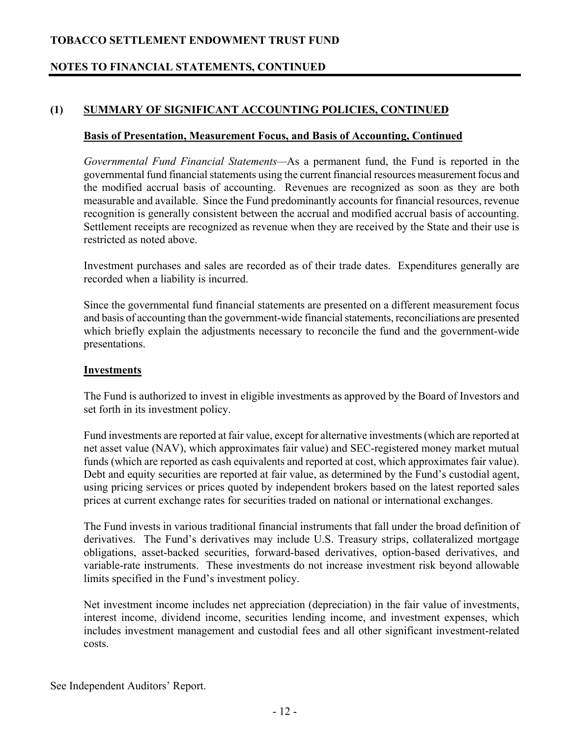## (1) SUMMARY OF SIGNIFICANT ACCOUNTING POLICIES, CONTINUED

### Basis of Presentation, Measurement Focus, and Basis of Accounting, Continued

*Governmental Fund Financial Statements*—As a permanent fund, the Fund is reported in the governmental fund financial statements using the current financial resources measurement focus and the modified accrual basis of accounting. Revenues are recognized as soon as they are both measurable and available. Since the Fund predominantly accounts for financial resources, revenue recognition is generally consistent between the accrual and modified accrual basis of accounting. Settlement receipts are recognized as revenue when they are received by the State and their use is restricted as noted above.

Investment purchases and sales are recorded as of their trade dates. Expenditures generally are recorded when a liability is incurred.

Since the governmental fund financial statements are presented on a different measurement focus and basis of accounting than the government-wide financial statements, reconciliations are presented which briefly explain the adjustments necessary to reconcile the fund and the government-wide presentations.

### Investments

The Fund is authorized to invest in eligible investments as approved by the Board of Investors and set forth in its investment policy.

Fund investments are reported at fair value, except for alternative investments (which are reported at net asset value (NAV), which approximates fair value) and SEC-registered money market mutual funds (which are reported as cash equivalents and reported at cost, which approximates fair value). Debt and equity securities are reported at fair value, as determined by the Fund's custodial agent, using pricing services or prices quoted by independent brokers based on the latest reported sales prices at current exchange rates for securities traded on national or international exchanges.

The Fund invests in various traditional financial instruments that fall under the broad definition of derivatives. The Fund's derivatives may include U.S. Treasury strips, collateralized mortgage obligations, asset-backed securities, forward-based derivatives, option-based derivatives, and variable-rate instruments. These investments do not increase investment risk beyond allowable limits specified in the Fund's investment policy.

Net investment income includes net appreciation (depreciation) in the fair value of investments, interest income, dividend income, securities lending income, and investment expenses, which includes investment management and custodial fees and all other significant investment-related costs.

See Independent Auditors' Report.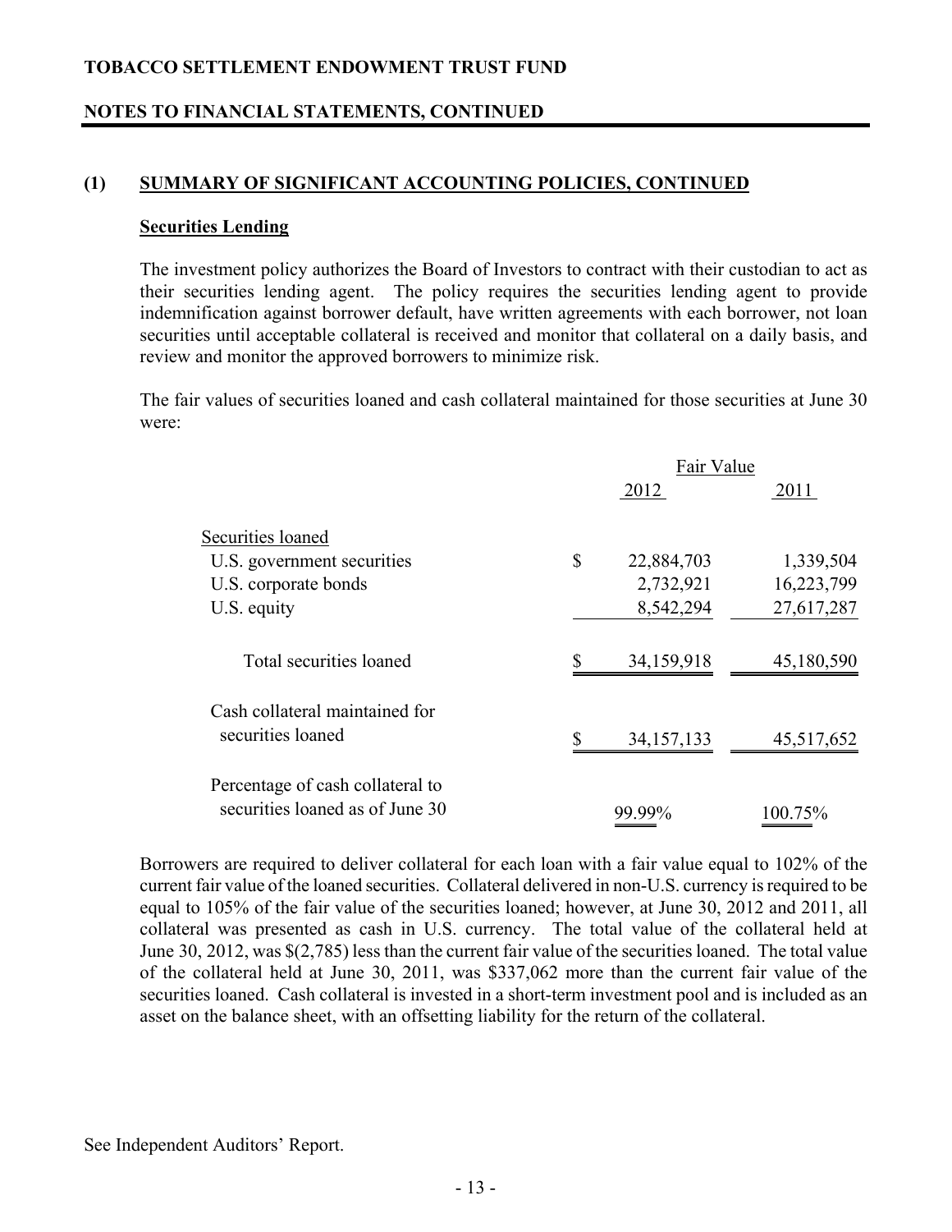# TOBACCO SETTLEMENT ENDOWMENT TRUST FUND

## NOTES TO FINANCIAL STATEMENTS, CONTINUED

### (1) SUMMARY OF SIGNIFICANT ACCOUNTING POLICIES, CONTINUED

#### Securities Lending

The investment policy authorizes the Board of Investors to contract with their custodian to act as their securities lending agent. The policy requires the securities lending agent to provide indemnification against borrower default, have written agreements with each borrower, not loan securities until acceptable collateral is received and monitor that collateral on a daily basis, and review and monitor the approved borrowers to minimize risk.

The fair values of securities loaned and cash collateral maintained for those securities at June 30 were:

| | Fair Value | |
|---|---|---|
| | 2012 | 2011 |
| Securities loaned | | |
| U.S. government securities | $ 22,884,703 | 1,339,504 |
| U.S. corporate bonds | 2,732,921 | 16,223,799 |
| U.S. equity | 8,542,294 | 27,617,287 |
| Total securities loaned | $ 34,159,918 | 45,180,590 |
| Cash collateral maintained for securities loaned | $ 34,157,133 | 45,517,652 |
| Percentage of cash collateral to securities loaned as of June 30 | 99.99% | 100.75% |

Borrowers are required to deliver collateral for each loan with a fair value equal to 102% of the current fair value of the loaned securities. Collateral delivered in non-U.S. currency is required to be equal to 105% of the fair value of the securities loaned; however, at June 30, 2012 and 2011, all collateral was presented as cash in U.S. currency. The total value of the collateral held at June 30, 2012, was $(2,785) less than the current fair value of the securities loaned. The total value of the collateral held at June 30, 2011, was $337,062 more than the current fair value of the securities loaned. Cash collateral is invested in a short-term investment pool and is included as an asset on the balance sheet, with an offsetting liability for the return of the collateral.

See Independent Auditors' Report.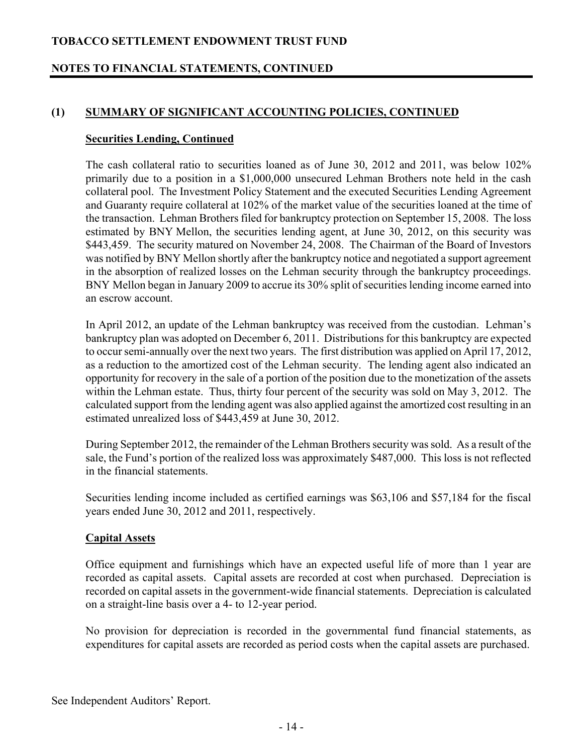## (1) SUMMARY OF SIGNIFICANT ACCOUNTING POLICIES, CONTINUED

### Securities Lending, Continued

The cash collateral ratio to securities loaned as of June 30, 2012 and 2011, was below 102% primarily due to a position in a $1,000,000 unsecured Lehman Brothers note held in the cash collateral pool. The Investment Policy Statement and the executed Securities Lending Agreement and Guaranty require collateral at 102% of the market value of the securities loaned at the time of the transaction. Lehman Brothers filed for bankruptcy protection on September 15, 2008. The loss estimated by BNY Mellon, the securities lending agent, at June 30, 2012, on this security was $443,459. The security matured on November 24, 2008. The Chairman of the Board of Investors was notified by BNY Mellon shortly after the bankruptcy notice and negotiated a support agreement in the absorption of realized losses on the Lehman security through the bankruptcy proceedings. BNY Mellon began in January 2009 to accrue its 30% split of securities lending income earned into an escrow account.

In April 2012, an update of the Lehman bankruptcy was received from the custodian. Lehman's bankruptcy plan was adopted on December 6, 2011. Distributions for this bankruptcy are expected to occur semi-annually over the next two years. The first distribution was applied on April 17, 2012, as a reduction to the amortized cost of the Lehman security. The lending agent also indicated an opportunity for recovery in the sale of a portion of the position due to the monetization of the assets within the Lehman estate. Thus, thirty four percent of the security was sold on May 3, 2012. The calculated support from the lending agent was also applied against the amortized cost resulting in an estimated unrealized loss of $443,459 at June 30, 2012.

During September 2012, the remainder of the Lehman Brothers security was sold. As a result of the sale, the Fund's portion of the realized loss was approximately $487,000. This loss is not reflected in the financial statements.

Securities lending income included as certified earnings was $63,106 and $57,184 for the fiscal years ended June 30, 2012 and 2011, respectively.

### Capital Assets

Office equipment and furnishings which have an expected useful life of more than 1 year are recorded as capital assets. Capital assets are recorded at cost when purchased. Depreciation is recorded on capital assets in the government-wide financial statements. Depreciation is calculated on a straight-line basis over a 4- to 12-year period.

No provision for depreciation is recorded in the governmental fund financial statements, as expenditures for capital assets are recorded as period costs when the capital assets are purchased.

See Independent Auditors' Report.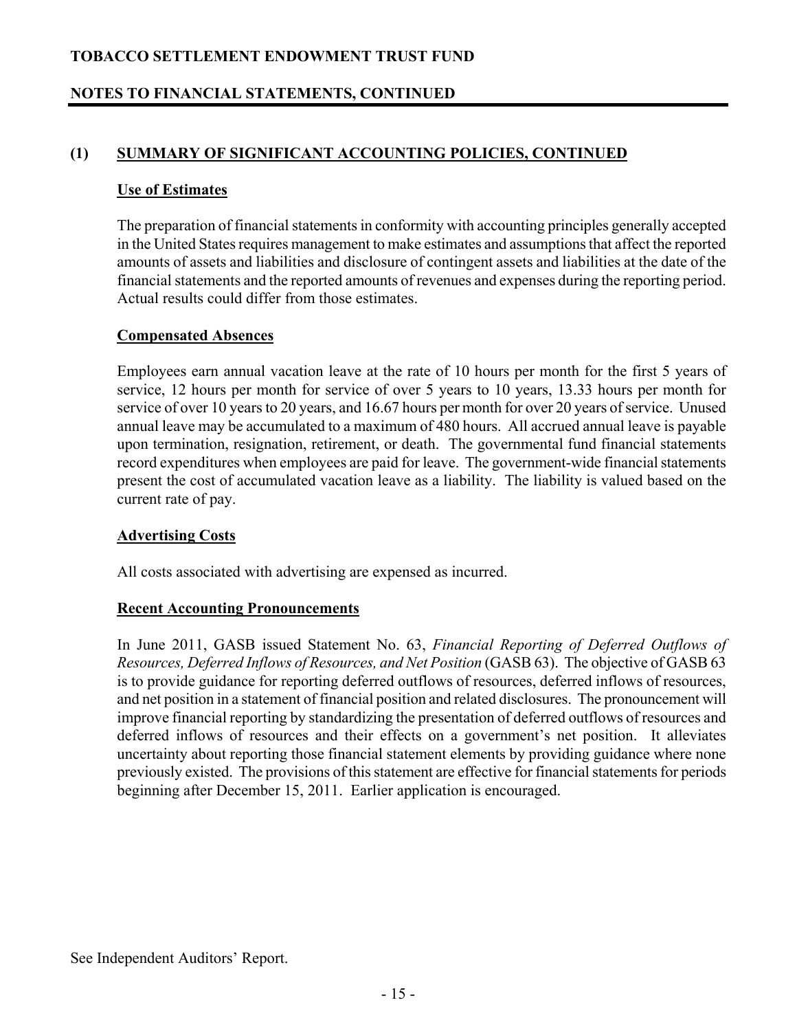## (1) SUMMARY OF SIGNIFICANT ACCOUNTING POLICIES, CONTINUED

### Use of Estimates

The preparation of financial statements in conformity with accounting principles generally accepted in the United States requires management to make estimates and assumptions that affect the reported amounts of assets and liabilities and disclosure of contingent assets and liabilities at the date of the financial statements and the reported amounts of revenues and expenses during the reporting period. Actual results could differ from those estimates.

### Compensated Absences

Employees earn annual vacation leave at the rate of 10 hours per month for the first 5 years of service, 12 hours per month for service of over 5 years to 10 years, 13.33 hours per month for service of over 10 years to 20 years, and 16.67 hours per month for over 20 years of service. Unused annual leave may be accumulated to a maximum of 480 hours. All accrued annual leave is payable upon termination, resignation, retirement, or death. The governmental fund financial statements record expenditures when employees are paid for leave. The government-wide financial statements present the cost of accumulated vacation leave as a liability. The liability is valued based on the current rate of pay.

### Advertising Costs

All costs associated with advertising are expensed as incurred.

### Recent Accounting Pronouncements

In June 2011, GASB issued Statement No. 63, *Financial Reporting of Deferred Outflows of Resources, Deferred Inflows of Resources, and Net Position* (GASB 63). The objective of GASB 63 is to provide guidance for reporting deferred outflows of resources, deferred inflows of resources, and net position in a statement of financial position and related disclosures. The pronouncement will improve financial reporting by standardizing the presentation of deferred outflows of resources and deferred inflows of resources and their effects on a government's net position. It alleviates uncertainty about reporting those financial statement elements by providing guidance where none previously existed. The provisions of this statement are effective for financial statements for periods beginning after December 15, 2011. Earlier application is encouraged.

See Independent Auditors' Report.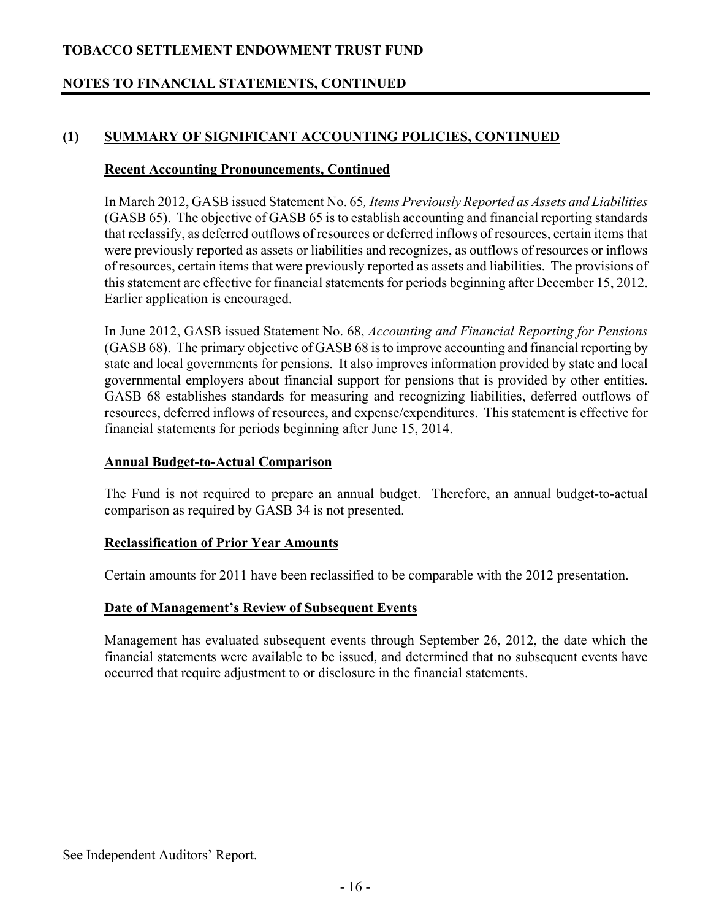# TOBACCO SETTLEMENT ENDOWMENT TRUST FUND

## NOTES TO FINANCIAL STATEMENTS, CONTINUED

### (1) SUMMARY OF SIGNIFICANT ACCOUNTING POLICIES, CONTINUED

**Recent Accounting Pronouncements, Continued**

In March 2012, GASB issued Statement No. 65*, Items Previously Reported as Assets and Liabilities* (GASB 65). The objective of GASB 65 is to establish accounting and financial reporting standards that reclassify, as deferred outflows of resources or deferred inflows of resources, certain items that were previously reported as assets or liabilities and recognizes, as outflows of resources or inflows of resources, certain items that were previously reported as assets and liabilities. The provisions of this statement are effective for financial statements for periods beginning after December 15, 2012. Earlier application is encouraged.

In June 2012, GASB issued Statement No. 68, *Accounting and Financial Reporting for Pensions* (GASB 68). The primary objective of GASB 68 is to improve accounting and financial reporting by state and local governments for pensions. It also improves information provided by state and local governmental employers about financial support for pensions that is provided by other entities. GASB 68 establishes standards for measuring and recognizing liabilities, deferred outflows of resources, deferred inflows of resources, and expense/expenditures. This statement is effective for financial statements for periods beginning after June 15, 2014.

**Annual Budget-to-Actual Comparison**

The Fund is not required to prepare an annual budget. Therefore, an annual budget-to-actual comparison as required by GASB 34 is not presented.

**Reclassification of Prior Year Amounts**

Certain amounts for 2011 have been reclassified to be comparable with the 2012 presentation.

**Date of Management's Review of Subsequent Events**

Management has evaluated subsequent events through September 26, 2012, the date which the financial statements were available to be issued, and determined that no subsequent events have occurred that require adjustment to or disclosure in the financial statements.

See Independent Auditors' Report.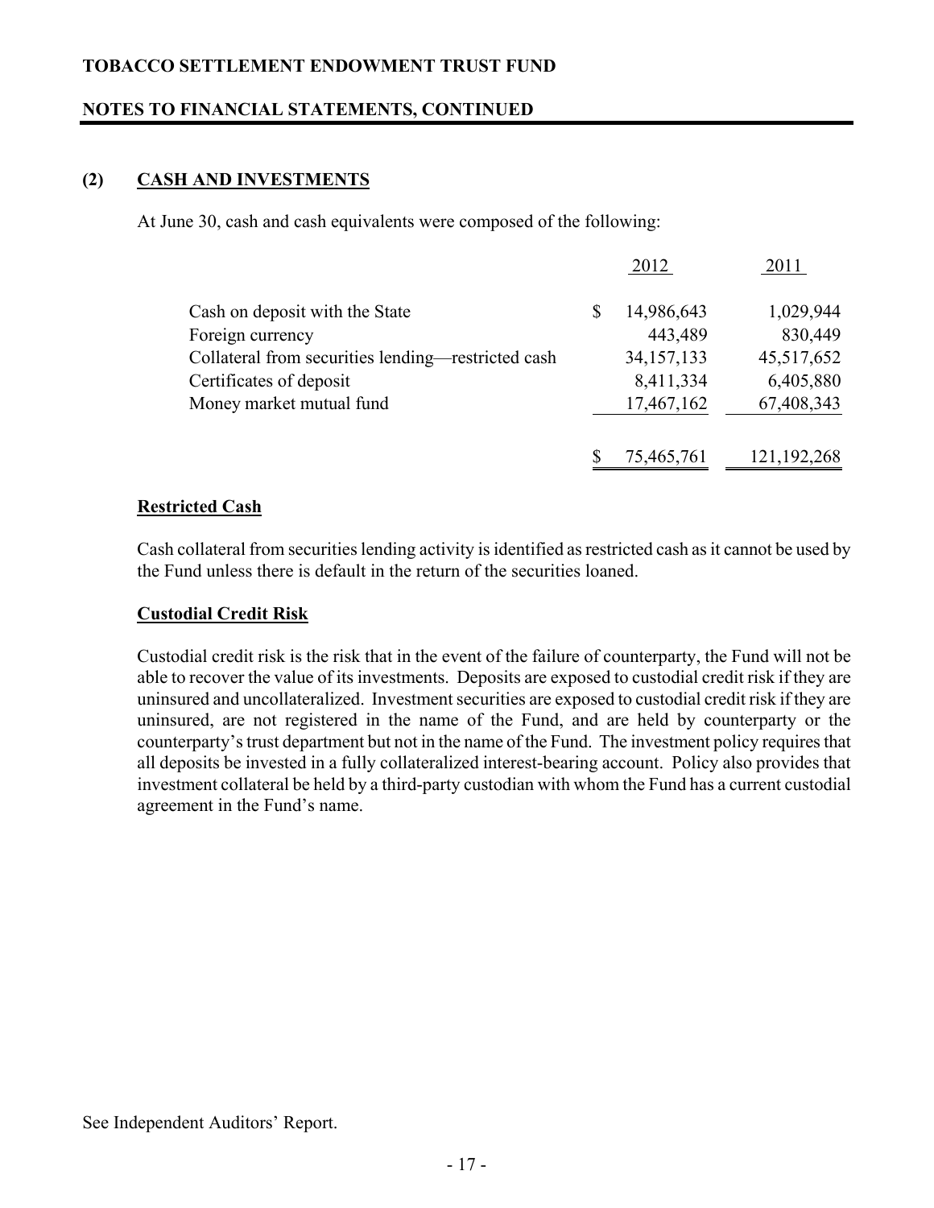## (2) CASH AND INVESTMENTS

At June 30, cash and cash equivalents were composed of the following:

| | 2012 | 2011 |
|---|---|---|
| Cash on deposit with the State | $ 14,986,643 | 1,029,944 |
| Foreign currency | 443,489 | 830,449 |
| Collateral from securities lending—restricted cash | 34,157,133 | 45,517,652 |
| Certificates of deposit | 8,411,334 | 6,405,880 |
| Money market mutual fund | 17,467,162 | 67,408,343 |
| | $ 75,465,761 | 121,192,268 |

### Restricted Cash

Cash collateral from securities lending activity is identified as restricted cash as it cannot be used by the Fund unless there is default in the return of the securities loaned.

### Custodial Credit Risk

Custodial credit risk is the risk that in the event of the failure of counterparty, the Fund will not be able to recover the value of its investments. Deposits are exposed to custodial credit risk if they are uninsured and uncollateralized. Investment securities are exposed to custodial credit risk if they are uninsured, are not registered in the name of the Fund, and are held by counterparty or the counterparty's trust department but not in the name of the Fund. The investment policy requires that all deposits be invested in a fully collateralized interest-bearing account. Policy also provides that investment collateral be held by a third-party custodian with whom the Fund has a current custodial agreement in the Fund's name.

See Independent Auditors' Report.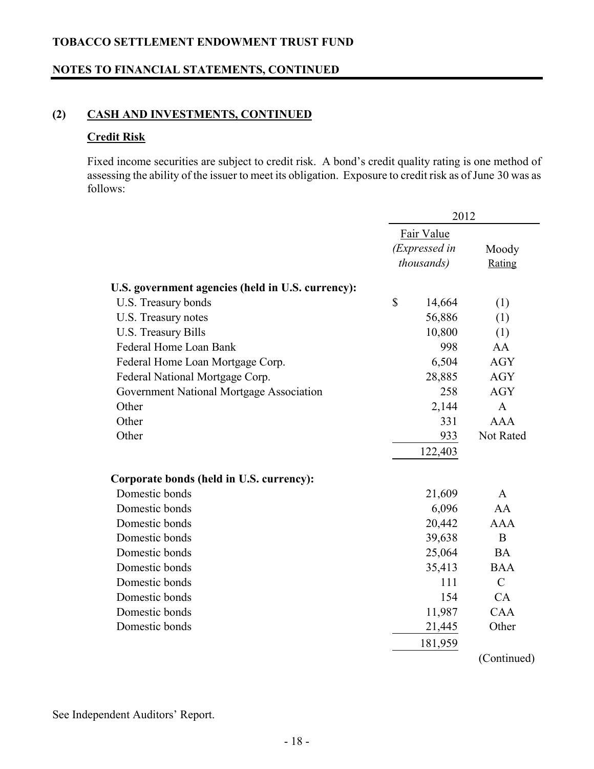## (2) CASH AND INVESTMENTS, CONTINUED

### Credit Risk

Fixed income securities are subject to credit risk. A bond's credit quality rating is one method of assessing the ability of the issuer to meet its obligation. Exposure to credit risk as of June 30 was as follows:

| | 2012 | |
|---|---|---|
| | Fair Value *(Expressed in thousands)* | Moody Rating |
| **U.S. government agencies (held in U.S. currency):** | | |
| U.S. Treasury bonds | $ 14,664 | (1) |
| U.S. Treasury notes | 56,886 | (1) |
| U.S. Treasury Bills | 10,800 | (1) |
| Federal Home Loan Bank | 998 | AA |
| Federal Home Loan Mortgage Corp. | 6,504 | AGY |
| Federal National Mortgage Corp. | 28,885 | AGY |
| Government National Mortgage Association | 258 | AGY |
| Other | 2,144 | A |
| Other | 331 | AAA |
| Other | 933 | Not Rated |
| | 122,403 | |
| **Corporate bonds (held in U.S. currency):** | | |
| Domestic bonds | 21,609 | A |
| Domestic bonds | 6,096 | AA |
| Domestic bonds | 20,442 | AAA |
| Domestic bonds | 39,638 | B |
| Domestic bonds | 25,064 | BA |
| Domestic bonds | 35,413 | BAA |
| Domestic bonds | 111 | C |
| Domestic bonds | 154 | CA |
| Domestic bonds | 11,987 | CAA |
| Domestic bonds | 21,445 | Other |
| | 181,959 | |

(Continued)

See Independent Auditors' Report.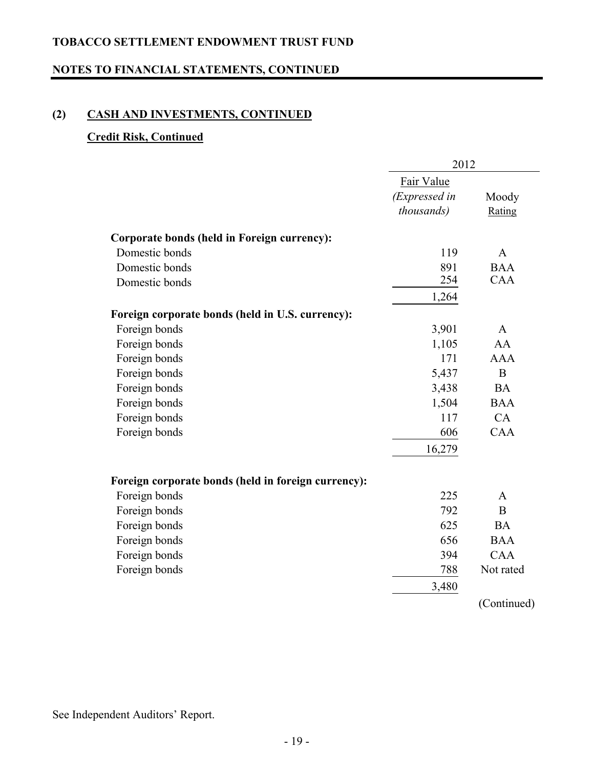## (2) CASH AND INVESTMENTS, CONTINUED

### Credit Risk, Continued

| | 2012 | |
|---|---|---|
| | Fair Value *(Expressed in thousands)* | Moody Rating |
| **Corporate bonds (held in Foreign currency):** | | |
| Domestic bonds | 119 | A |
| Domestic bonds | 891 | BAA |
| Domestic bonds | 254 | CAA |
| | 1,264 | |
| **Foreign corporate bonds (held in U.S. currency):** | | |
| Foreign bonds | 3,901 | A |
| Foreign bonds | 1,105 | AA |
| Foreign bonds | 171 | AAA |
| Foreign bonds | 5,437 | B |
| Foreign bonds | 3,438 | BA |
| Foreign bonds | 1,504 | BAA |
| Foreign bonds | 117 | CA |
| Foreign bonds | 606 | CAA |
| | 16,279 | |
| **Foreign corporate bonds (held in foreign currency):** | | |
| Foreign bonds | 225 | A |
| Foreign bonds | 792 | B |
| Foreign bonds | 625 | BA |
| Foreign bonds | 656 | BAA |
| Foreign bonds | 394 | CAA |
| Foreign bonds | 788 | Not rated |
| | 3,480 | |

(Continued)

See Independent Auditors' Report.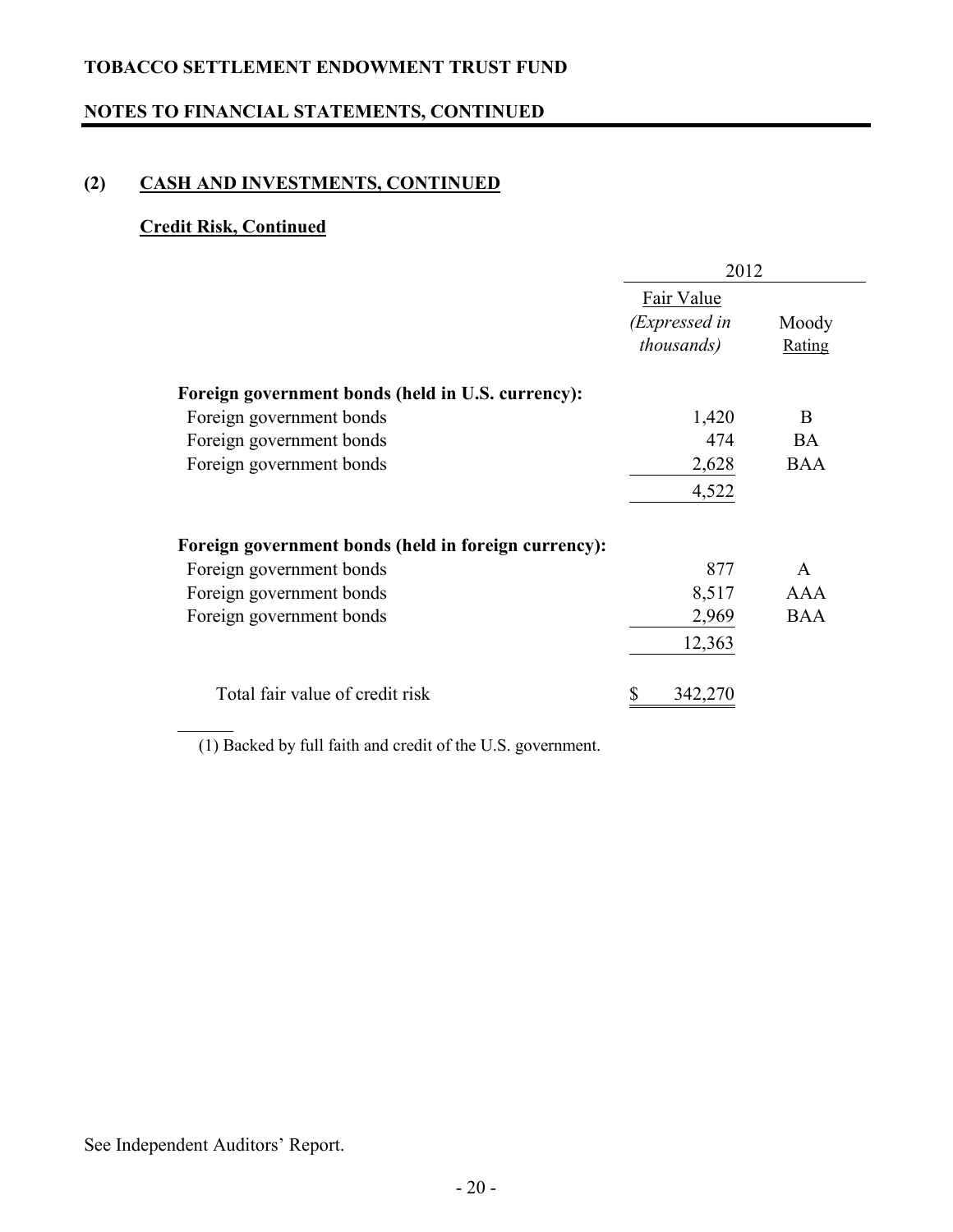**TOBACCO SETTLEMENT ENDOWMENT TRUST FUND**

**NOTES TO FINANCIAL STATEMENTS, CONTINUED**

## (2) CASH AND INVESTMENTS, CONTINUED

### Credit Risk, Continued

| | 2012 | |
|---|---|---|
| | Fair Value *(Expressed in thousands)* | Moody Rating |
| **Foreign government bonds (held in U.S. currency):** | | |
| Foreign government bonds | 1,420 | B |
| Foreign government bonds | 474 | BA |
| Foreign government bonds | 2,628 | BAA |
| | 4,522 | |
| **Foreign government bonds (held in foreign currency):** | | |
| Foreign government bonds | 877 | A |
| Foreign government bonds | 8,517 | AAA |
| Foreign government bonds | 2,969 | BAA |
| | 12,363 | |
| Total fair value of credit risk | $ 342,270 | |

(1) Backed by full faith and credit of the U.S. government.

See Independent Auditors' Report.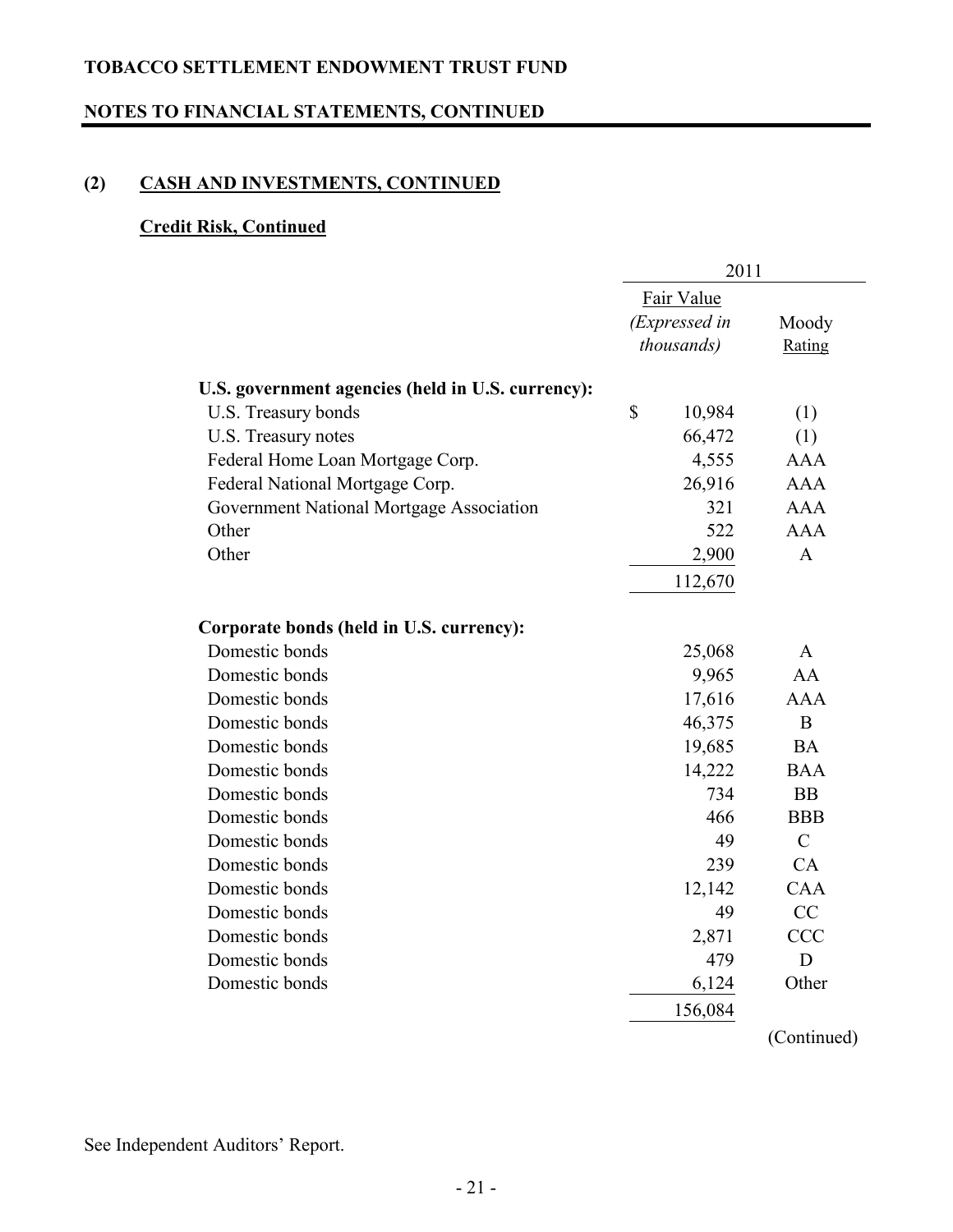**TOBACCO SETTLEMENT ENDOWMENT TRUST FUND**

**NOTES TO FINANCIAL STATEMENTS, CONTINUED**

## (2) CASH AND INVESTMENTS, CONTINUED

### Credit Risk, Continued

| | 2011 | |
|---|---|---|
| | Fair Value *(Expressed in thousands)* | Moody Rating |
| **U.S. government agencies (held in U.S. currency):** | | |
| U.S. Treasury bonds | $ 10,984 | (1) |
| U.S. Treasury notes | 66,472 | (1) |
| Federal Home Loan Mortgage Corp. | 4,555 | AAA |
| Federal National Mortgage Corp. | 26,916 | AAA |
| Government National Mortgage Association | 321 | AAA |
| Other | 522 | AAA |
| Other | 2,900 | A |
| | 112,670 | |
| **Corporate bonds (held in U.S. currency):** | | |
| Domestic bonds | 25,068 | A |
| Domestic bonds | 9,965 | AA |
| Domestic bonds | 17,616 | AAA |
| Domestic bonds | 46,375 | B |
| Domestic bonds | 19,685 | BA |
| Domestic bonds | 14,222 | BAA |
| Domestic bonds | 734 | BB |
| Domestic bonds | 466 | BBB |
| Domestic bonds | 49 | C |
| Domestic bonds | 239 | CA |
| Domestic bonds | 12,142 | CAA |
| Domestic bonds | 49 | CC |
| Domestic bonds | 2,871 | CCC |
| Domestic bonds | 479 | D |
| Domestic bonds | 6,124 | Other |
| | 156,084 | |

(Continued)

See Independent Auditors' Report.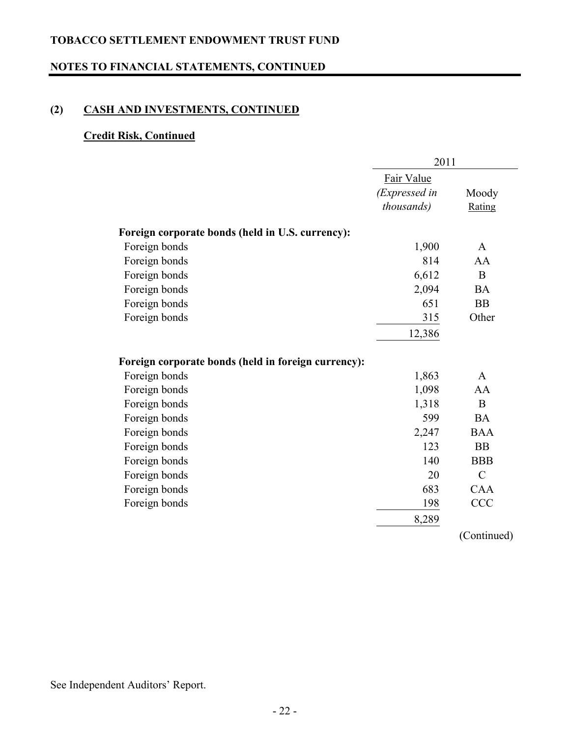**TOBACCO SETTLEMENT ENDOWMENT TRUST FUND**

**NOTES TO FINANCIAL STATEMENTS, CONTINUED**

## (2) CASH AND INVESTMENTS, CONTINUED

### Credit Risk, Continued

| | 2011 | |
|---|---|---|
| | Fair Value *(Expressed in thousands)* | Moody Rating |
| **Foreign corporate bonds (held in U.S. currency):** | | |
| Foreign bonds | 1,900 | A |
| Foreign bonds | 814 | AA |
| Foreign bonds | 6,612 | B |
| Foreign bonds | 2,094 | BA |
| Foreign bonds | 651 | BB |
| Foreign bonds | 315 | Other |
| | 12,386 | |
| **Foreign corporate bonds (held in foreign currency):** | | |
| Foreign bonds | 1,863 | A |
| Foreign bonds | 1,098 | AA |
| Foreign bonds | 1,318 | B |
| Foreign bonds | 599 | BA |
| Foreign bonds | 2,247 | BAA |
| Foreign bonds | 123 | BB |
| Foreign bonds | 140 | BBB |
| Foreign bonds | 20 | C |
| Foreign bonds | 683 | CAA |
| Foreign bonds | 198 | CCC |
| | 8,289 | |

(Continued)

See Independent Auditors' Report.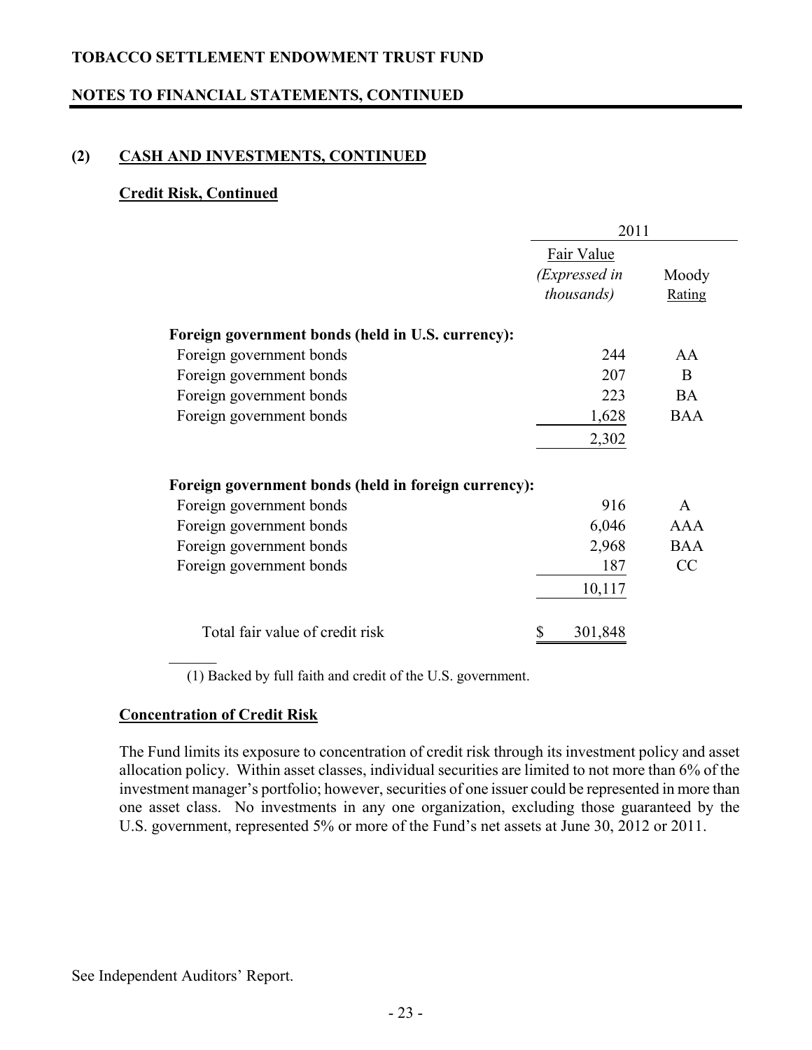**TOBACCO SETTLEMENT ENDOWMENT TRUST FUND**

**NOTES TO FINANCIAL STATEMENTS, CONTINUED**

## (2) CASH AND INVESTMENTS, CONTINUED

### Credit Risk, Continued

| | 2011 | |
|---|---|---|
| | Fair Value *(Expressed in thousands)* | Moody Rating |
| **Foreign government bonds (held in U.S. currency):** | | |
| Foreign government bonds | 244 | AA |
| Foreign government bonds | 207 | B |
| Foreign government bonds | 223 | BA |
| Foreign government bonds | 1,628 | BAA |
| | 2,302 | |
| **Foreign government bonds (held in foreign currency):** | | |
| Foreign government bonds | 916 | A |
| Foreign government bonds | 6,046 | AAA |
| Foreign government bonds | 2,968 | BAA |
| Foreign government bonds | 187 | CC |
| | 10,117 | |
| Total fair value of credit risk | $ 301,848 | |

(1) Backed by full faith and credit of the U.S. government.

### Concentration of Credit Risk

The Fund limits its exposure to concentration of credit risk through its investment policy and asset allocation policy. Within asset classes, individual securities are limited to not more than 6% of the investment manager's portfolio; however, securities of one issuer could be represented in more than one asset class. No investments in any one organization, excluding those guaranteed by the U.S. government, represented 5% or more of the Fund's net assets at June 30, 2012 or 2011.

See Independent Auditors' Report.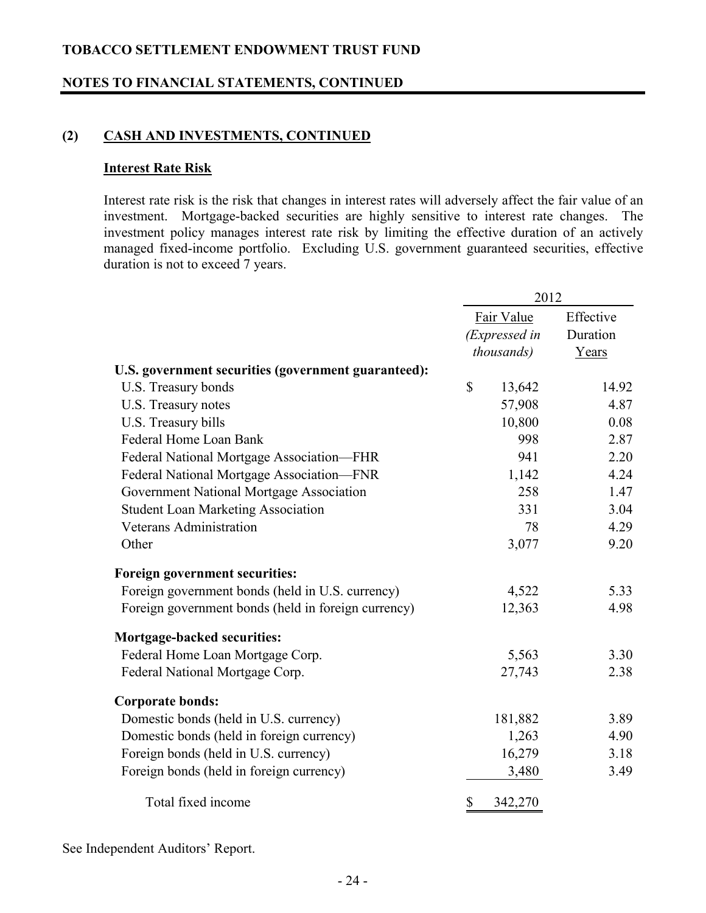## (2) CASH AND INVESTMENTS, CONTINUED

### Interest Rate Risk

Interest rate risk is the risk that changes in interest rates will adversely affect the fair value of an investment. Mortgage-backed securities are highly sensitive to interest rate changes. The investment policy manages interest rate risk by limiting the effective duration of an actively managed fixed-income portfolio. Excluding U.S. government guaranteed securities, effective duration is not to exceed 7 years.

| | 2012 | |
|---|---|---|
| | Fair Value *(Expressed in thousands)* | Effective Duration Years |
| **U.S. government securities (government guaranteed):** | | |
| U.S. Treasury bonds | $ 13,642 | 14.92 |
| U.S. Treasury notes | 57,908 | 4.87 |
| U.S. Treasury bills | 10,800 | 0.08 |
| Federal Home Loan Bank | 998 | 2.87 |
| Federal National Mortgage Association—FHR | 941 | 2.20 |
| Federal National Mortgage Association—FNR | 1,142 | 4.24 |
| Government National Mortgage Association | 258 | 1.47 |
| Student Loan Marketing Association | 331 | 3.04 |
| Veterans Administration | 78 | 4.29 |
| Other | 3,077 | 9.20 |
| **Foreign government securities:** | | |
| Foreign government bonds (held in U.S. currency) | 4,522 | 5.33 |
| Foreign government bonds (held in foreign currency) | 12,363 | 4.98 |
| **Mortgage-backed securities:** | | |
| Federal Home Loan Mortgage Corp. | 5,563 | 3.30 |
| Federal National Mortgage Corp. | 27,743 | 2.38 |
| **Corporate bonds:** | | |
| Domestic bonds (held in U.S. currency) | 181,882 | 3.89 |
| Domestic bonds (held in foreign currency) | 1,263 | 4.90 |
| Foreign bonds (held in U.S. currency) | 16,279 | 3.18 |
| Foreign bonds (held in foreign currency) | 3,480 | 3.49 |
| Total fixed income | $ 342,270 | |

See Independent Auditors' Report.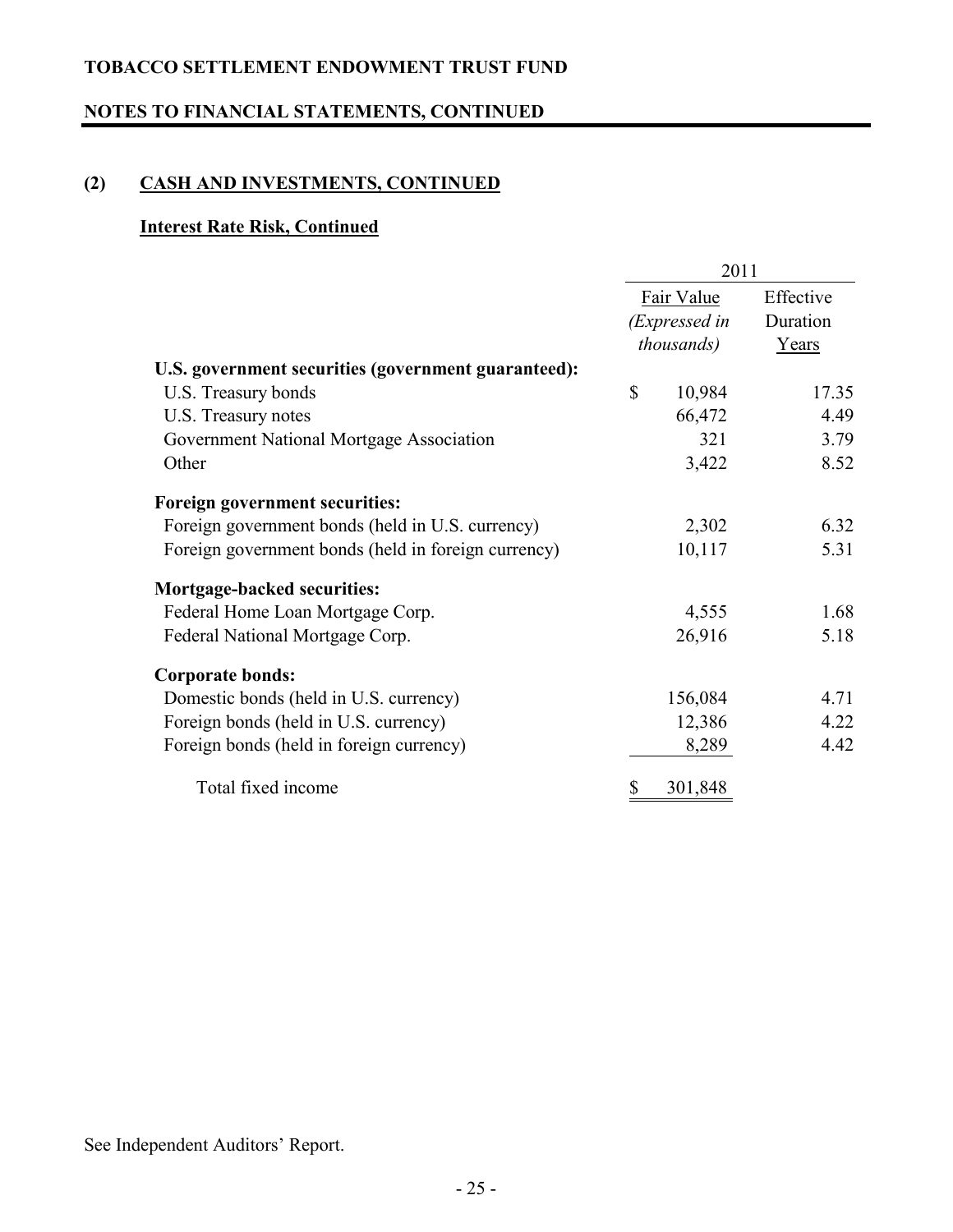## TOBACCO SETTLEMENT ENDOWMENT TRUST FUND

## NOTES TO FINANCIAL STATEMENTS, CONTINUED

### (2) CASH AND INVESTMENTS, CONTINUED

#### Interest Rate Risk, Continued

| | 2011 | |
|---|---|---|
| | Fair Value *(Expressed in thousands)* | Effective Duration Years |
| **U.S. government securities (government guaranteed):** | | |
| U.S. Treasury bonds | $ 10,984 | 17.35 |
| U.S. Treasury notes | 66,472 | 4.49 |
| Government National Mortgage Association | 321 | 3.79 |
| Other | 3,422 | 8.52 |
| **Foreign government securities:** | | |
| Foreign government bonds (held in U.S. currency) | 2,302 | 6.32 |
| Foreign government bonds (held in foreign currency) | 10,117 | 5.31 |
| **Mortgage-backed securities:** | | |
| Federal Home Loan Mortgage Corp. | 4,555 | 1.68 |
| Federal National Mortgage Corp. | 26,916 | 5.18 |
| **Corporate bonds:** | | |
| Domestic bonds (held in U.S. currency) | 156,084 | 4.71 |
| Foreign bonds (held in U.S. currency) | 12,386 | 4.22 |
| Foreign bonds (held in foreign currency) | 8,289 | 4.42 |
| Total fixed income | $ 301,848 | |

See Independent Auditors' Report.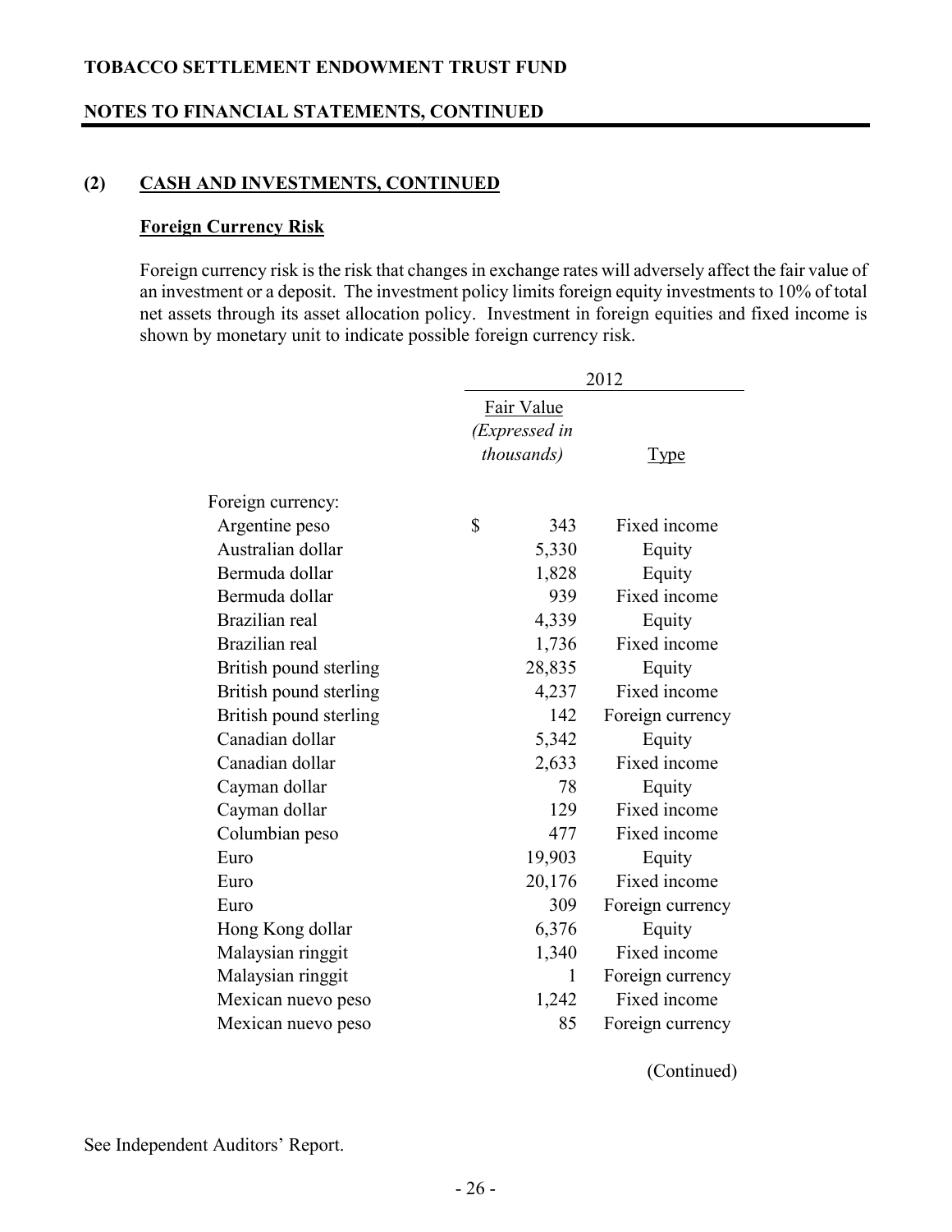TOBACCO SETTLEMENT ENDOWMENT TRUST FUND

NOTES TO FINANCIAL STATEMENTS, CONTINUED

## (2) CASH AND INVESTMENTS, CONTINUED

### Foreign Currency Risk

Foreign currency risk is the risk that changes in exchange rates will adversely affect the fair value of an investment or a deposit. The investment policy limits foreign equity investments to 10% of total net assets through its asset allocation policy. Investment in foreign equities and fixed income is shown by monetary unit to indicate possible foreign currency risk.

| | 2012 | |
|---|---|---|
| | Fair Value *(Expressed in thousands)* | Type |
| Foreign currency: | | |
| Argentine peso | $ 343 | Fixed income |
| Australian dollar | 5,330 | Equity |
| Bermuda dollar | 1,828 | Equity |
| Bermuda dollar | 939 | Fixed income |
| Brazilian real | 4,339 | Equity |
| Brazilian real | 1,736 | Fixed income |
| British pound sterling | 28,835 | Equity |
| British pound sterling | 4,237 | Fixed income |
| British pound sterling | 142 | Foreign currency |
| Canadian dollar | 5,342 | Equity |
| Canadian dollar | 2,633 | Fixed income |
| Cayman dollar | 78 | Equity |
| Cayman dollar | 129 | Fixed income |
| Columbian peso | 477 | Fixed income |
| Euro | 19,903 | Equity |
| Euro | 20,176 | Fixed income |
| Euro | 309 | Foreign currency |
| Hong Kong dollar | 6,376 | Equity |
| Malaysian ringgit | 1,340 | Fixed income |
| Malaysian ringgit | 1 | Foreign currency |
| Mexican nuevo peso | 1,242 | Fixed income |
| Mexican nuevo peso | 85 | Foreign currency |

(Continued)

See Independent Auditors' Report.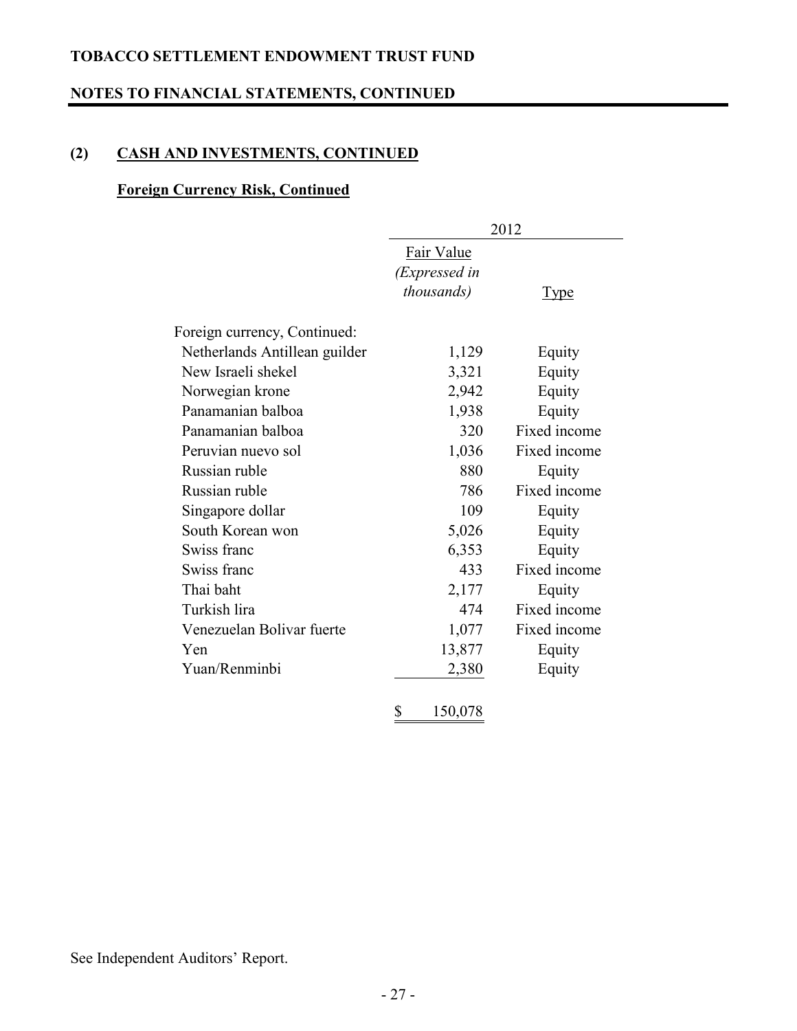## (2) CASH AND INVESTMENTS, CONTINUED

### Foreign Currency Risk, Continued

| | 2012 | |
|---|---|---|
| | Fair Value *(Expressed in thousands)* | Type |
| Foreign currency, Continued: | | |
| Netherlands Antillean guilder | 1,129 | Equity |
| New Israeli shekel | 3,321 | Equity |
| Norwegian krone | 2,942 | Equity |
| Panamanian balboa | 1,938 | Equity |
| Panamanian balboa | 320 | Fixed income |
| Peruvian nuevo sol | 1,036 | Fixed income |
| Russian ruble | 880 | Equity |
| Russian ruble | 786 | Fixed income |
| Singapore dollar | 109 | Equity |
| South Korean won | 5,026 | Equity |
| Swiss franc | 6,353 | Equity |
| Swiss franc | 433 | Fixed income |
| Thai baht | 2,177 | Equity |
| Turkish lira | 474 | Fixed income |
| Venezuelan Bolivar fuerte | 1,077 | Fixed income |
| Yen | 13,877 | Equity |
| Yuan/Renminbi | 2,380 | Equity |
| | $ 150,078 | |

See Independent Auditors' Report.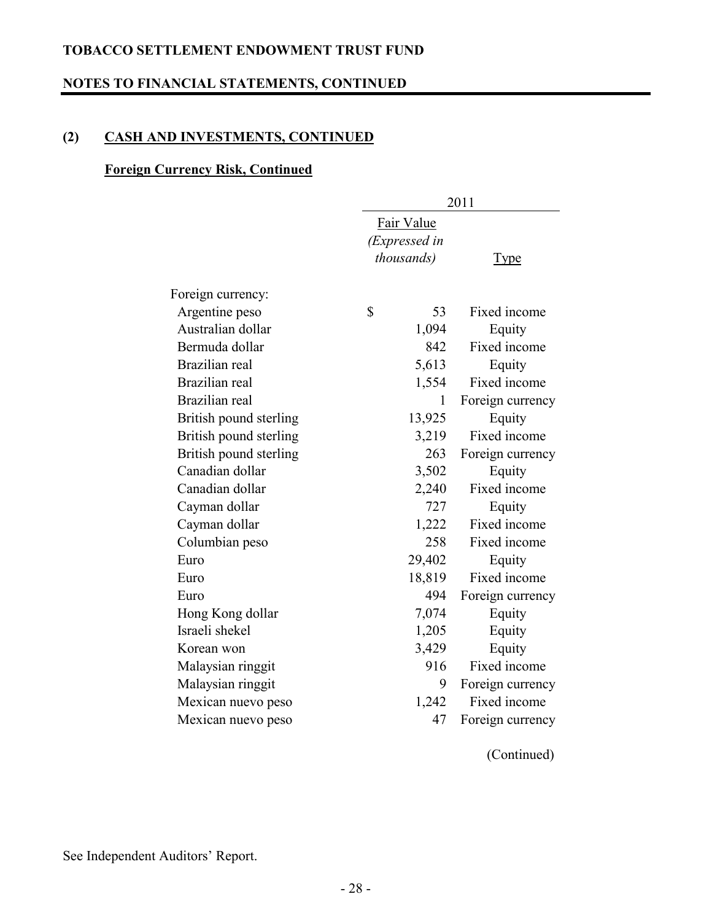## (2) CASH AND INVESTMENTS, CONTINUED

### Foreign Currency Risk, Continued

| | 2011 | |
|---|---|---|
| | Fair Value *(Expressed in thousands)* | Type |
| Foreign currency: | | |
| Argentine peso | $ 53 | Fixed income |
| Australian dollar | 1,094 | Equity |
| Bermuda dollar | 842 | Fixed income |
| Brazilian real | 5,613 | Equity |
| Brazilian real | 1,554 | Fixed income |
| Brazilian real | 1 | Foreign currency |
| British pound sterling | 13,925 | Equity |
| British pound sterling | 3,219 | Fixed income |
| British pound sterling | 263 | Foreign currency |
| Canadian dollar | 3,502 | Equity |
| Canadian dollar | 2,240 | Fixed income |
| Cayman dollar | 727 | Equity |
| Cayman dollar | 1,222 | Fixed income |
| Columbian peso | 258 | Fixed income |
| Euro | 29,402 | Equity |
| Euro | 18,819 | Fixed income |
| Euro | 494 | Foreign currency |
| Hong Kong dollar | 7,074 | Equity |
| Israeli shekel | 1,205 | Equity |
| Korean won | 3,429 | Equity |
| Malaysian ringgit | 916 | Fixed income |
| Malaysian ringgit | 9 | Foreign currency |
| Mexican nuevo peso | 1,242 | Fixed income |
| Mexican nuevo peso | 47 | Foreign currency |

(Continued)

See Independent Auditors' Report.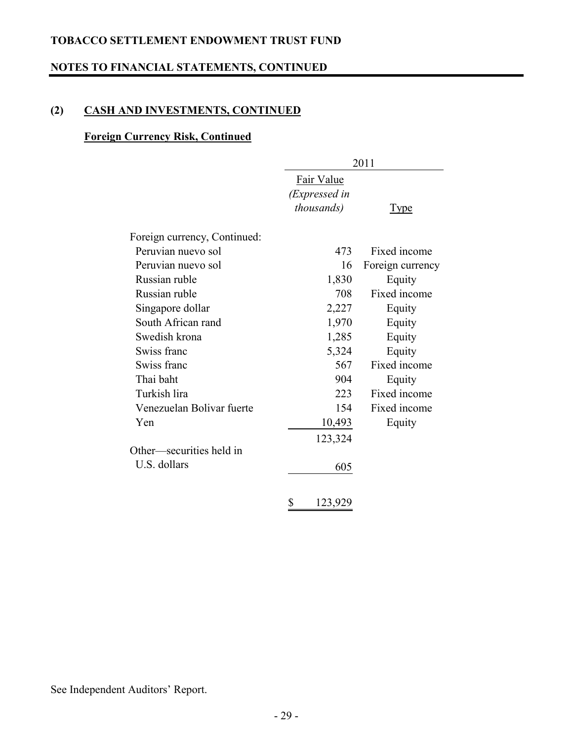**TOBACCO SETTLEMENT ENDOWMENT TRUST FUND**

**NOTES TO FINANCIAL STATEMENTS, CONTINUED**

## (2) CASH AND INVESTMENTS, CONTINUED

### Foreign Currency Risk, Continued

| | 2011 | |
|---|---|---|
| | Fair Value *(Expressed in thousands)* | Type |
| Foreign currency, Continued: | | |
| Peruvian nuevo sol | 473 | Fixed income |
| Peruvian nuevo sol | 16 | Foreign currency |
| Russian ruble | 1,830 | Equity |
| Russian ruble | 708 | Fixed income |
| Singapore dollar | 2,227 | Equity |
| South African rand | 1,970 | Equity |
| Swedish krona | 1,285 | Equity |
| Swiss franc | 5,324 | Equity |
| Swiss franc | 567 | Fixed income |
| Thai baht | 904 | Equity |
| Turkish lira | 223 | Fixed income |
| Venezuelan Bolivar fuerte | 154 | Fixed income |
| Yen | 10,493 | Equity |
| | 123,324 | |
| Other—securities held in U.S. dollars | 605 | |
| | $ 123,929 | |

See Independent Auditors' Report.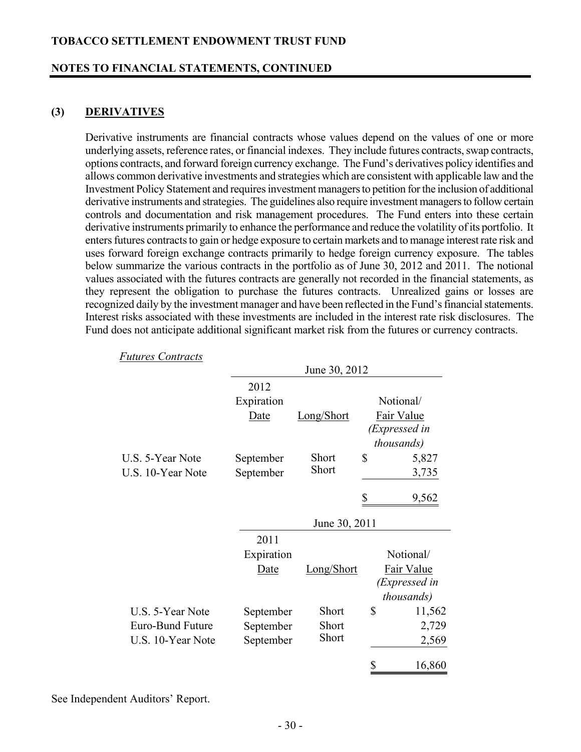# TOBACCO SETTLEMENT ENDOWMENT TRUST FUND

## NOTES TO FINANCIAL STATEMENTS, CONTINUED

### (3) DERIVATIVES

Derivative instruments are financial contracts whose values depend on the values of one or more underlying assets, reference rates, or financial indexes. They include futures contracts, swap contracts, options contracts, and forward foreign currency exchange. The Fund's derivatives policy identifies and allows common derivative investments and strategies which are consistent with applicable law and the Investment Policy Statement and requires investment managers to petition for the inclusion of additional derivative instruments and strategies. The guidelines also require investment managers to follow certain controls and documentation and risk management procedures. The Fund enters into these certain derivative instruments primarily to enhance the performance and reduce the volatility of its portfolio. It enters futures contracts to gain or hedge exposure to certain markets and to manage interest rate risk and uses forward foreign exchange contracts primarily to hedge foreign currency exposure. The tables below summarize the various contracts in the portfolio as of June 30, 2012 and 2011. The notional values associated with the futures contracts are generally not recorded in the financial statements, as they represent the obligation to purchase the futures contracts. Unrealized gains or losses are recognized daily by the investment manager and have been reflected in the Fund's financial statements. Interest risks associated with these investments are included in the interest rate risk disclosures. The Fund does not anticipate additional significant market risk from the futures or currency contracts.

*Futures Contracts*

| | June 30, 2012 | | |
|---|---|---|---|
| | 2012 Expiration Date | Long/Short | Notional/ Fair Value *(Expressed in thousands)* |
| U.S. 5-Year Note | September | Short | $ 5,827 |
| U.S. 10-Year Note | September | Short | 3,735 |
| | | | $ 9,562 |

| | June 30, 2011 | | |
|---|---|---|---|
| | 2011 Expiration Date | Long/Short | Notional/ Fair Value *(Expressed in thousands)* |
| U.S. 5-Year Note | September | Short | $ 11,562 |
| Euro-Bund Future | September | Short | 2,729 |
| U.S. 10-Year Note | September | Short | 2,569 |
| | | | $ 16,860 |

See Independent Auditors' Report.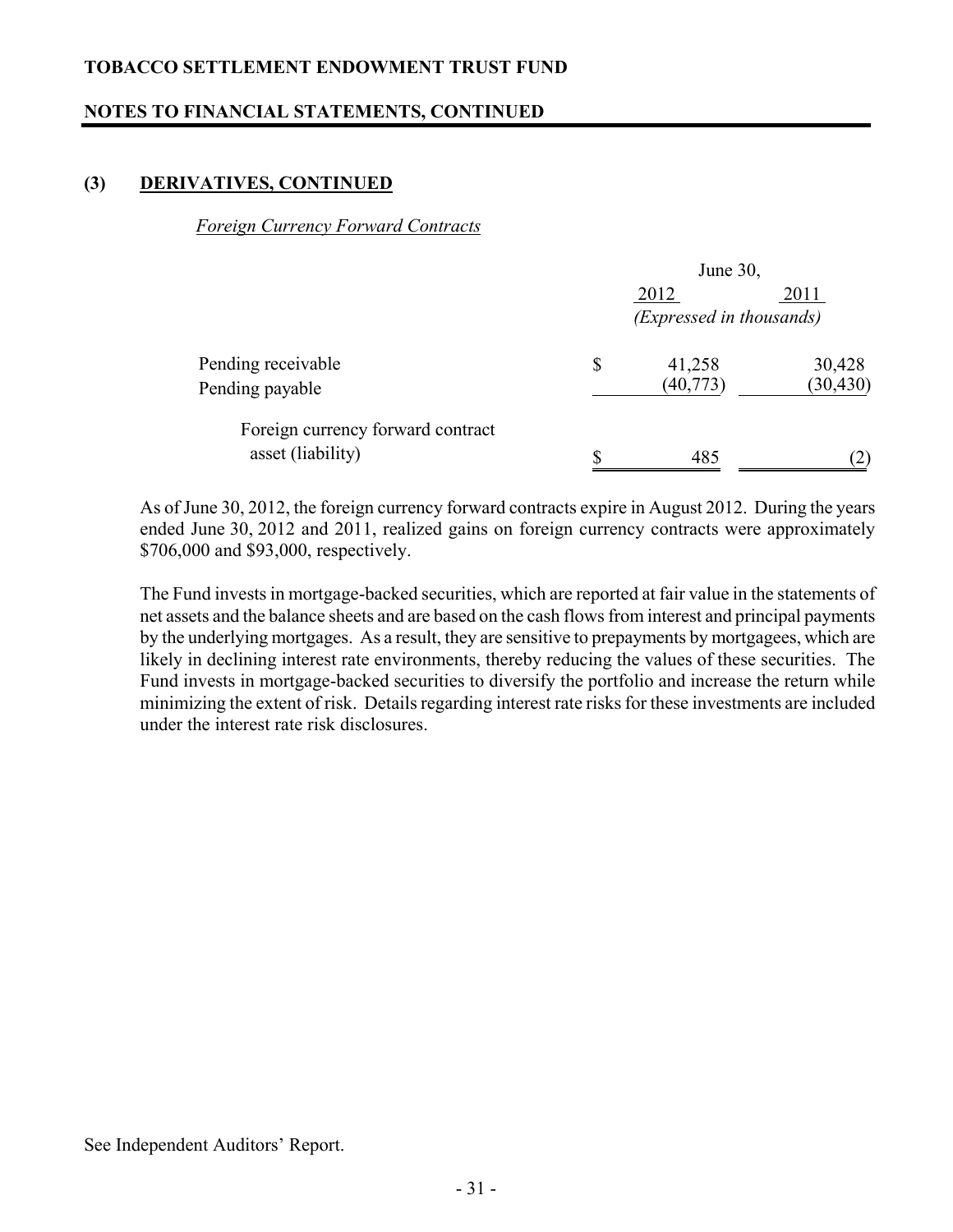## (3) DERIVATIVES, CONTINUED

*Foreign Currency Forward Contracts*

| | June 30, 2012 | June 30, 2011 |
|---|---|---|
| | *(Expressed in thousands)* | |
| Pending receivable | $ 41,258 | 30,428 |
| Pending payable | (40,773) | (30,430) |
| Foreign currency forward contract asset (liability) | $ 485 | (2) |

As of June 30, 2012, the foreign currency forward contracts expire in August 2012. During the years ended June 30, 2012 and 2011, realized gains on foreign currency contracts were approximately $706,000 and $93,000, respectively.

The Fund invests in mortgage-backed securities, which are reported at fair value in the statements of net assets and the balance sheets and are based on the cash flows from interest and principal payments by the underlying mortgages. As a result, they are sensitive to prepayments by mortgagees, which are likely in declining interest rate environments, thereby reducing the values of these securities. The Fund invests in mortgage-backed securities to diversify the portfolio and increase the return while minimizing the extent of risk. Details regarding interest rate risks for these investments are included under the interest rate risk disclosures.

See Independent Auditors' Report.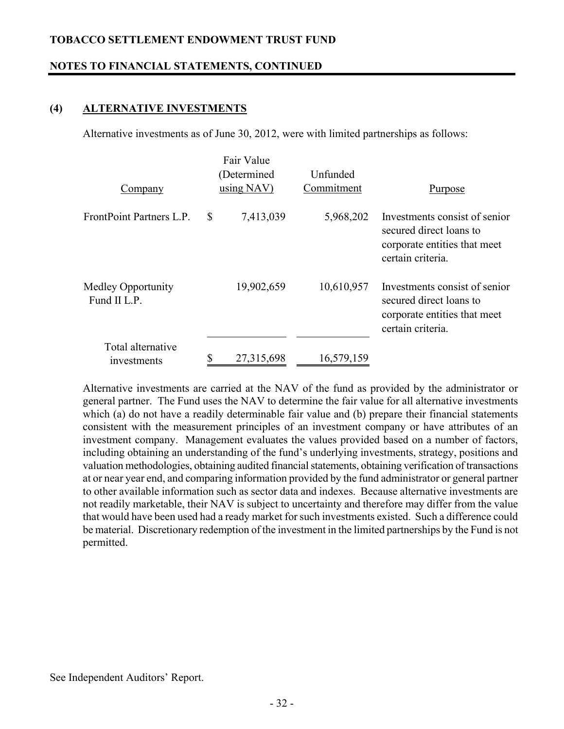## (4) ALTERNATIVE INVESTMENTS

Alternative investments as of June 30, 2012, were with limited partnerships as follows:

| Company | Fair Value (Determined using NAV) | Unfunded Commitment | Purpose |
|---|---|---|---|
| FrontPoint Partners L.P. | $ 7,413,039 | 5,968,202 | Investments consist of senior secured direct loans to corporate entities that meet certain criteria. |
| Medley Opportunity Fund II L.P. | 19,902,659 | 10,610,957 | Investments consist of senior secured direct loans to corporate entities that meet certain criteria. |
| Total alternative investments | $ 27,315,698 | 16,579,159 | |

Alternative investments are carried at the NAV of the fund as provided by the administrator or general partner. The Fund uses the NAV to determine the fair value for all alternative investments which (a) do not have a readily determinable fair value and (b) prepare their financial statements consistent with the measurement principles of an investment company or have attributes of an investment company. Management evaluates the values provided based on a number of factors, including obtaining an understanding of the fund's underlying investments, strategy, positions and valuation methodologies, obtaining audited financial statements, obtaining verification of transactions at or near year end, and comparing information provided by the fund administrator or general partner to other available information such as sector data and indexes. Because alternative investments are not readily marketable, their NAV is subject to uncertainty and therefore may differ from the value that would have been used had a ready market for such investments existed. Such a difference could be material. Discretionary redemption of the investment in the limited partnerships by the Fund is not permitted.

See Independent Auditors' Report.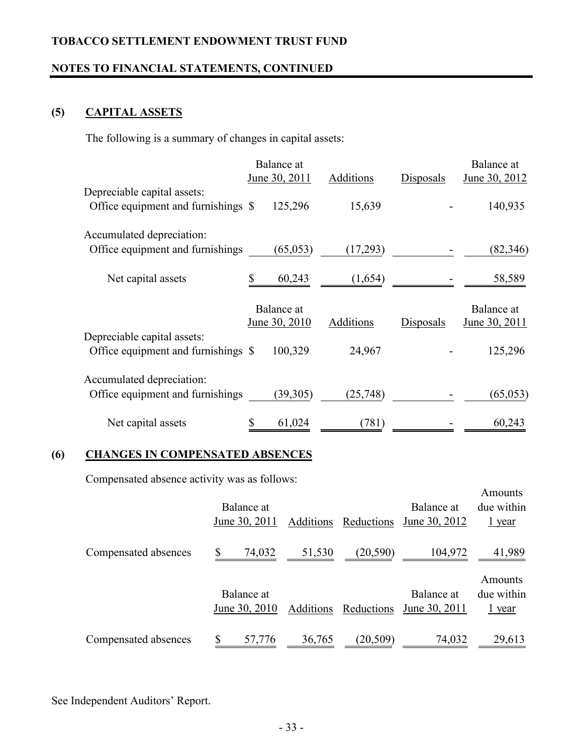TOBACCO SETTLEMENT ENDOWMENT TRUST FUND

NOTES TO FINANCIAL STATEMENTS, CONTINUED

## (5) CAPITAL ASSETS

The following is a summary of changes in capital assets:

| | Balance at June 30, 2011 | Additions | Disposals | Balance at June 30, 2012 |
|---|---|---|---|---|
| Depreciable capital assets: | | | | |
| Office equipment and furnishings | $ 125,296 | 15,639 | - | 140,935 |
| Accumulated depreciation: | | | | |
| Office equipment and furnishings | (65,053) | (17,293) | - | (82,346) |
| Net capital assets | $ 60,243 | (1,654) | - | 58,589 |

| | Balance at June 30, 2010 | Additions | Disposals | Balance at June 30, 2011 |
|---|---|---|---|---|
| Depreciable capital assets: | | | | |
| Office equipment and furnishings | $ 100,329 | 24,967 | - | 125,296 |
| Accumulated depreciation: | | | | |
| Office equipment and furnishings | (39,305) | (25,748) | - | (65,053) |
| Net capital assets | $ 61,024 | (781) | - | 60,243 |

## (6) CHANGES IN COMPENSATED ABSENCES

Compensated absence activity was as follows:

| | Balance at June 30, 2011 | Additions | Reductions | Balance at June 30, 2012 | Amounts due within 1 year |
|---|---|---|---|---|---|
| Compensated absences | $ 74,032 | 51,530 | (20,590) | 104,972 | 41,989 |

| | Balance at June 30, 2010 | Additions | Reductions | Balance at June 30, 2011 | Amounts due within 1 year |
|---|---|---|---|---|---|
| Compensated absences | $ 57,776 | 36,765 | (20,509) | 74,032 | 29,613 |

See Independent Auditors' Report.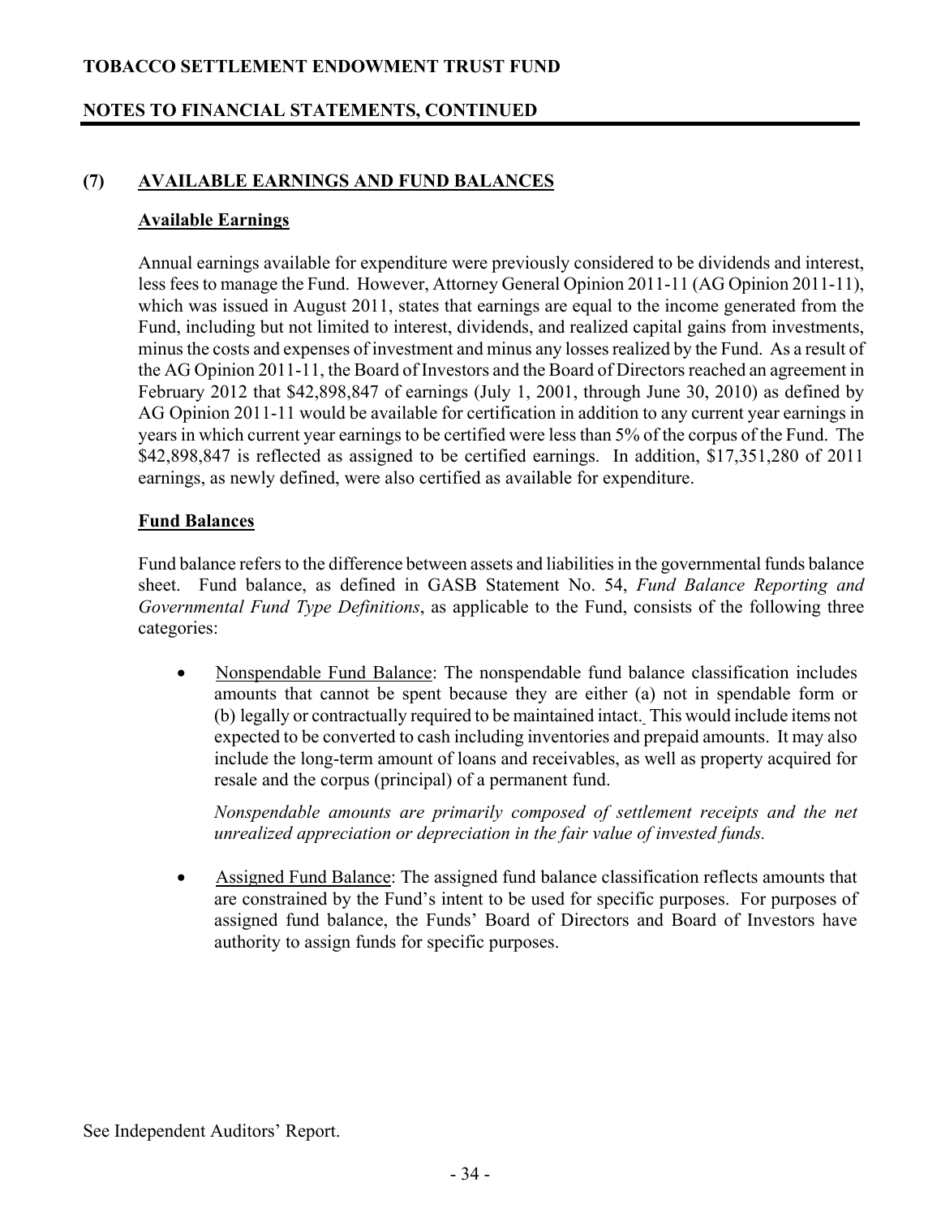## (7) AVAILABLE EARNINGS AND FUND BALANCES

### Available Earnings

Annual earnings available for expenditure were previously considered to be dividends and interest, less fees to manage the Fund. However, Attorney General Opinion 2011-11 (AG Opinion 2011-11), which was issued in August 2011, states that earnings are equal to the income generated from the Fund, including but not limited to interest, dividends, and realized capital gains from investments, minus the costs and expenses of investment and minus any losses realized by the Fund. As a result of the AG Opinion 2011-11, the Board of Investors and the Board of Directors reached an agreement in February 2012 that $42,898,847 of earnings (July 1, 2001, through June 30, 2010) as defined by AG Opinion 2011-11 would be available for certification in addition to any current year earnings in years in which current year earnings to be certified were less than 5% of the corpus of the Fund. The $42,898,847 is reflected as assigned to be certified earnings. In addition, $17,351,280 of 2011 earnings, as newly defined, were also certified as available for expenditure.

### Fund Balances

Fund balance refers to the difference between assets and liabilities in the governmental funds balance sheet. Fund balance, as defined in GASB Statement No. 54, *Fund Balance Reporting and Governmental Fund Type Definitions*, as applicable to the Fund, consists of the following three categories:

- Nonspendable Fund Balance: The nonspendable fund balance classification includes amounts that cannot be spent because they are either (a) not in spendable form or (b) legally or contractually required to be maintained intact. This would include items not expected to be converted to cash including inventories and prepaid amounts. It may also include the long-term amount of loans and receivables, as well as property acquired for resale and the corpus (principal) of a permanent fund.

  *Nonspendable amounts are primarily composed of settlement receipts and the net unrealized appreciation or depreciation in the fair value of invested funds.*

- Assigned Fund Balance: The assigned fund balance classification reflects amounts that are constrained by the Fund's intent to be used for specific purposes. For purposes of assigned fund balance, the Funds' Board of Directors and Board of Investors have authority to assign funds for specific purposes.

See Independent Auditors' Report.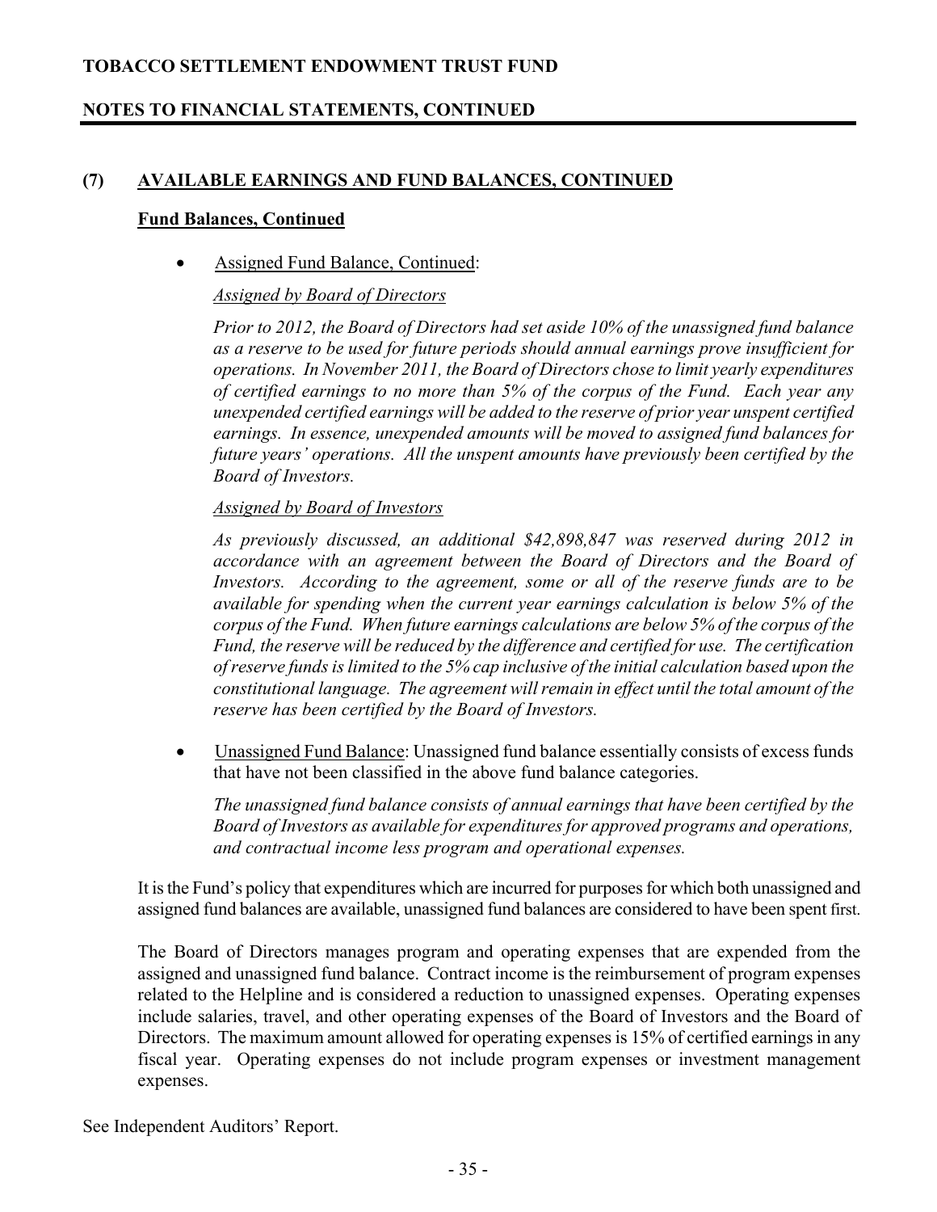## (7) AVAILABLE EARNINGS AND FUND BALANCES, CONTINUED

### Fund Balances, Continued

- Assigned Fund Balance, Continued:

  *Assigned by Board of Directors*

  *Prior to 2012, the Board of Directors had set aside 10% of the unassigned fund balance as a reserve to be used for future periods should annual earnings prove insufficient for operations. In November 2011, the Board of Directors chose to limit yearly expenditures of certified earnings to no more than 5% of the corpus of the Fund. Each year any unexpended certified earnings will be added to the reserve of prior year unspent certified earnings. In essence, unexpended amounts will be moved to assigned fund balances for future years' operations. All the unspent amounts have previously been certified by the Board of Investors.*

  *Assigned by Board of Investors*

  *As previously discussed, an additional $42,898,847 was reserved during 2012 in accordance with an agreement between the Board of Directors and the Board of Investors. According to the agreement, some or all of the reserve funds are to be available for spending when the current year earnings calculation is below 5% of the corpus of the Fund. When future earnings calculations are below 5% of the corpus of the Fund, the reserve will be reduced by the difference and certified for use. The certification of reserve funds is limited to the 5% cap inclusive of the initial calculation based upon the constitutional language. The agreement will remain in effect until the total amount of the reserve has been certified by the Board of Investors.*

- Unassigned Fund Balance: Unassigned fund balance essentially consists of excess funds that have not been classified in the above fund balance categories.

  *The unassigned fund balance consists of annual earnings that have been certified by the Board of Investors as available for expenditures for approved programs and operations, and contractual income less program and operational expenses.*

It is the Fund's policy that expenditures which are incurred for purposes for which both unassigned and assigned fund balances are available, unassigned fund balances are considered to have been spent first.

The Board of Directors manages program and operating expenses that are expended from the assigned and unassigned fund balance. Contract income is the reimbursement of program expenses related to the Helpline and is considered a reduction to unassigned expenses. Operating expenses include salaries, travel, and other operating expenses of the Board of Investors and the Board of Directors. The maximum amount allowed for operating expenses is 15% of certified earnings in any fiscal year. Operating expenses do not include program expenses or investment management expenses.

See Independent Auditors' Report.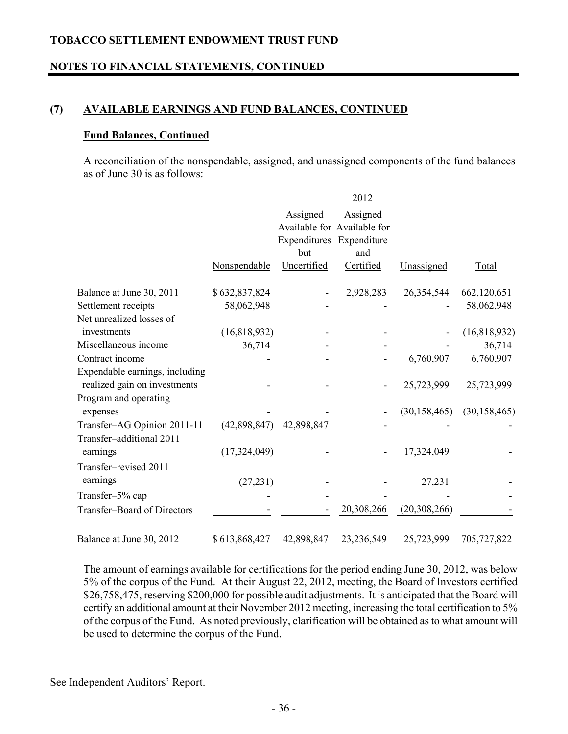## (7) AVAILABLE EARNINGS AND FUND BALANCES, CONTINUED

### Fund Balances, Continued

A reconciliation of the nonspendable, assigned, and unassigned components of the fund balances as of June 30 is as follows:

| | 2012 | | | | |
|---|---|---|---|---|---|
| | Nonspendable | Assigned Available for Expenditures but Uncertified | Assigned Available for Expenditure and Certified | Unassigned | Total |
| Balance at June 30, 2011 | $ 632,837,824 | - | 2,928,283 | 26,354,544 | 662,120,651 |
| Settlement receipts | 58,062,948 | - | - | - | 58,062,948 |
| Net unrealized losses of investments | (16,818,932) | - | - | - | (16,818,932) |
| Miscellaneous income | 36,714 | - | - | - | 36,714 |
| Contract income | - | - | - | 6,760,907 | 6,760,907 |
| Expendable earnings, including realized gain on investments | - | - | - | 25,723,999 | 25,723,999 |
| Program and operating expenses | - | - | - | (30,158,465) | (30,158,465) |
| Transfer–AG Opinion 2011-11 | (42,898,847) | 42,898,847 | - | - | - |
| Transfer–additional 2011 earnings | (17,324,049) | - | - | 17,324,049 | - |
| Transfer–revised 2011 earnings | (27,231) | - | - | 27,231 | - |
| Transfer–5% cap | - | - | - | - | - |
| Transfer–Board of Directors | - | - | 20,308,266 | (20,308,266) | - |
| Balance at June 30, 2012 | $ 613,868,427 | 42,898,847 | 23,236,549 | 25,723,999 | 705,727,822 |

The amount of earnings available for certifications for the period ending June 30, 2012, was below 5% of the corpus of the Fund. At their August 22, 2012, meeting, the Board of Investors certified $26,758,475, reserving $200,000 for possible audit adjustments. It is anticipated that the Board will certify an additional amount at their November 2012 meeting, increasing the total certification to 5% of the corpus of the Fund. As noted previously, clarification will be obtained as to what amount will be used to determine the corpus of the Fund.

See Independent Auditors' Report.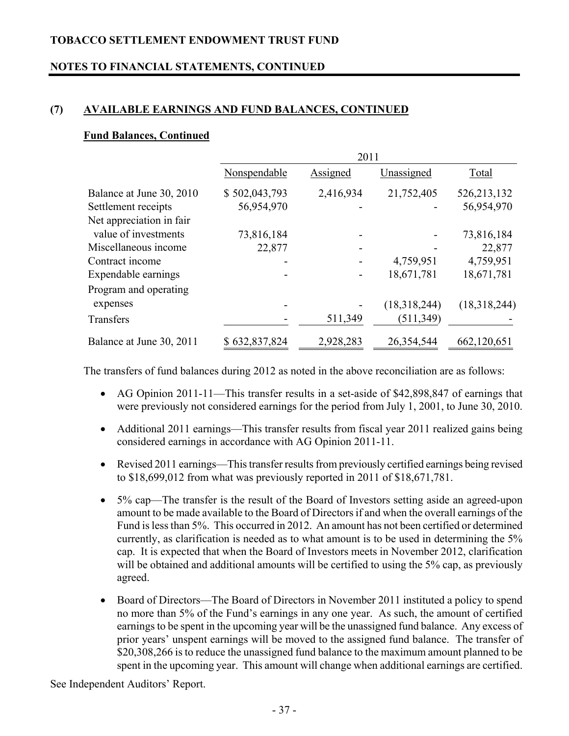**TOBACCO SETTLEMENT ENDOWMENT TRUST FUND**

**NOTES TO FINANCIAL STATEMENTS, CONTINUED**

## (7) AVAILABLE EARNINGS AND FUND BALANCES, CONTINUED

### Fund Balances, Continued

| | 2011 | | | |
|---|---|---|---|---|
| | Nonspendable | Assigned | Unassigned | Total |
| Balance at June 30, 2010 | $ 502,043,793 | 2,416,934 | 21,752,405 | 526,213,132 |
| Settlement receipts | 56,954,970 | - | - | 56,954,970 |
| Net appreciation in fair value of investments | 73,816,184 | - | - | 73,816,184 |
| Miscellaneous income | 22,877 | - | - | 22,877 |
| Contract income | - | - | 4,759,951 | 4,759,951 |
| Expendable earnings | - | - | 18,671,781 | 18,671,781 |
| Program and operating expenses | - | - | (18,318,244) | (18,318,244) |
| Transfers | - | 511,349 | (511,349) | - |
| Balance at June 30, 2011 | $ 632,837,824 | 2,928,283 | 26,354,544 | 662,120,651 |

The transfers of fund balances during 2012 as noted in the above reconciliation are as follows:

- AG Opinion 2011-11—This transfer results in a set-aside of $42,898,847 of earnings that were previously not considered earnings for the period from July 1, 2001, to June 30, 2010.
- Additional 2011 earnings—This transfer results from fiscal year 2011 realized gains being considered earnings in accordance with AG Opinion 2011-11.
- Revised 2011 earnings—This transfer results from previously certified earnings being revised to $18,699,012 from what was previously reported in 2011 of $18,671,781.
- 5% cap—The transfer is the result of the Board of Investors setting aside an agreed-upon amount to be made available to the Board of Directors if and when the overall earnings of the Fund is less than 5%. This occurred in 2012. An amount has not been certified or determined currently, as clarification is needed as to what amount is to be used in determining the 5% cap. It is expected that when the Board of Investors meets in November 2012, clarification will be obtained and additional amounts will be certified to using the 5% cap, as previously agreed.
- Board of Directors—The Board of Directors in November 2011 instituted a policy to spend no more than 5% of the Fund's earnings in any one year. As such, the amount of certified earnings to be spent in the upcoming year will be the unassigned fund balance. Any excess of prior years' unspent earnings will be moved to the assigned fund balance. The transfer of $20,308,266 is to reduce the unassigned fund balance to the maximum amount planned to be spent in the upcoming year. This amount will change when additional earnings are certified.

See Independent Auditors' Report.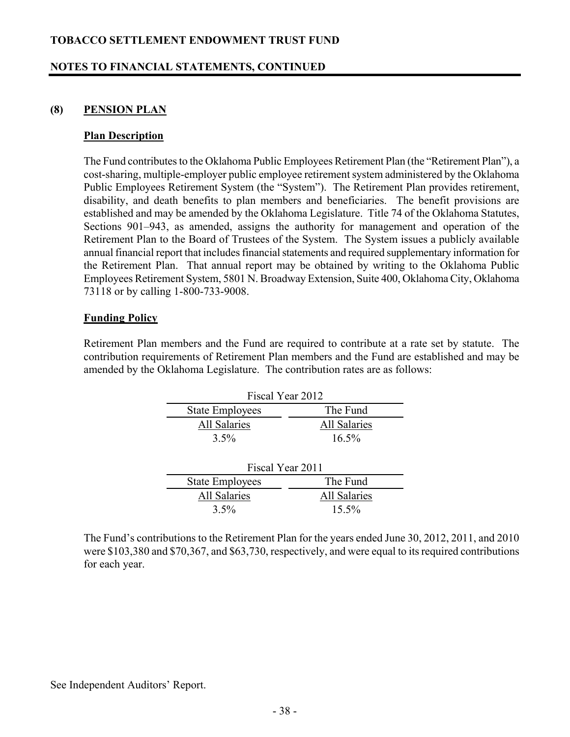## (8) PENSION PLAN

### Plan Description

The Fund contributes to the Oklahoma Public Employees Retirement Plan (the "Retirement Plan"), a cost-sharing, multiple-employer public employee retirement system administered by the Oklahoma Public Employees Retirement System (the "System"). The Retirement Plan provides retirement, disability, and death benefits to plan members and beneficiaries. The benefit provisions are established and may be amended by the Oklahoma Legislature. Title 74 of the Oklahoma Statutes, Sections 901–943, as amended, assigns the authority for management and operation of the Retirement Plan to the Board of Trustees of the System. The System issues a publicly available annual financial report that includes financial statements and required supplementary information for the Retirement Plan. That annual report may be obtained by writing to the Oklahoma Public Employees Retirement System, 5801 N. Broadway Extension, Suite 400, Oklahoma City, Oklahoma 73118 or by calling 1-800-733-9008.

### Funding Policy

Retirement Plan members and the Fund are required to contribute at a rate set by statute. The contribution requirements of Retirement Plan members and the Fund are established and may be amended by the Oklahoma Legislature. The contribution rates are as follows:

| Fiscal Year 2012 | |
|---|---|
| State Employees | The Fund |
| All Salaries | All Salaries |
| 3.5% | 16.5% |

| Fiscal Year 2011 | |
|---|---|
| State Employees | The Fund |
| All Salaries | All Salaries |
| 3.5% | 15.5% |

The Fund's contributions to the Retirement Plan for the years ended June 30, 2012, 2011, and 2010 were $103,380 and $70,367, and $63,730, respectively, and were equal to its required contributions for each year.

See Independent Auditors' Report.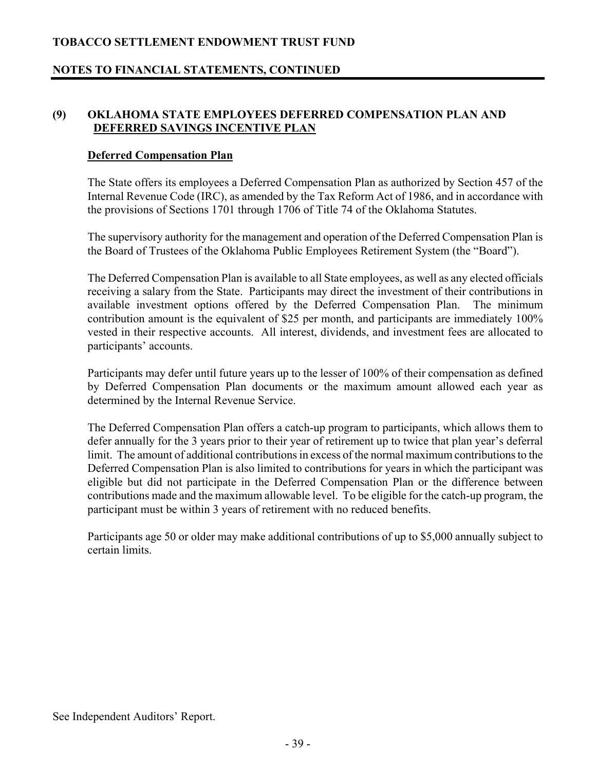## (9) OKLAHOMA STATE EMPLOYEES DEFERRED COMPENSATION PLAN AND DEFERRED SAVINGS INCENTIVE PLAN

### Deferred Compensation Plan

The State offers its employees a Deferred Compensation Plan as authorized by Section 457 of the Internal Revenue Code (IRC), as amended by the Tax Reform Act of 1986, and in accordance with the provisions of Sections 1701 through 1706 of Title 74 of the Oklahoma Statutes.

The supervisory authority for the management and operation of the Deferred Compensation Plan is the Board of Trustees of the Oklahoma Public Employees Retirement System (the "Board").

The Deferred Compensation Plan is available to all State employees, as well as any elected officials receiving a salary from the State. Participants may direct the investment of their contributions in available investment options offered by the Deferred Compensation Plan. The minimum contribution amount is the equivalent of $25 per month, and participants are immediately 100% vested in their respective accounts. All interest, dividends, and investment fees are allocated to participants' accounts.

Participants may defer until future years up to the lesser of 100% of their compensation as defined by Deferred Compensation Plan documents or the maximum amount allowed each year as determined by the Internal Revenue Service.

The Deferred Compensation Plan offers a catch-up program to participants, which allows them to defer annually for the 3 years prior to their year of retirement up to twice that plan year's deferral limit. The amount of additional contributions in excess of the normal maximum contributions to the Deferred Compensation Plan is also limited to contributions for years in which the participant was eligible but did not participate in the Deferred Compensation Plan or the difference between contributions made and the maximum allowable level. To be eligible for the catch-up program, the participant must be within 3 years of retirement with no reduced benefits.

Participants age 50 or older may make additional contributions of up to $5,000 annually subject to certain limits.

See Independent Auditors' Report.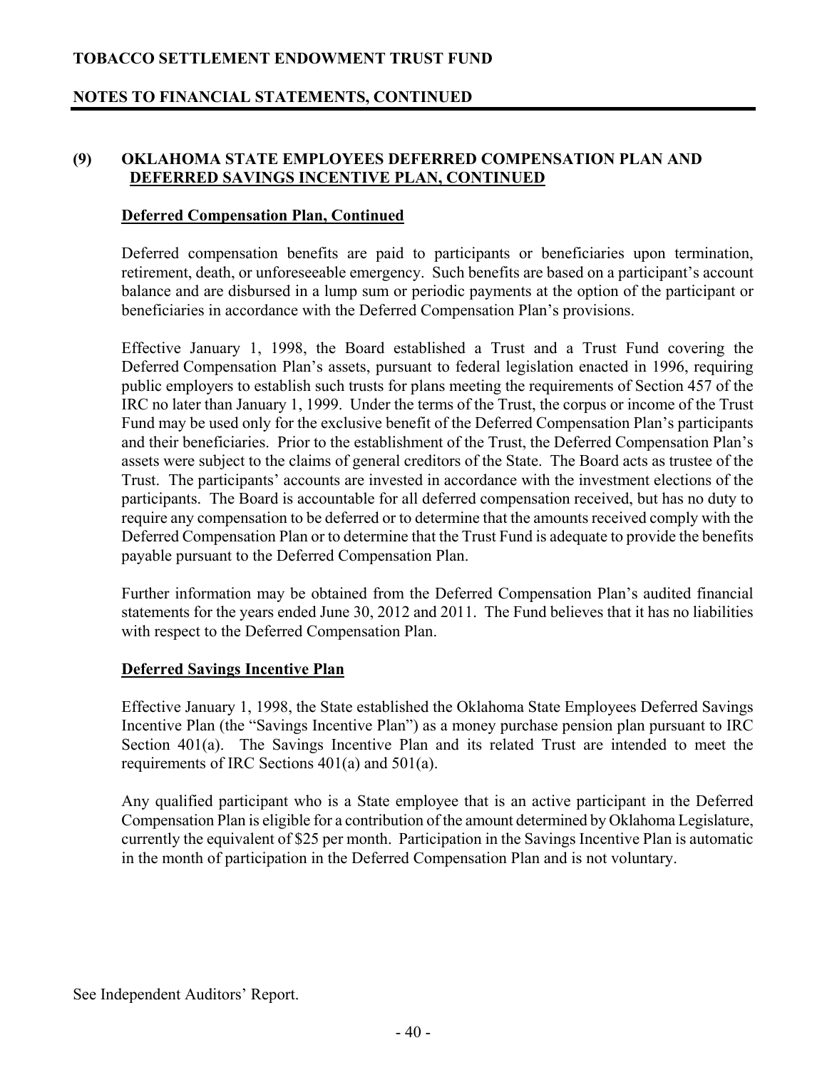## (9) OKLAHOMA STATE EMPLOYEES DEFERRED COMPENSATION PLAN AND DEFERRED SAVINGS INCENTIVE PLAN, CONTINUED

### Deferred Compensation Plan, Continued

Deferred compensation benefits are paid to participants or beneficiaries upon termination, retirement, death, or unforeseeable emergency. Such benefits are based on a participant's account balance and are disbursed in a lump sum or periodic payments at the option of the participant or beneficiaries in accordance with the Deferred Compensation Plan's provisions.

Effective January 1, 1998, the Board established a Trust and a Trust Fund covering the Deferred Compensation Plan's assets, pursuant to federal legislation enacted in 1996, requiring public employers to establish such trusts for plans meeting the requirements of Section 457 of the IRC no later than January 1, 1999. Under the terms of the Trust, the corpus or income of the Trust Fund may be used only for the exclusive benefit of the Deferred Compensation Plan's participants and their beneficiaries. Prior to the establishment of the Trust, the Deferred Compensation Plan's assets were subject to the claims of general creditors of the State. The Board acts as trustee of the Trust. The participants' accounts are invested in accordance with the investment elections of the participants. The Board is accountable for all deferred compensation received, but has no duty to require any compensation to be deferred or to determine that the amounts received comply with the Deferred Compensation Plan or to determine that the Trust Fund is adequate to provide the benefits payable pursuant to the Deferred Compensation Plan.

Further information may be obtained from the Deferred Compensation Plan's audited financial statements for the years ended June 30, 2012 and 2011. The Fund believes that it has no liabilities with respect to the Deferred Compensation Plan.

### Deferred Savings Incentive Plan

Effective January 1, 1998, the State established the Oklahoma State Employees Deferred Savings Incentive Plan (the "Savings Incentive Plan") as a money purchase pension plan pursuant to IRC Section 401(a). The Savings Incentive Plan and its related Trust are intended to meet the requirements of IRC Sections 401(a) and 501(a).

Any qualified participant who is a State employee that is an active participant in the Deferred Compensation Plan is eligible for a contribution of the amount determined by Oklahoma Legislature, currently the equivalent of $25 per month. Participation in the Savings Incentive Plan is automatic in the month of participation in the Deferred Compensation Plan and is not voluntary.

See Independent Auditors' Report.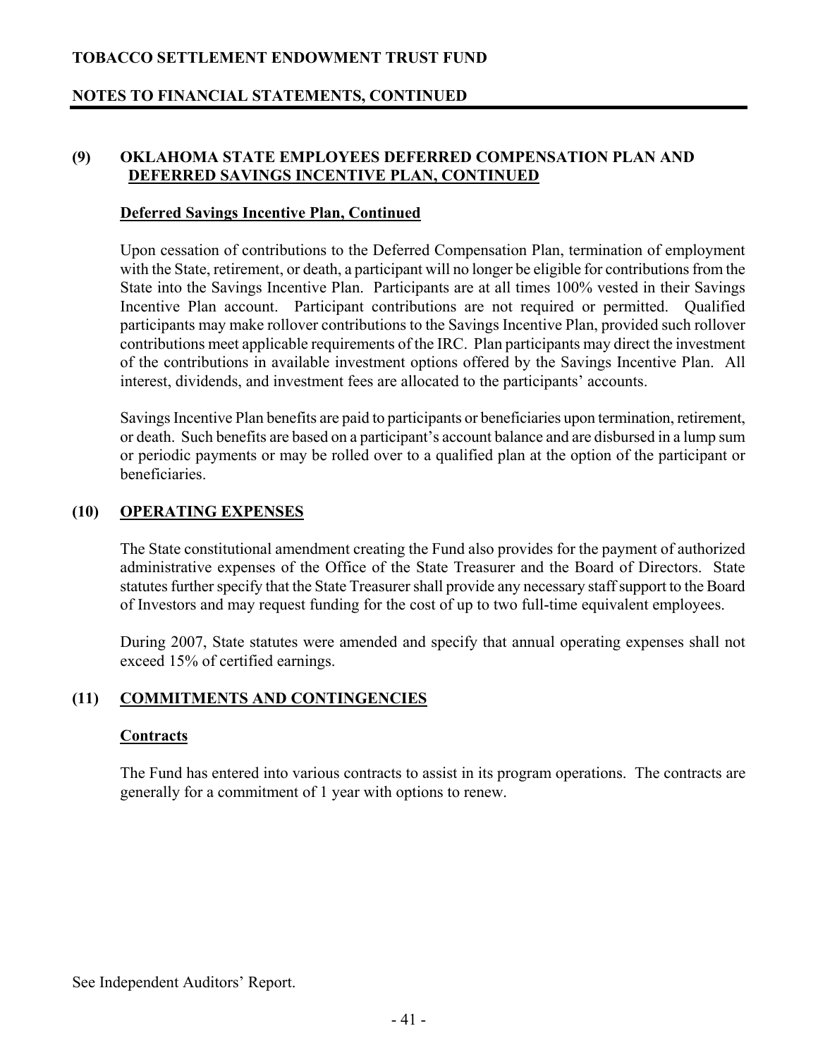## (9) OKLAHOMA STATE EMPLOYEES DEFERRED COMPENSATION PLAN AND DEFERRED SAVINGS INCENTIVE PLAN, CONTINUED

### Deferred Savings Incentive Plan, Continued

Upon cessation of contributions to the Deferred Compensation Plan, termination of employment with the State, retirement, or death, a participant will no longer be eligible for contributions from the State into the Savings Incentive Plan. Participants are at all times 100% vested in their Savings Incentive Plan account. Participant contributions are not required or permitted. Qualified participants may make rollover contributions to the Savings Incentive Plan, provided such rollover contributions meet applicable requirements of the IRC. Plan participants may direct the investment of the contributions in available investment options offered by the Savings Incentive Plan. All interest, dividends, and investment fees are allocated to the participants' accounts.

Savings Incentive Plan benefits are paid to participants or beneficiaries upon termination, retirement, or death. Such benefits are based on a participant's account balance and are disbursed in a lump sum or periodic payments or may be rolled over to a qualified plan at the option of the participant or beneficiaries.

## (10) OPERATING EXPENSES

The State constitutional amendment creating the Fund also provides for the payment of authorized administrative expenses of the Office of the State Treasurer and the Board of Directors. State statutes further specify that the State Treasurer shall provide any necessary staff support to the Board of Investors and may request funding for the cost of up to two full-time equivalent employees.

During 2007, State statutes were amended and specify that annual operating expenses shall not exceed 15% of certified earnings.

## (11) COMMITMENTS AND CONTINGENCIES

### Contracts

The Fund has entered into various contracts to assist in its program operations. The contracts are generally for a commitment of 1 year with options to renew.

See Independent Auditors' Report.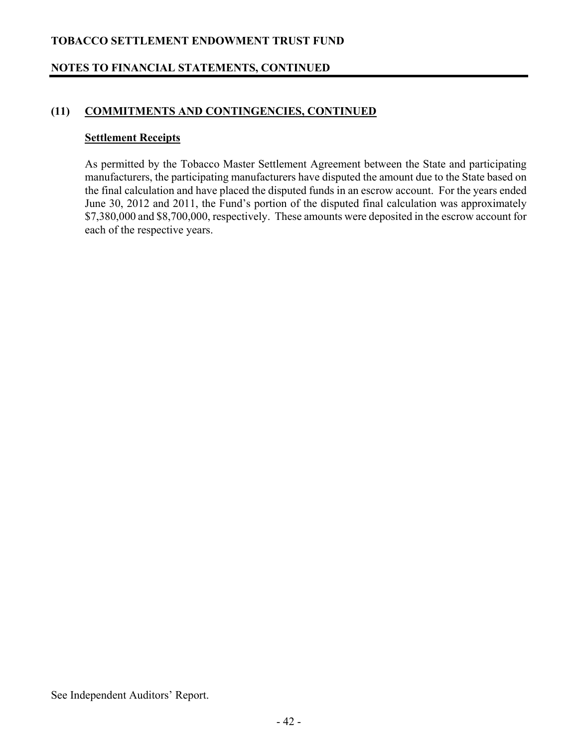## (11) COMMITMENTS AND CONTINGENCIES, CONTINUED

### Settlement Receipts

As permitted by the Tobacco Master Settlement Agreement between the State and participating manufacturers, the participating manufacturers have disputed the amount due to the State based on the final calculation and have placed the disputed funds in an escrow account. For the years ended June 30, 2012 and 2011, the Fund's portion of the disputed final calculation was approximately $7,380,000 and $8,700,000, respectively. These amounts were deposited in the escrow account for each of the respective years.

See Independent Auditors' Report.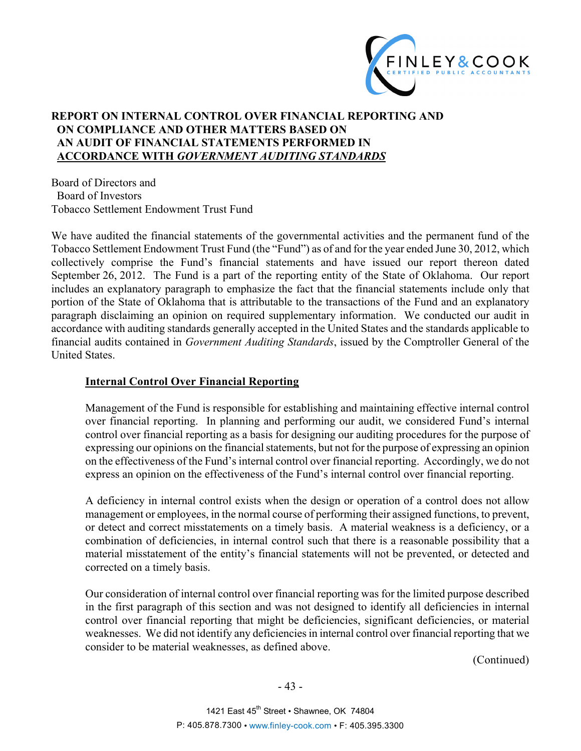# REPORT ON INTERNAL CONTROL OVER FINANCIAL REPORTING AND ON COMPLIANCE AND OTHER MATTERS BASED ON AN AUDIT OF FINANCIAL STATEMENTS PERFORMED IN ACCORDANCE WITH *GOVERNMENT AUDITING STANDARDS*

Board of Directors and
Board of Investors
Tobacco Settlement Endowment Trust Fund

We have audited the financial statements of the governmental activities and the permanent fund of the Tobacco Settlement Endowment Trust Fund (the "Fund") as of and for the year ended June 30, 2012, which collectively comprise the Fund's financial statements and have issued our report thereon dated September 26, 2012. The Fund is a part of the reporting entity of the State of Oklahoma. Our report includes an explanatory paragraph to emphasize the fact that the financial statements include only that portion of the State of Oklahoma that is attributable to the transactions of the Fund and an explanatory paragraph disclaiming an opinion on required supplementary information. We conducted our audit in accordance with auditing standards generally accepted in the United States and the standards applicable to financial audits contained in *Government Auditing Standards*, issued by the Comptroller General of the United States.

## Internal Control Over Financial Reporting

Management of the Fund is responsible for establishing and maintaining effective internal control over financial reporting. In planning and performing our audit, we considered Fund's internal control over financial reporting as a basis for designing our auditing procedures for the purpose of expressing our opinions on the financial statements, but not for the purpose of expressing an opinion on the effectiveness of the Fund's internal control over financial reporting. Accordingly, we do not express an opinion on the effectiveness of the Fund's internal control over financial reporting.

A deficiency in internal control exists when the design or operation of a control does not allow management or employees, in the normal course of performing their assigned functions, to prevent, or detect and correct misstatements on a timely basis. A material weakness is a deficiency, or a combination of deficiencies, in internal control such that there is a reasonable possibility that a material misstatement of the entity's financial statements will not be prevented, or detected and corrected on a timely basis.

Our consideration of internal control over financial reporting was for the limited purpose described in the first paragraph of this section and was not designed to identify all deficiencies in internal control over financial reporting that might be deficiencies, significant deficiencies, or material weaknesses. We did not identify any deficiencies in internal control over financial reporting that we consider to be material weaknesses, as defined above.

(Continued)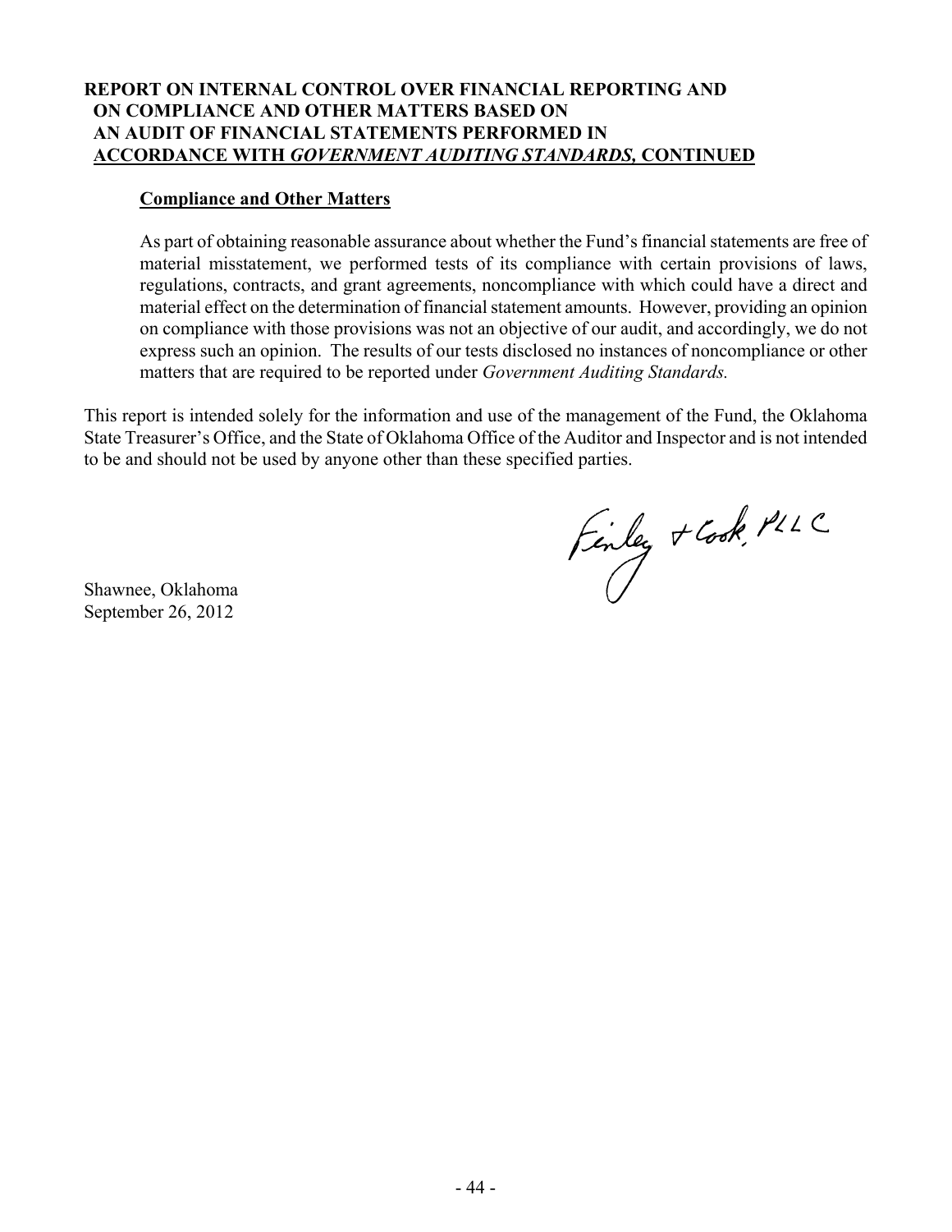**REPORT ON INTERNAL CONTROL OVER FINANCIAL REPORTING AND ON COMPLIANCE AND OTHER MATTERS BASED ON AN AUDIT OF FINANCIAL STATEMENTS PERFORMED IN ACCORDANCE WITH *GOVERNMENT AUDITING STANDARDS,* CONTINUED**

**Compliance and Other Matters**

As part of obtaining reasonable assurance about whether the Fund's financial statements are free of material misstatement, we performed tests of its compliance with certain provisions of laws, regulations, contracts, and grant agreements, noncompliance with which could have a direct and material effect on the determination of financial statement amounts. However, providing an opinion on compliance with those provisions was not an objective of our audit, and accordingly, we do not express such an opinion. The results of our tests disclosed no instances of noncompliance or other matters that are required to be reported under *Government Auditing Standards.*

This report is intended solely for the information and use of the management of the Fund, the Oklahoma State Treasurer's Office, and the State of Oklahoma Office of the Auditor and Inspector and is not intended to be and should not be used by anyone other than these specified parties.

Finley + Cook, PLLC

Shawnee, Oklahoma
September 26, 2012